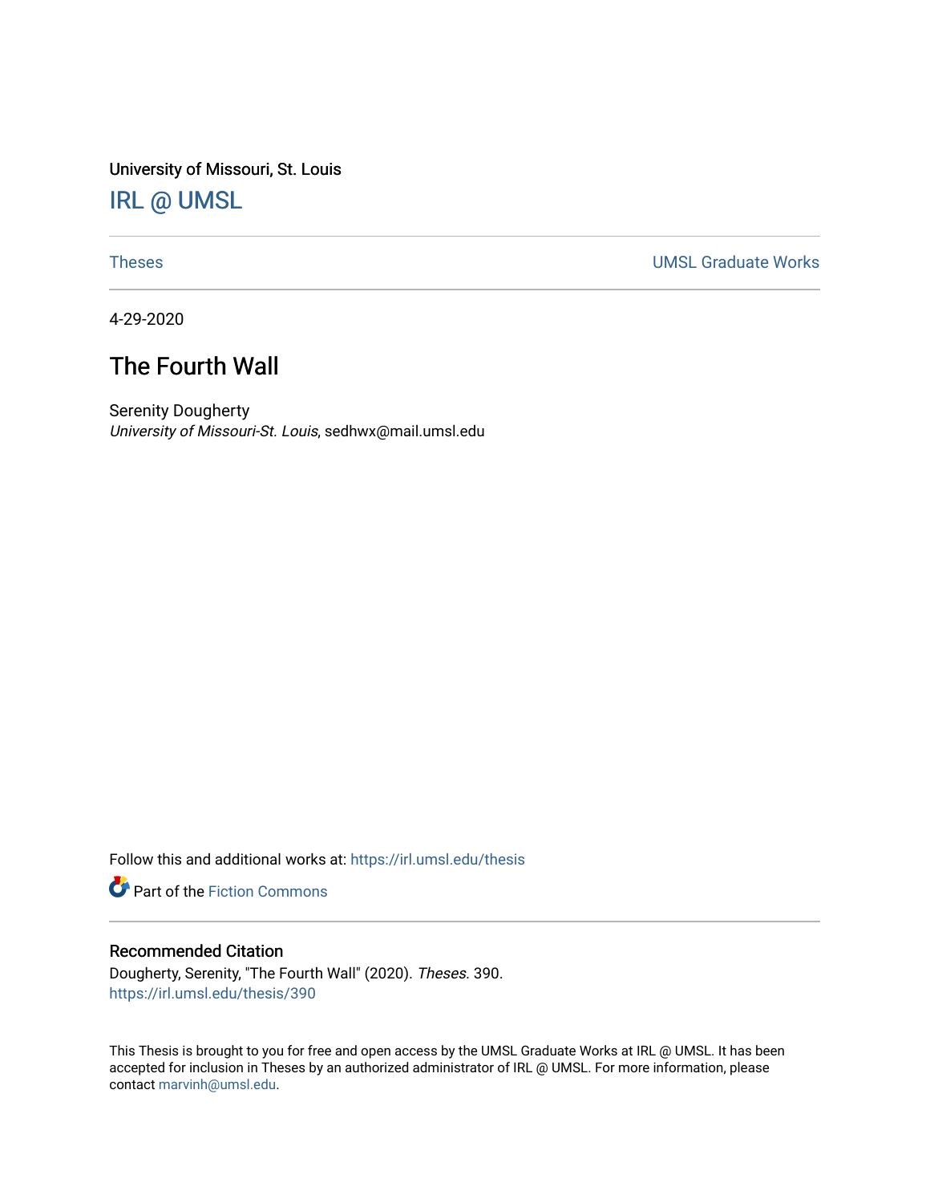University of Missouri, St. Louis

# IRL @ UMSL

Theses | UMSL Graduate Works

4-29-2020

## The Fourth Wall

Serenity Dougherty
*University of Missouri-St. Louis*, sedhwx@mail.umsl.edu

Follow this and additional works at: https://irl.umsl.edu/thesis

Part of the Fiction Commons

### Recommended Citation

Dougherty, Serenity, "The Fourth Wall" (2020). *Theses*. 390.
https://irl.umsl.edu/thesis/390

This Thesis is brought to you for free and open access by the UMSL Graduate Works at IRL @ UMSL. It has been accepted for inclusion in Theses by an authorized administrator of IRL @ UMSL. For more information, please contact marvinh@umsl.edu.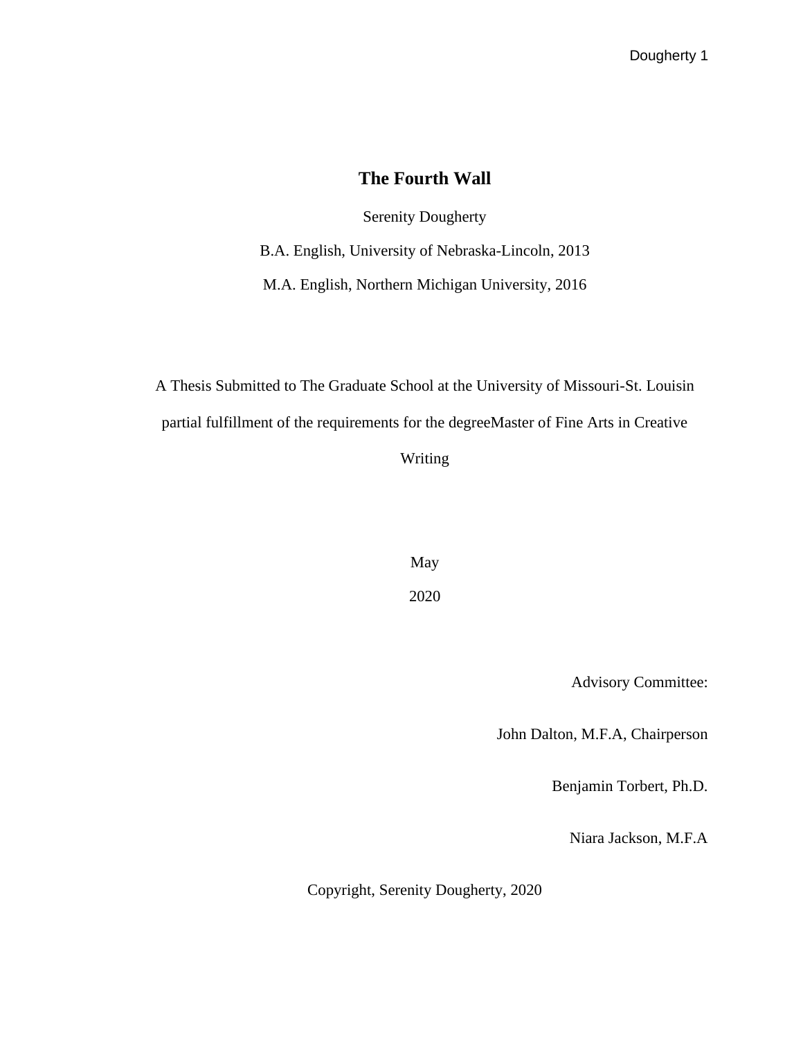# The Fourth Wall

Serenity Dougherty

B.A. English, University of Nebraska-Lincoln, 2013

M.A. English, Northern Michigan University, 2016

A Thesis Submitted to The Graduate School at the University of Missouri-St. Louisin partial fulfillment of the requirements for the degreeMaster of Fine Arts in Creative Writing

May

2020

Advisory Committee:

John Dalton, M.F.A, Chairperson

Benjamin Torbert, Ph.D.

Niara Jackson, M.F.A

Copyright, Serenity Dougherty, 2020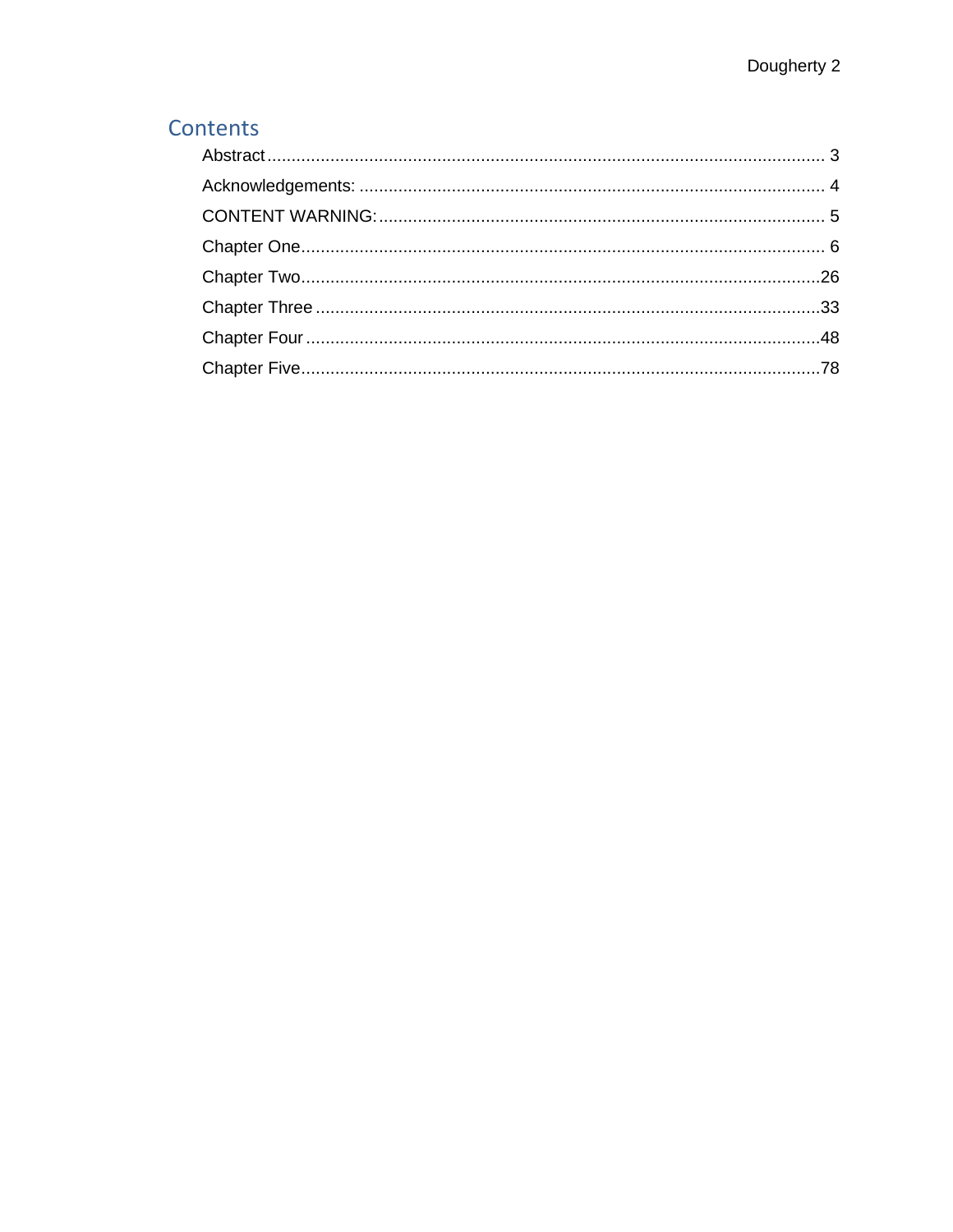# Contents

Abstract .................................................................................................................. 3

Acknowledgements: ............................................................................................... 4

CONTENT WARNING: ........................................................................................... 5

Chapter One ........................................................................................................... 6

Chapter Two ......................................................................................................... 26

Chapter Three ....................................................................................................... 33

Chapter Four ......................................................................................................... 48

Chapter Five .......................................................................................................... 78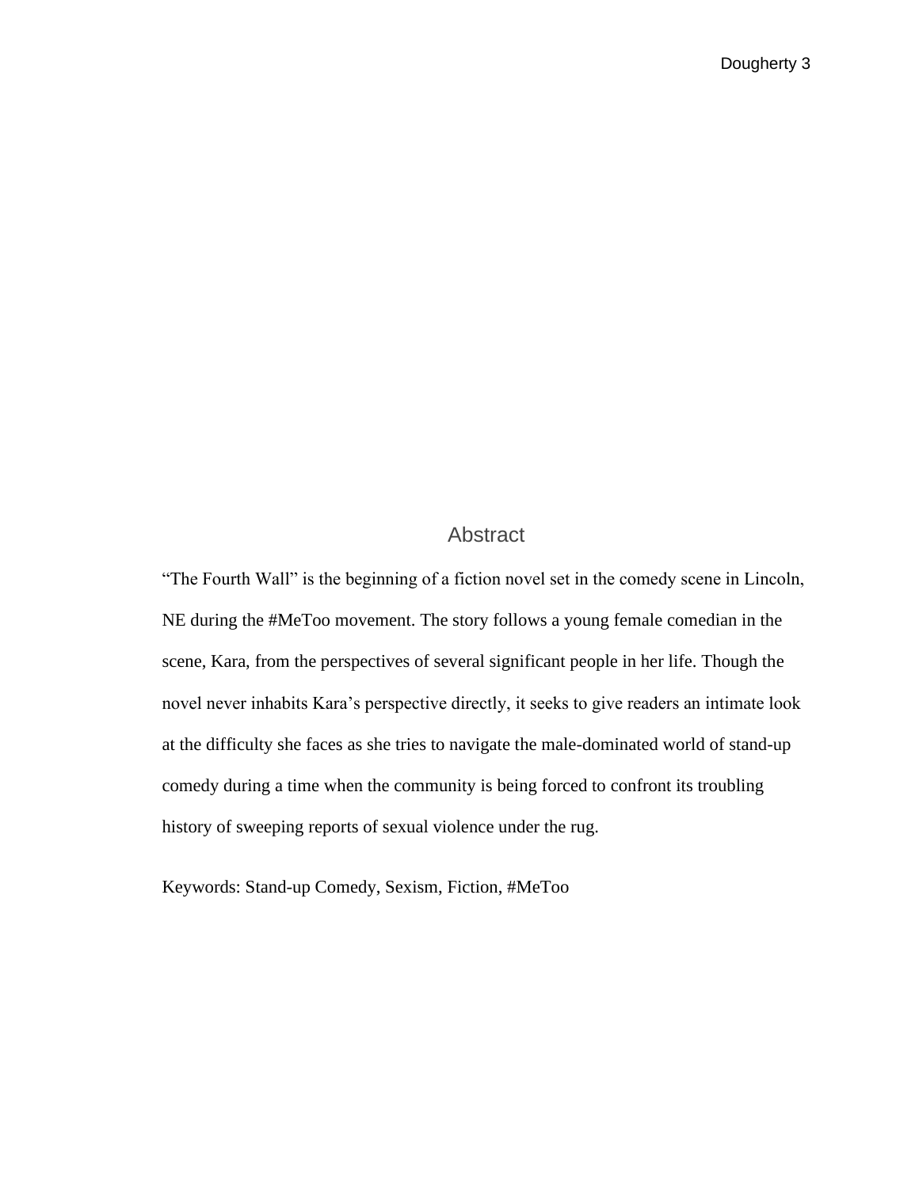# Abstract

"The Fourth Wall" is the beginning of a fiction novel set in the comedy scene in Lincoln, NE during the #MeToo movement. The story follows a young female comedian in the scene, Kara, from the perspectives of several significant people in her life. Though the novel never inhabits Kara's perspective directly, it seeks to give readers an intimate look at the difficulty she faces as she tries to navigate the male-dominated world of stand-up comedy during a time when the community is being forced to confront its troubling history of sweeping reports of sexual violence under the rug.

Keywords: Stand-up Comedy, Sexism, Fiction, #MeToo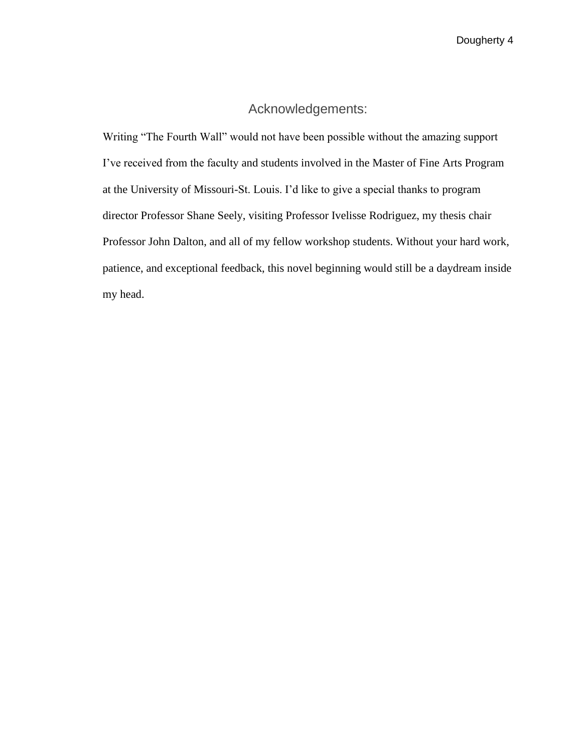## Acknowledgements:

Writing “The Fourth Wall” would not have been possible without the amazing support I’ve received from the faculty and students involved in the Master of Fine Arts Program at the University of Missouri-St. Louis. I’d like to give a special thanks to program director Professor Shane Seely, visiting Professor Ivelisse Rodriguez, my thesis chair Professor John Dalton, and all of my fellow workshop students. Without your hard work, patience, and exceptional feedback, this novel beginning would still be a daydream inside my head.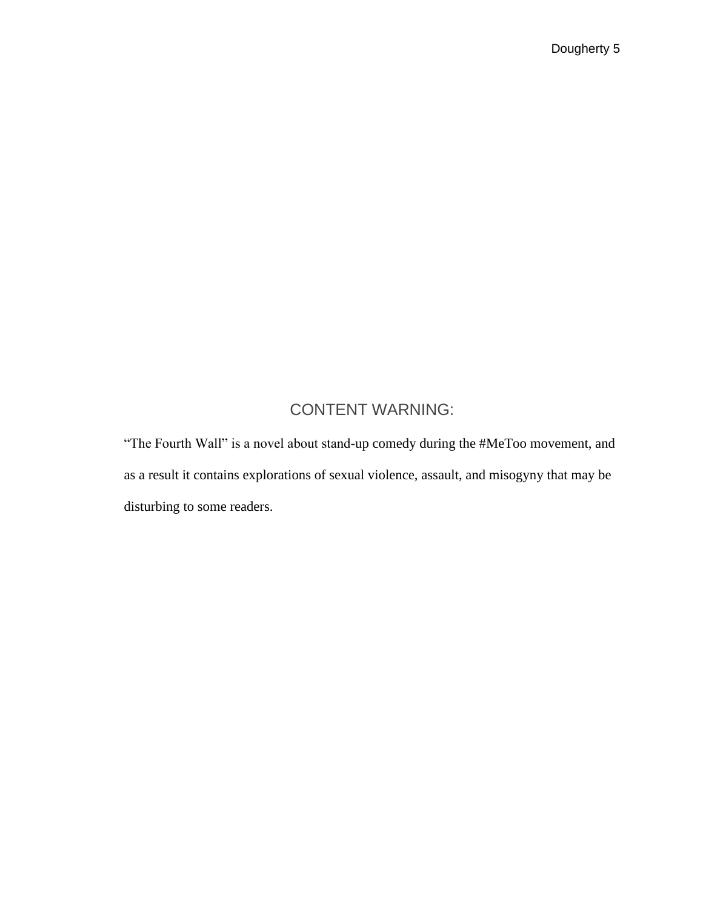## CONTENT WARNING:

"The Fourth Wall" is a novel about stand-up comedy during the #MeToo movement, and as a result it contains explorations of sexual violence, assault, and misogyny that may be disturbing to some readers.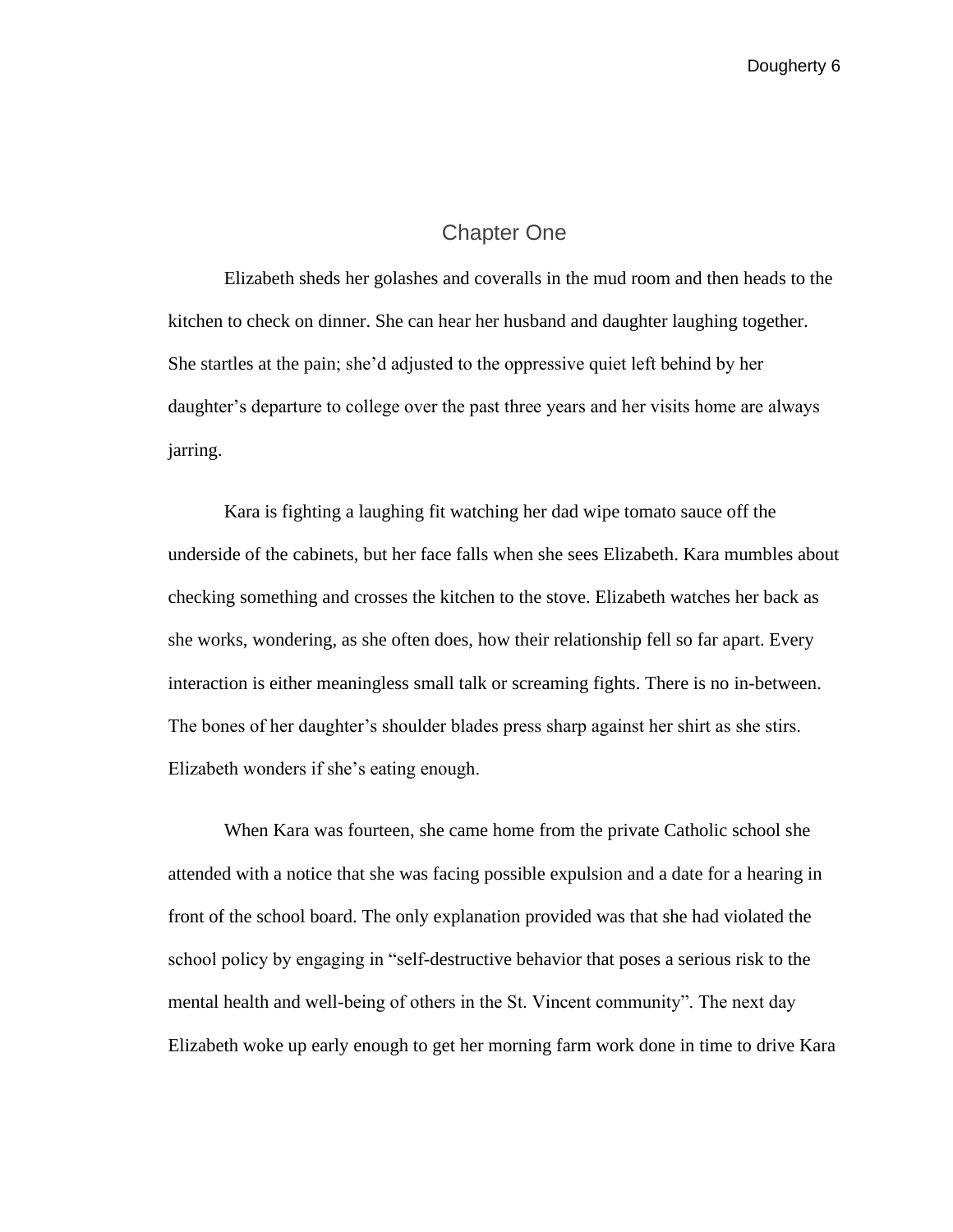# Chapter One

Elizabeth sheds her golashes and coveralls in the mud room and then heads to the kitchen to check on dinner. She can hear her husband and daughter laughing together. She startles at the pain; she'd adjusted to the oppressive quiet left behind by her daughter's departure to college over the past three years and her visits home are always jarring.

Kara is fighting a laughing fit watching her dad wipe tomato sauce off the underside of the cabinets, but her face falls when she sees Elizabeth. Kara mumbles about checking something and crosses the kitchen to the stove. Elizabeth watches her back as she works, wondering, as she often does, how their relationship fell so far apart. Every interaction is either meaningless small talk or screaming fights. There is no in-between. The bones of her daughter's shoulder blades press sharp against her shirt as she stirs. Elizabeth wonders if she's eating enough.

When Kara was fourteen, she came home from the private Catholic school she attended with a notice that she was facing possible expulsion and a date for a hearing in front of the school board. The only explanation provided was that she had violated the school policy by engaging in "self-destructive behavior that poses a serious risk to the mental health and well-being of others in the St. Vincent community". The next day Elizabeth woke up early enough to get her morning farm work done in time to drive Kara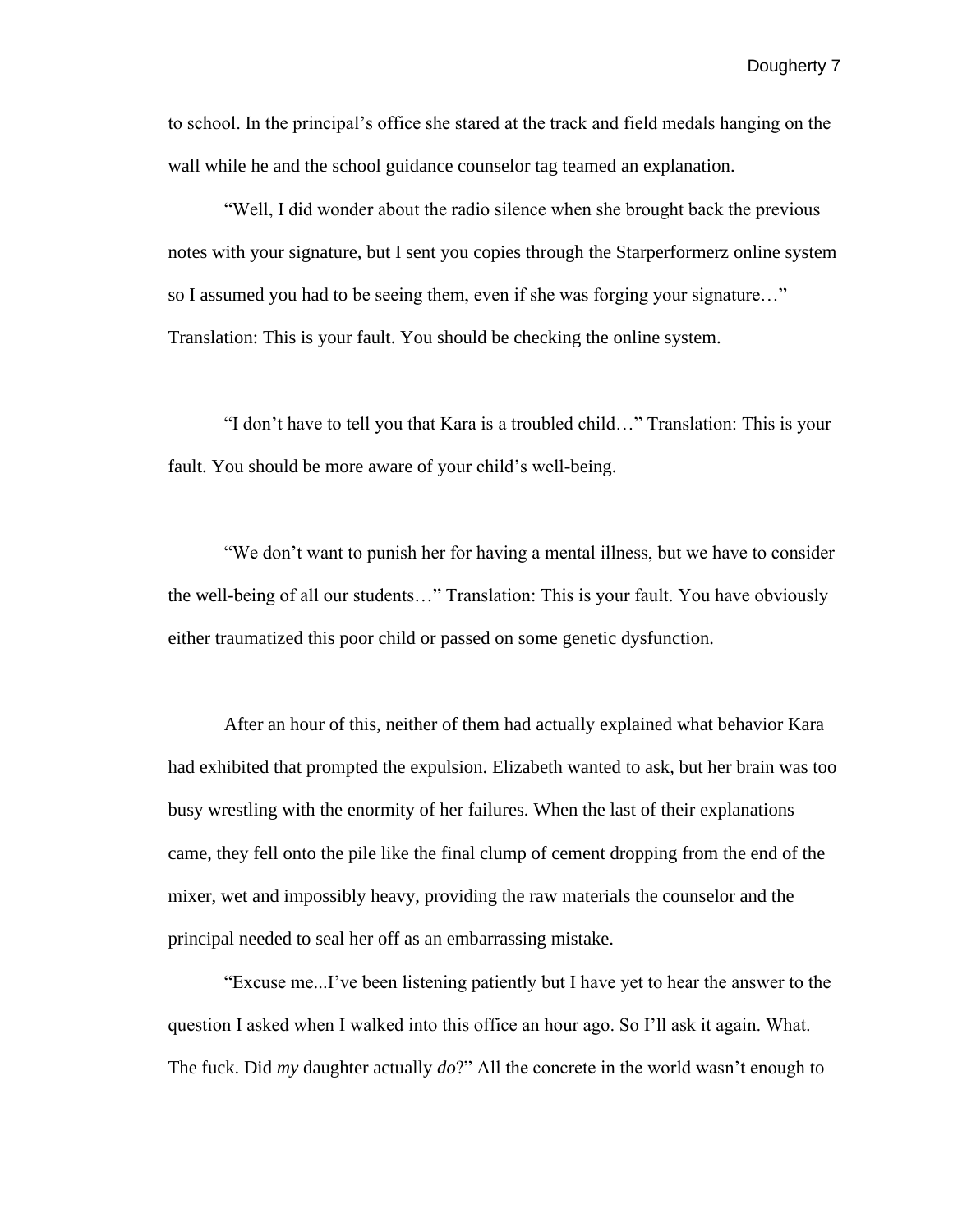to school. In the principal's office she stared at the track and field medals hanging on the wall while he and the school guidance counselor tag teamed an explanation.

"Well, I did wonder about the radio silence when she brought back the previous notes with your signature, but I sent you copies through the Starperformerz online system so I assumed you had to be seeing them, even if she was forging your signature…" Translation: This is your fault. You should be checking the online system.

"I don't have to tell you that Kara is a troubled child…" Translation: This is your fault. You should be more aware of your child's well-being.

"We don't want to punish her for having a mental illness, but we have to consider the well-being of all our students…" Translation: This is your fault. You have obviously either traumatized this poor child or passed on some genetic dysfunction.

After an hour of this, neither of them had actually explained what behavior Kara had exhibited that prompted the expulsion. Elizabeth wanted to ask, but her brain was too busy wrestling with the enormity of her failures. When the last of their explanations came, they fell onto the pile like the final clump of cement dropping from the end of the mixer, wet and impossibly heavy, providing the raw materials the counselor and the principal needed to seal her off as an embarrassing mistake.

"Excuse me...I've been listening patiently but I have yet to hear the answer to the question I asked when I walked into this office an hour ago. So I'll ask it again. What. The fuck. Did *my* daughter actually *do*?" All the concrete in the world wasn't enough to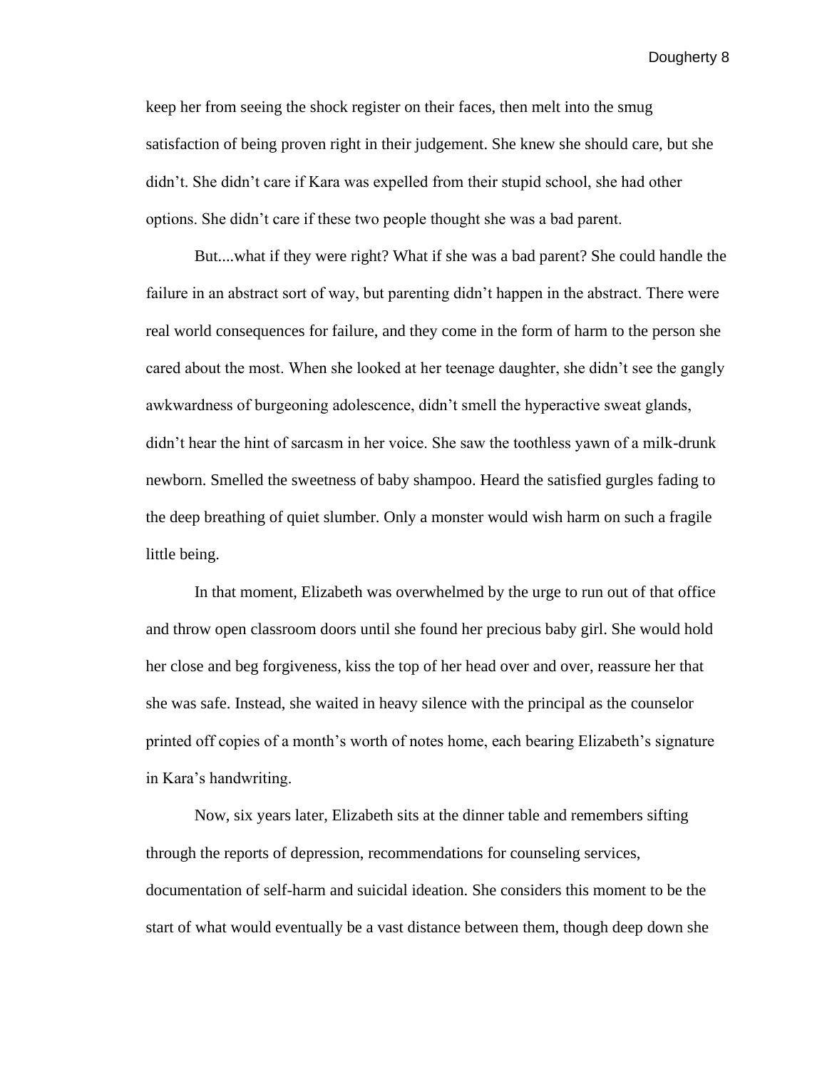keep her from seeing the shock register on their faces, then melt into the smug satisfaction of being proven right in their judgement. She knew she should care, but she didn't. She didn't care if Kara was expelled from their stupid school, she had other options. She didn't care if these two people thought she was a bad parent.

But....what if they were right? What if she was a bad parent? She could handle the failure in an abstract sort of way, but parenting didn't happen in the abstract. There were real world consequences for failure, and they come in the form of harm to the person she cared about the most. When she looked at her teenage daughter, she didn't see the gangly awkwardness of burgeoning adolescence, didn't smell the hyperactive sweat glands, didn't hear the hint of sarcasm in her voice. She saw the toothless yawn of a milk-drunk newborn. Smelled the sweetness of baby shampoo. Heard the satisfied gurgles fading to the deep breathing of quiet slumber. Only a monster would wish harm on such a fragile little being.

In that moment, Elizabeth was overwhelmed by the urge to run out of that office and throw open classroom doors until she found her precious baby girl. She would hold her close and beg forgiveness, kiss the top of her head over and over, reassure her that she was safe. Instead, she waited in heavy silence with the principal as the counselor printed off copies of a month's worth of notes home, each bearing Elizabeth's signature in Kara's handwriting.

Now, six years later, Elizabeth sits at the dinner table and remembers sifting through the reports of depression, recommendations for counseling services, documentation of self-harm and suicidal ideation. She considers this moment to be the start of what would eventually be a vast distance between them, though deep down she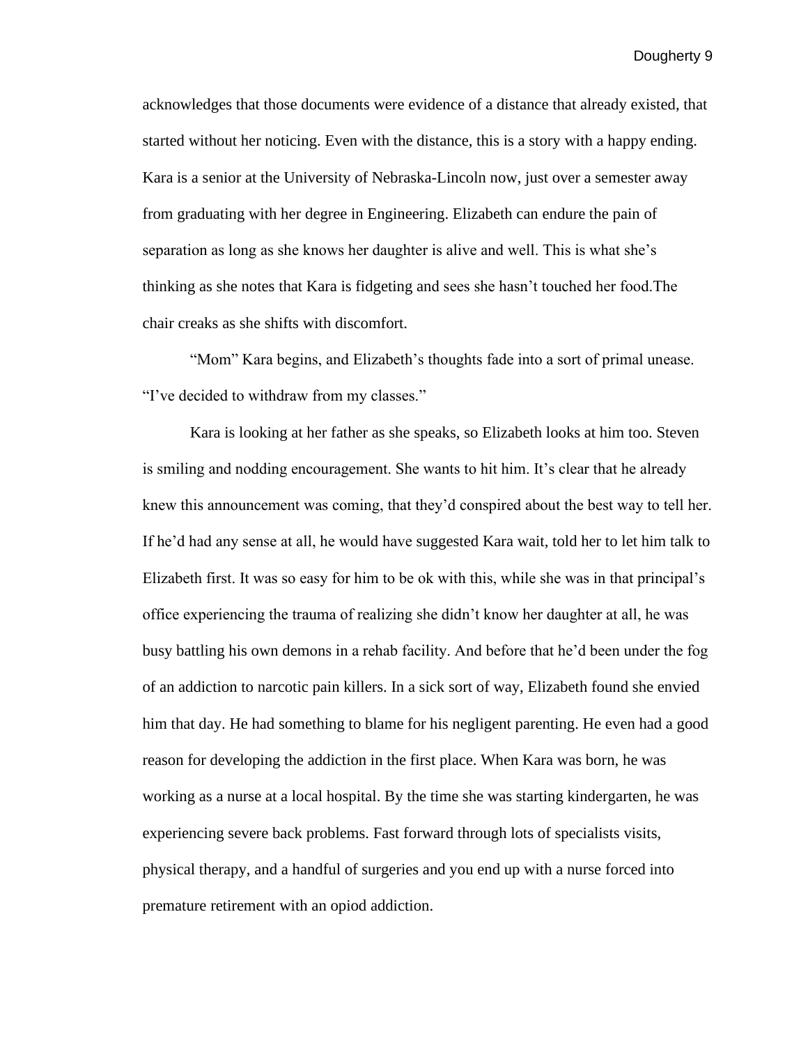acknowledges that those documents were evidence of a distance that already existed, that started without her noticing. Even with the distance, this is a story with a happy ending. Kara is a senior at the University of Nebraska-Lincoln now, just over a semester away from graduating with her degree in Engineering. Elizabeth can endure the pain of separation as long as she knows her daughter is alive and well. This is what she's thinking as she notes that Kara is fidgeting and sees she hasn't touched her food.The chair creaks as she shifts with discomfort.

"Mom" Kara begins, and Elizabeth's thoughts fade into a sort of primal unease. "I've decided to withdraw from my classes."

Kara is looking at her father as she speaks, so Elizabeth looks at him too. Steven is smiling and nodding encouragement. She wants to hit him. It's clear that he already knew this announcement was coming, that they'd conspired about the best way to tell her. If he'd had any sense at all, he would have suggested Kara wait, told her to let him talk to Elizabeth first. It was so easy for him to be ok with this, while she was in that principal's office experiencing the trauma of realizing she didn't know her daughter at all, he was busy battling his own demons in a rehab facility. And before that he'd been under the fog of an addiction to narcotic pain killers. In a sick sort of way, Elizabeth found she envied him that day. He had something to blame for his negligent parenting. He even had a good reason for developing the addiction in the first place. When Kara was born, he was working as a nurse at a local hospital. By the time she was starting kindergarten, he was experiencing severe back problems. Fast forward through lots of specialists visits, physical therapy, and a handful of surgeries and you end up with a nurse forced into premature retirement with an opiod addiction.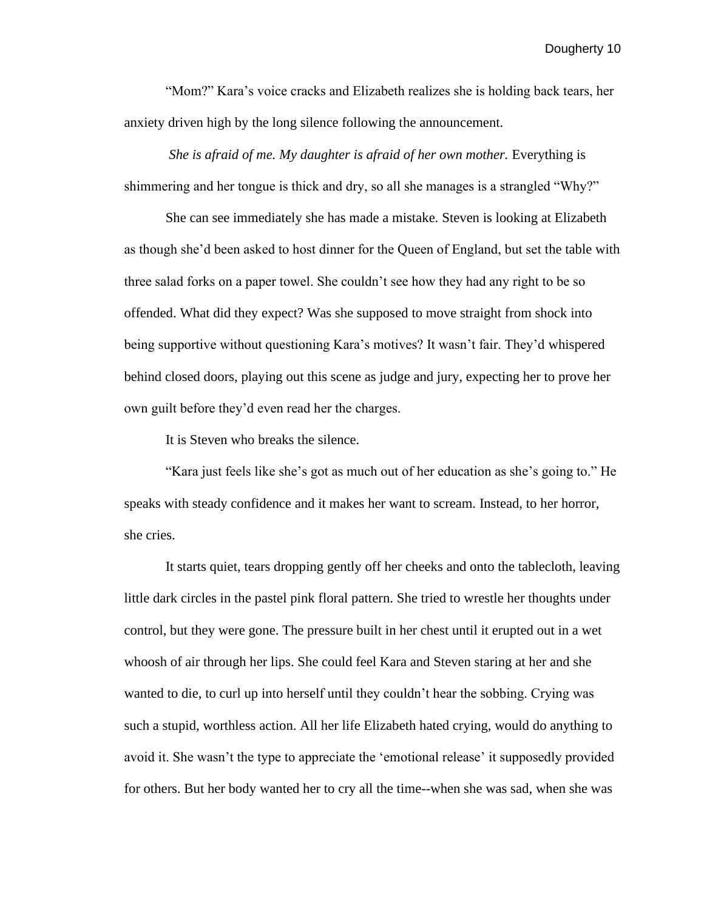"Mom?" Kara's voice cracks and Elizabeth realizes she is holding back tears, her anxiety driven high by the long silence following the announcement.

*She is afraid of me. My daughter is afraid of her own mother.* Everything is shimmering and her tongue is thick and dry, so all she manages is a strangled "Why?"

She can see immediately she has made a mistake. Steven is looking at Elizabeth as though she'd been asked to host dinner for the Queen of England, but set the table with three salad forks on a paper towel. She couldn't see how they had any right to be so offended. What did they expect? Was she supposed to move straight from shock into being supportive without questioning Kara's motives? It wasn't fair. They'd whispered behind closed doors, playing out this scene as judge and jury, expecting her to prove her own guilt before they'd even read her the charges.

It is Steven who breaks the silence.

"Kara just feels like she's got as much out of her education as she's going to." He speaks with steady confidence and it makes her want to scream. Instead, to her horror, she cries.

It starts quiet, tears dropping gently off her cheeks and onto the tablecloth, leaving little dark circles in the pastel pink floral pattern. She tried to wrestle her thoughts under control, but they were gone. The pressure built in her chest until it erupted out in a wet whoosh of air through her lips. She could feel Kara and Steven staring at her and she wanted to die, to curl up into herself until they couldn't hear the sobbing. Crying was such a stupid, worthless action. All her life Elizabeth hated crying, would do anything to avoid it. She wasn't the type to appreciate the 'emotional release' it supposedly provided for others. But her body wanted her to cry all the time--when she was sad, when she was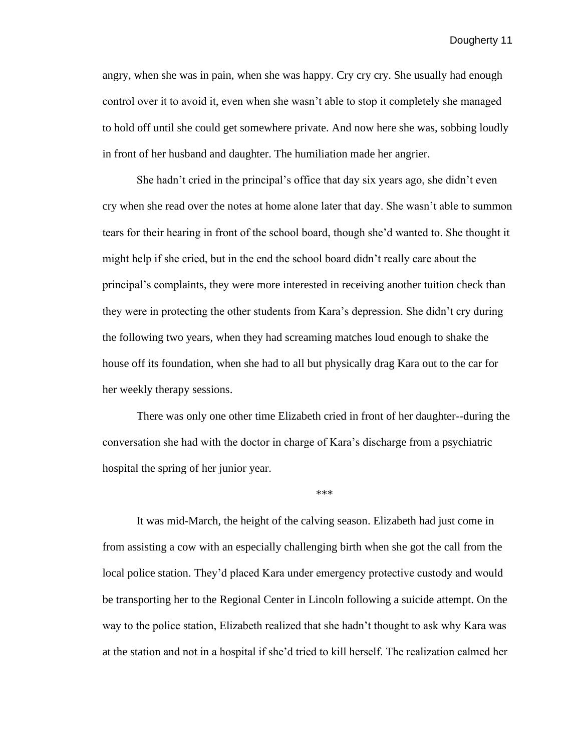angry, when she was in pain, when she was happy. Cry cry cry. She usually had enough control over it to avoid it, even when she wasn't able to stop it completely she managed to hold off until she could get somewhere private. And now here she was, sobbing loudly in front of her husband and daughter. The humiliation made her angrier.

She hadn't cried in the principal's office that day six years ago, she didn't even cry when she read over the notes at home alone later that day. She wasn't able to summon tears for their hearing in front of the school board, though she'd wanted to. She thought it might help if she cried, but in the end the school board didn't really care about the principal's complaints, they were more interested in receiving another tuition check than they were in protecting the other students from Kara's depression. She didn't cry during the following two years, when they had screaming matches loud enough to shake the house off its foundation, when she had to all but physically drag Kara out to the car for her weekly therapy sessions.

There was only one other time Elizabeth cried in front of her daughter--during the conversation she had with the doctor in charge of Kara's discharge from a psychiatric hospital the spring of her junior year.

***

It was mid-March, the height of the calving season. Elizabeth had just come in from assisting a cow with an especially challenging birth when she got the call from the local police station. They'd placed Kara under emergency protective custody and would be transporting her to the Regional Center in Lincoln following a suicide attempt. On the way to the police station, Elizabeth realized that she hadn't thought to ask why Kara was at the station and not in a hospital if she'd tried to kill herself. The realization calmed her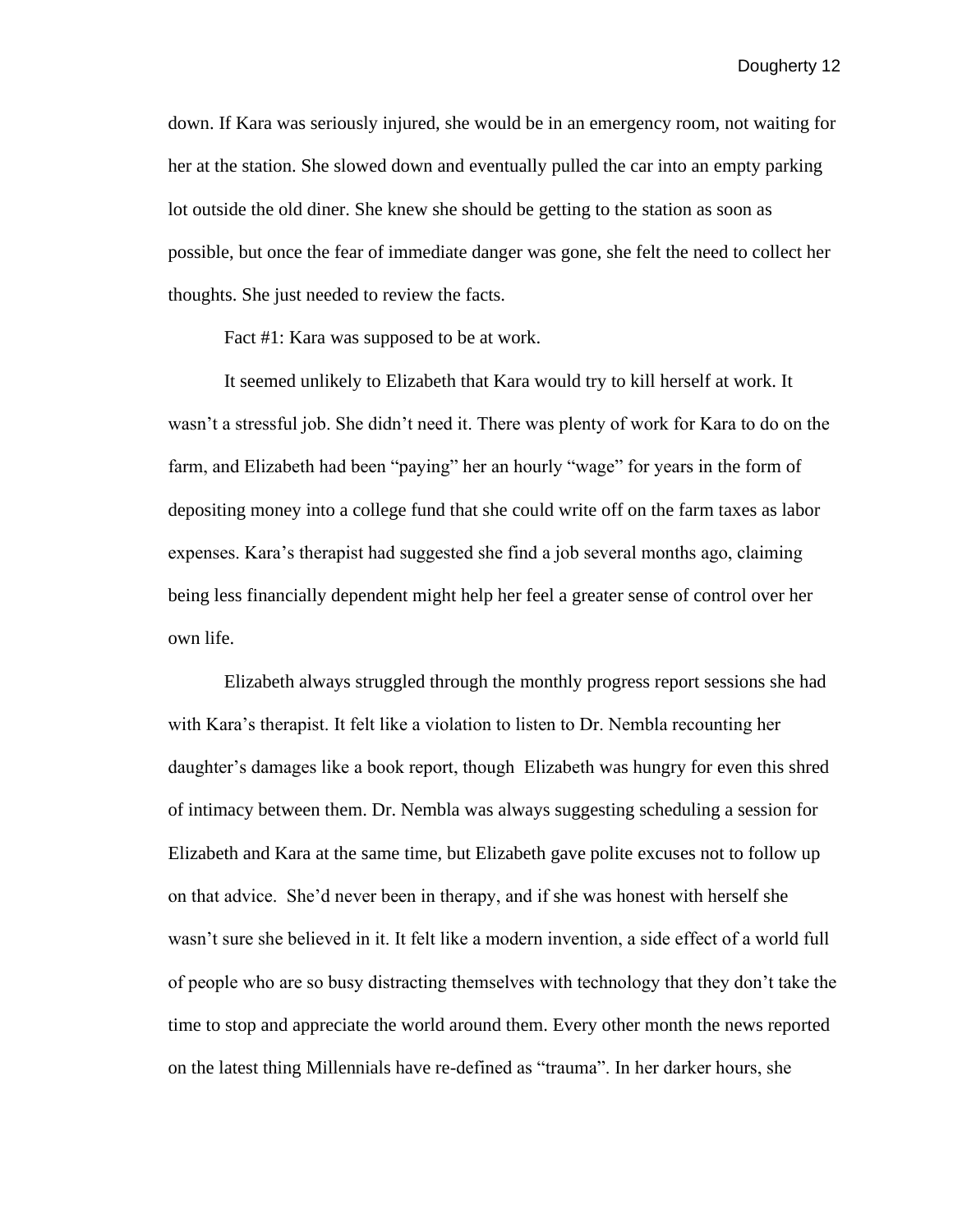down. If Kara was seriously injured, she would be in an emergency room, not waiting for her at the station. She slowed down and eventually pulled the car into an empty parking lot outside the old diner. She knew she should be getting to the station as soon as possible, but once the fear of immediate danger was gone, she felt the need to collect her thoughts. She just needed to review the facts.

Fact #1: Kara was supposed to be at work.

It seemed unlikely to Elizabeth that Kara would try to kill herself at work. It wasn't a stressful job. She didn't need it. There was plenty of work for Kara to do on the farm, and Elizabeth had been "paying" her an hourly "wage" for years in the form of depositing money into a college fund that she could write off on the farm taxes as labor expenses. Kara's therapist had suggested she find a job several months ago, claiming being less financially dependent might help her feel a greater sense of control over her own life.

Elizabeth always struggled through the monthly progress report sessions she had with Kara's therapist. It felt like a violation to listen to Dr. Nembla recounting her daughter's damages like a book report, though Elizabeth was hungry for even this shred of intimacy between them. Dr. Nembla was always suggesting scheduling a session for Elizabeth and Kara at the same time, but Elizabeth gave polite excuses not to follow up on that advice. She'd never been in therapy, and if she was honest with herself she wasn't sure she believed in it. It felt like a modern invention, a side effect of a world full of people who are so busy distracting themselves with technology that they don't take the time to stop and appreciate the world around them. Every other month the news reported on the latest thing Millennials have re-defined as "trauma". In her darker hours, she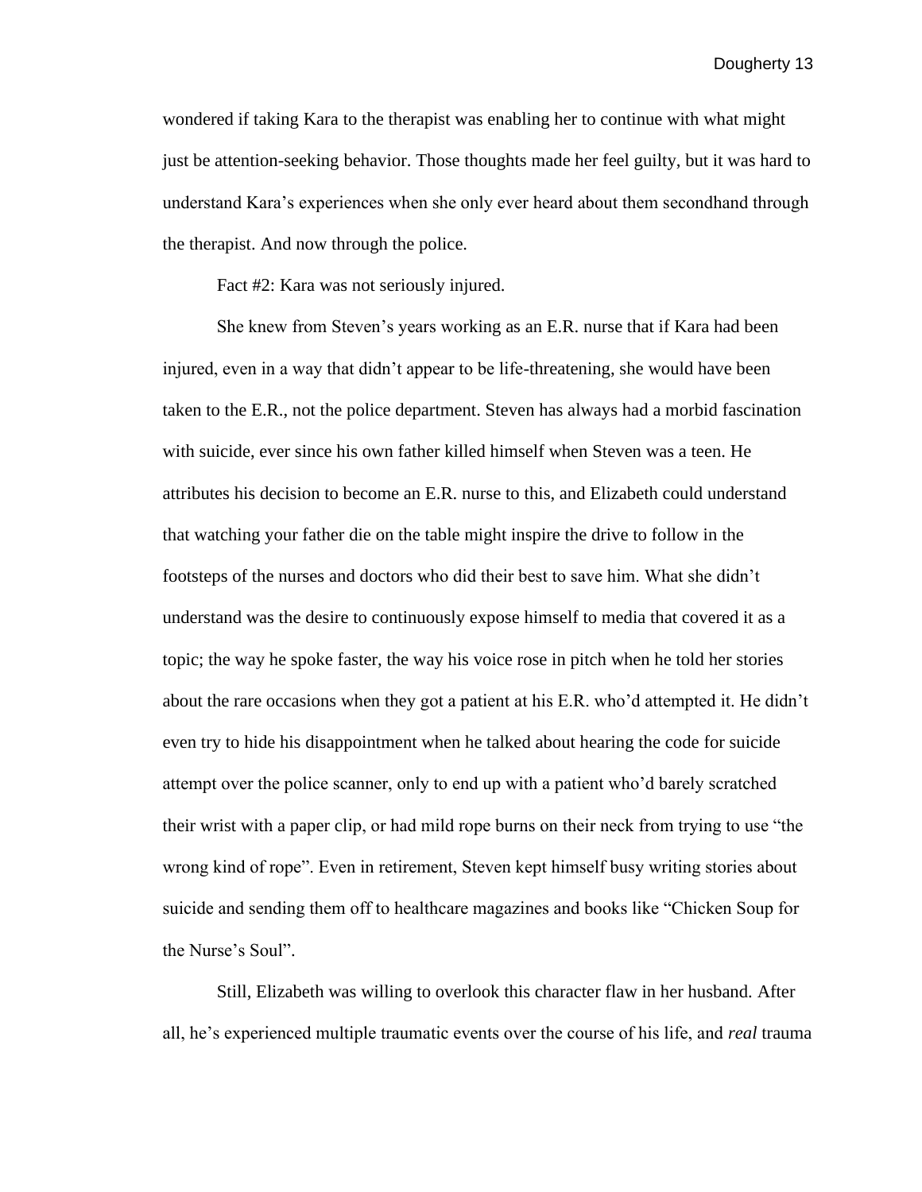wondered if taking Kara to the therapist was enabling her to continue with what might just be attention-seeking behavior. Those thoughts made her feel guilty, but it was hard to understand Kara's experiences when she only ever heard about them secondhand through the therapist. And now through the police.

Fact #2: Kara was not seriously injured.

She knew from Steven's years working as an E.R. nurse that if Kara had been injured, even in a way that didn't appear to be life-threatening, she would have been taken to the E.R., not the police department. Steven has always had a morbid fascination with suicide, ever since his own father killed himself when Steven was a teen. He attributes his decision to become an E.R. nurse to this, and Elizabeth could understand that watching your father die on the table might inspire the drive to follow in the footsteps of the nurses and doctors who did their best to save him. What she didn't understand was the desire to continuously expose himself to media that covered it as a topic; the way he spoke faster, the way his voice rose in pitch when he told her stories about the rare occasions when they got a patient at his E.R. who'd attempted it. He didn't even try to hide his disappointment when he talked about hearing the code for suicide attempt over the police scanner, only to end up with a patient who'd barely scratched their wrist with a paper clip, or had mild rope burns on their neck from trying to use "the wrong kind of rope". Even in retirement, Steven kept himself busy writing stories about suicide and sending them off to healthcare magazines and books like "Chicken Soup for the Nurse's Soul".

Still, Elizabeth was willing to overlook this character flaw in her husband. After all, he's experienced multiple traumatic events over the course of his life, and *real* trauma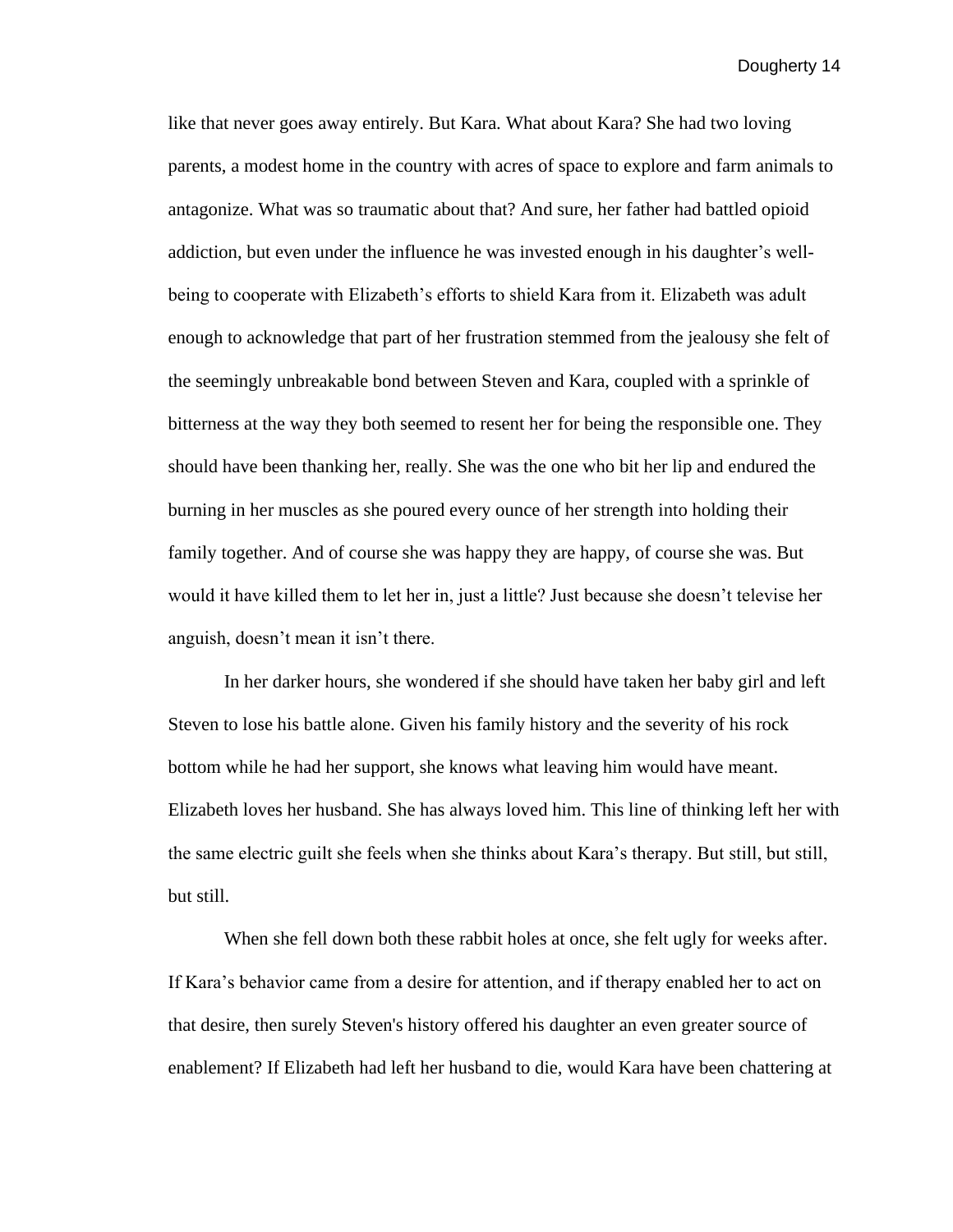like that never goes away entirely. But Kara. What about Kara? She had two loving parents, a modest home in the country with acres of space to explore and farm animals to antagonize. What was so traumatic about that? And sure, her father had battled opioid addiction, but even under the influence he was invested enough in his daughter's well-being to cooperate with Elizabeth's efforts to shield Kara from it. Elizabeth was adult enough to acknowledge that part of her frustration stemmed from the jealousy she felt of the seemingly unbreakable bond between Steven and Kara, coupled with a sprinkle of bitterness at the way they both seemed to resent her for being the responsible one. They should have been thanking her, really. She was the one who bit her lip and endured the burning in her muscles as she poured every ounce of her strength into holding their family together. And of course she was happy they are happy, of course she was. But would it have killed them to let her in, just a little? Just because she doesn't televise her anguish, doesn't mean it isn't there.

In her darker hours, she wondered if she should have taken her baby girl and left Steven to lose his battle alone. Given his family history and the severity of his rock bottom while he had her support, she knows what leaving him would have meant. Elizabeth loves her husband. She has always loved him. This line of thinking left her with the same electric guilt she feels when she thinks about Kara's therapy. But still, but still, but still.

When she fell down both these rabbit holes at once, she felt ugly for weeks after. If Kara's behavior came from a desire for attention, and if therapy enabled her to act on that desire, then surely Steven's history offered his daughter an even greater source of enablement? If Elizabeth had left her husband to die, would Kara have been chattering at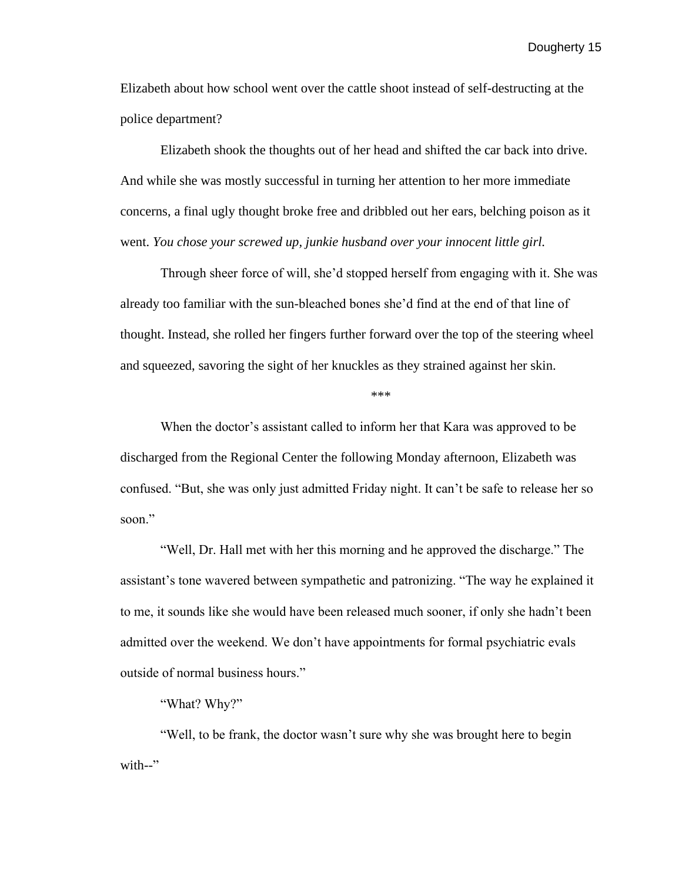Elizabeth about how school went over the cattle shoot instead of self-destructing at the police department?

Elizabeth shook the thoughts out of her head and shifted the car back into drive. And while she was mostly successful in turning her attention to her more immediate concerns, a final ugly thought broke free and dribbled out her ears, belching poison as it went. *You chose your screwed up, junkie husband over your innocent little girl.*

Through sheer force of will, she'd stopped herself from engaging with it. She was already too familiar with the sun-bleached bones she'd find at the end of that line of thought. Instead, she rolled her fingers further forward over the top of the steering wheel and squeezed, savoring the sight of her knuckles as they strained against her skin.

***

When the doctor's assistant called to inform her that Kara was approved to be discharged from the Regional Center the following Monday afternoon, Elizabeth was confused. "But, she was only just admitted Friday night. It can't be safe to release her so soon."

"Well, Dr. Hall met with her this morning and he approved the discharge." The assistant's tone wavered between sympathetic and patronizing. "The way he explained it to me, it sounds like she would have been released much sooner, if only she hadn't been admitted over the weekend. We don't have appointments for formal psychiatric evals outside of normal business hours."

"What? Why?"

"Well, to be frank, the doctor wasn't sure why she was brought here to begin with--"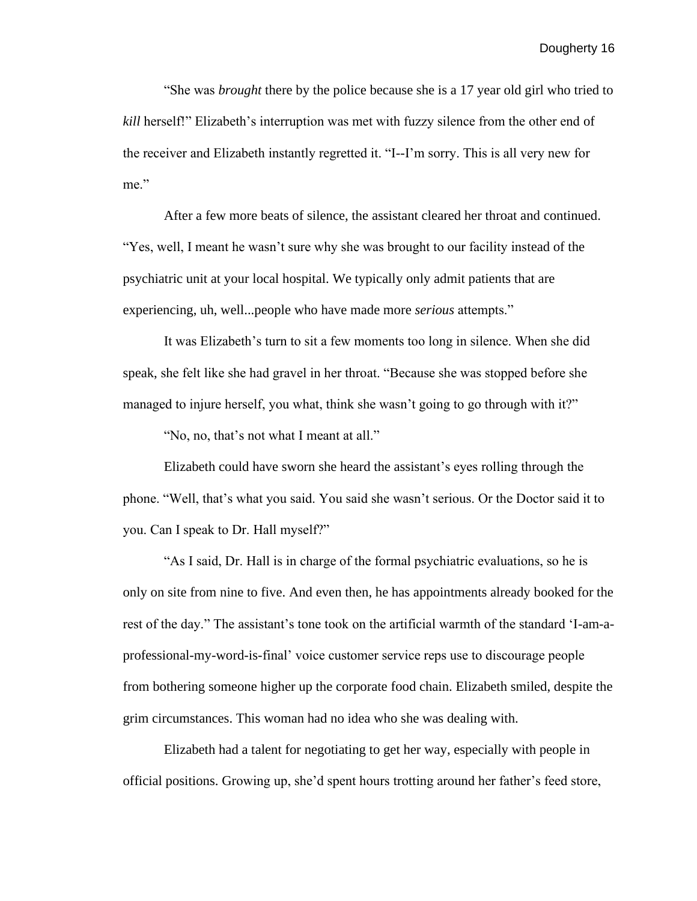"She was *brought* there by the police because she is a 17 year old girl who tried to *kill* herself!" Elizabeth's interruption was met with fuzzy silence from the other end of the receiver and Elizabeth instantly regretted it. "I--I'm sorry. This is all very new for me."

After a few more beats of silence, the assistant cleared her throat and continued. "Yes, well, I meant he wasn't sure why she was brought to our facility instead of the psychiatric unit at your local hospital. We typically only admit patients that are experiencing, uh, well...people who have made more *serious* attempts."

It was Elizabeth's turn to sit a few moments too long in silence. When she did speak, she felt like she had gravel in her throat. "Because she was stopped before she managed to injure herself, you what, think she wasn't going to go through with it?"

"No, no, that's not what I meant at all."

Elizabeth could have sworn she heard the assistant's eyes rolling through the phone. "Well, that's what you said. You said she wasn't serious. Or the Doctor said it to you. Can I speak to Dr. Hall myself?"

"As I said, Dr. Hall is in charge of the formal psychiatric evaluations, so he is only on site from nine to five. And even then, he has appointments already booked for the rest of the day." The assistant's tone took on the artificial warmth of the standard 'I-am-a-professional-my-word-is-final' voice customer service reps use to discourage people from bothering someone higher up the corporate food chain. Elizabeth smiled, despite the grim circumstances. This woman had no idea who she was dealing with.

Elizabeth had a talent for negotiating to get her way, especially with people in official positions. Growing up, she'd spent hours trotting around her father's feed store,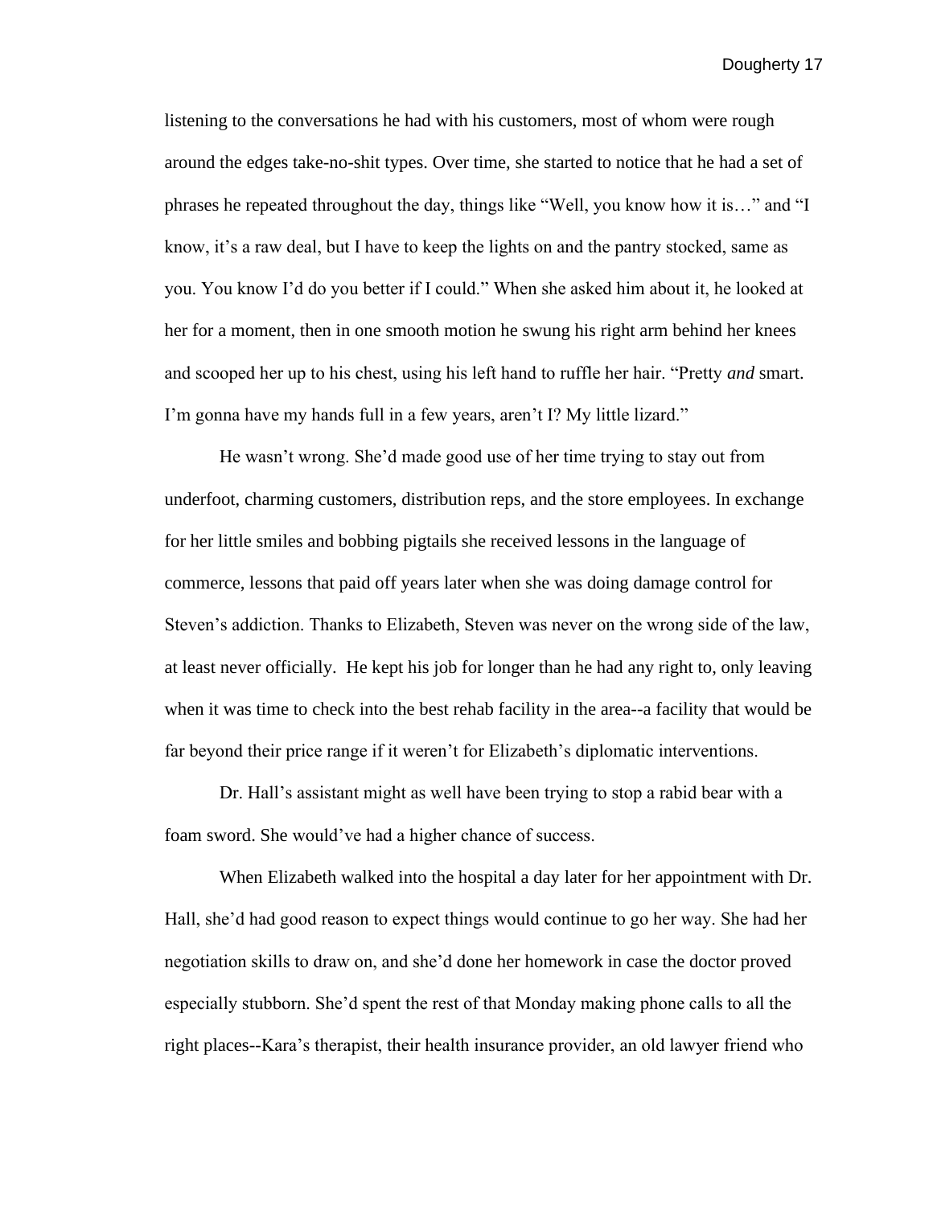listening to the conversations he had with his customers, most of whom were rough around the edges take-no-shit types. Over time, she started to notice that he had a set of phrases he repeated throughout the day, things like "Well, you know how it is…" and "I know, it's a raw deal, but I have to keep the lights on and the pantry stocked, same as you. You know I'd do you better if I could." When she asked him about it, he looked at her for a moment, then in one smooth motion he swung his right arm behind her knees and scooped her up to his chest, using his left hand to ruffle her hair. "Pretty *and* smart. I'm gonna have my hands full in a few years, aren't I? My little lizard."

He wasn't wrong. She'd made good use of her time trying to stay out from underfoot, charming customers, distribution reps, and the store employees. In exchange for her little smiles and bobbing pigtails she received lessons in the language of commerce, lessons that paid off years later when she was doing damage control for Steven's addiction. Thanks to Elizabeth, Steven was never on the wrong side of the law, at least never officially. He kept his job for longer than he had any right to, only leaving when it was time to check into the best rehab facility in the area--a facility that would be far beyond their price range if it weren't for Elizabeth's diplomatic interventions.

Dr. Hall's assistant might as well have been trying to stop a rabid bear with a foam sword. She would've had a higher chance of success.

When Elizabeth walked into the hospital a day later for her appointment with Dr. Hall, she'd had good reason to expect things would continue to go her way. She had her negotiation skills to draw on, and she'd done her homework in case the doctor proved especially stubborn. She'd spent the rest of that Monday making phone calls to all the right places--Kara's therapist, their health insurance provider, an old lawyer friend who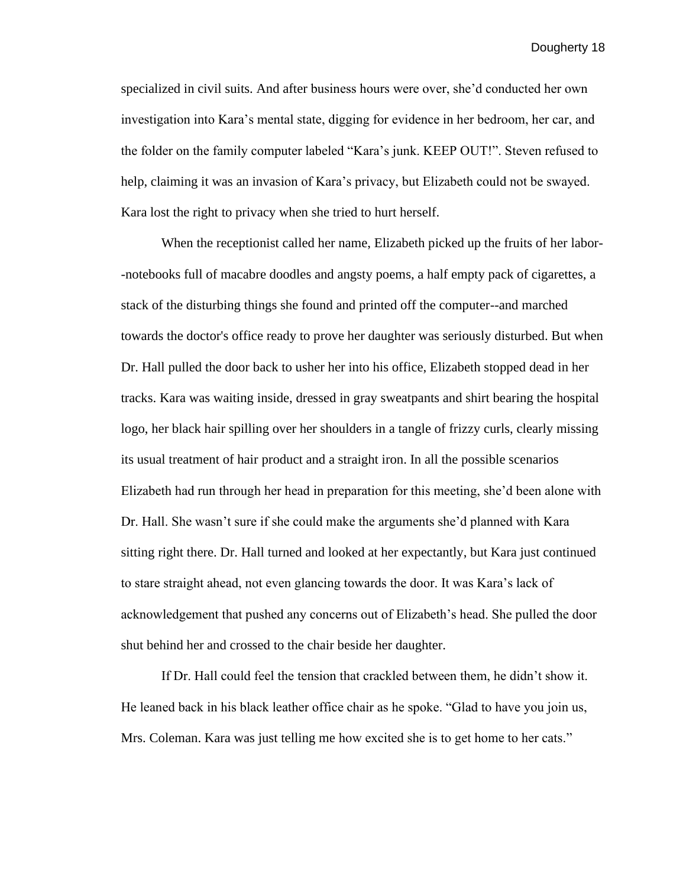specialized in civil suits. And after business hours were over, she'd conducted her own investigation into Kara's mental state, digging for evidence in her bedroom, her car, and the folder on the family computer labeled "Kara's junk. KEEP OUT!". Steven refused to help, claiming it was an invasion of Kara's privacy, but Elizabeth could not be swayed. Kara lost the right to privacy when she tried to hurt herself.

When the receptionist called her name, Elizabeth picked up the fruits of her labor--notebooks full of macabre doodles and angsty poems, a half empty pack of cigarettes, a stack of the disturbing things she found and printed off the computer--and marched towards the doctor's office ready to prove her daughter was seriously disturbed. But when Dr. Hall pulled the door back to usher her into his office, Elizabeth stopped dead in her tracks. Kara was waiting inside, dressed in gray sweatpants and shirt bearing the hospital logo, her black hair spilling over her shoulders in a tangle of frizzy curls, clearly missing its usual treatment of hair product and a straight iron. In all the possible scenarios Elizabeth had run through her head in preparation for this meeting, she'd been alone with Dr. Hall. She wasn't sure if she could make the arguments she'd planned with Kara sitting right there. Dr. Hall turned and looked at her expectantly, but Kara just continued to stare straight ahead, not even glancing towards the door. It was Kara's lack of acknowledgement that pushed any concerns out of Elizabeth's head. She pulled the door shut behind her and crossed to the chair beside her daughter.

If Dr. Hall could feel the tension that crackled between them, he didn't show it. He leaned back in his black leather office chair as he spoke. "Glad to have you join us, Mrs. Coleman. Kara was just telling me how excited she is to get home to her cats."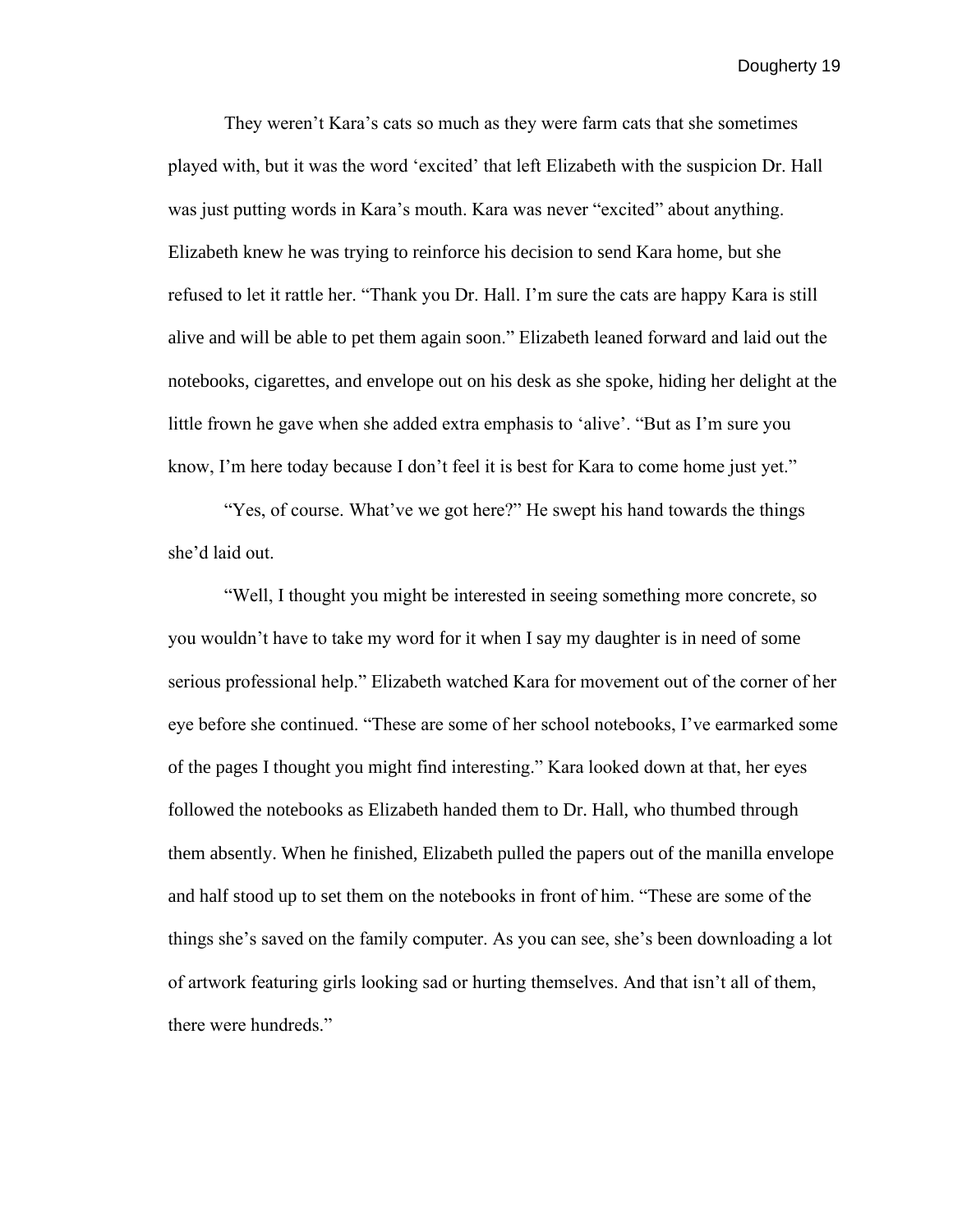They weren't Kara's cats so much as they were farm cats that she sometimes played with, but it was the word 'excited' that left Elizabeth with the suspicion Dr. Hall was just putting words in Kara's mouth. Kara was never "excited" about anything. Elizabeth knew he was trying to reinforce his decision to send Kara home, but she refused to let it rattle her. "Thank you Dr. Hall. I'm sure the cats are happy Kara is still alive and will be able to pet them again soon." Elizabeth leaned forward and laid out the notebooks, cigarettes, and envelope out on his desk as she spoke, hiding her delight at the little frown he gave when she added extra emphasis to 'alive'. "But as I'm sure you know, I'm here today because I don't feel it is best for Kara to come home just yet."

"Yes, of course. What've we got here?" He swept his hand towards the things she'd laid out.

"Well, I thought you might be interested in seeing something more concrete, so you wouldn't have to take my word for it when I say my daughter is in need of some serious professional help." Elizabeth watched Kara for movement out of the corner of her eye before she continued. "These are some of her school notebooks, I've earmarked some of the pages I thought you might find interesting." Kara looked down at that, her eyes followed the notebooks as Elizabeth handed them to Dr. Hall, who thumbed through them absently. When he finished, Elizabeth pulled the papers out of the manilla envelope and half stood up to set them on the notebooks in front of him. "These are some of the things she's saved on the family computer. As you can see, she's been downloading a lot of artwork featuring girls looking sad or hurting themselves. And that isn't all of them, there were hundreds."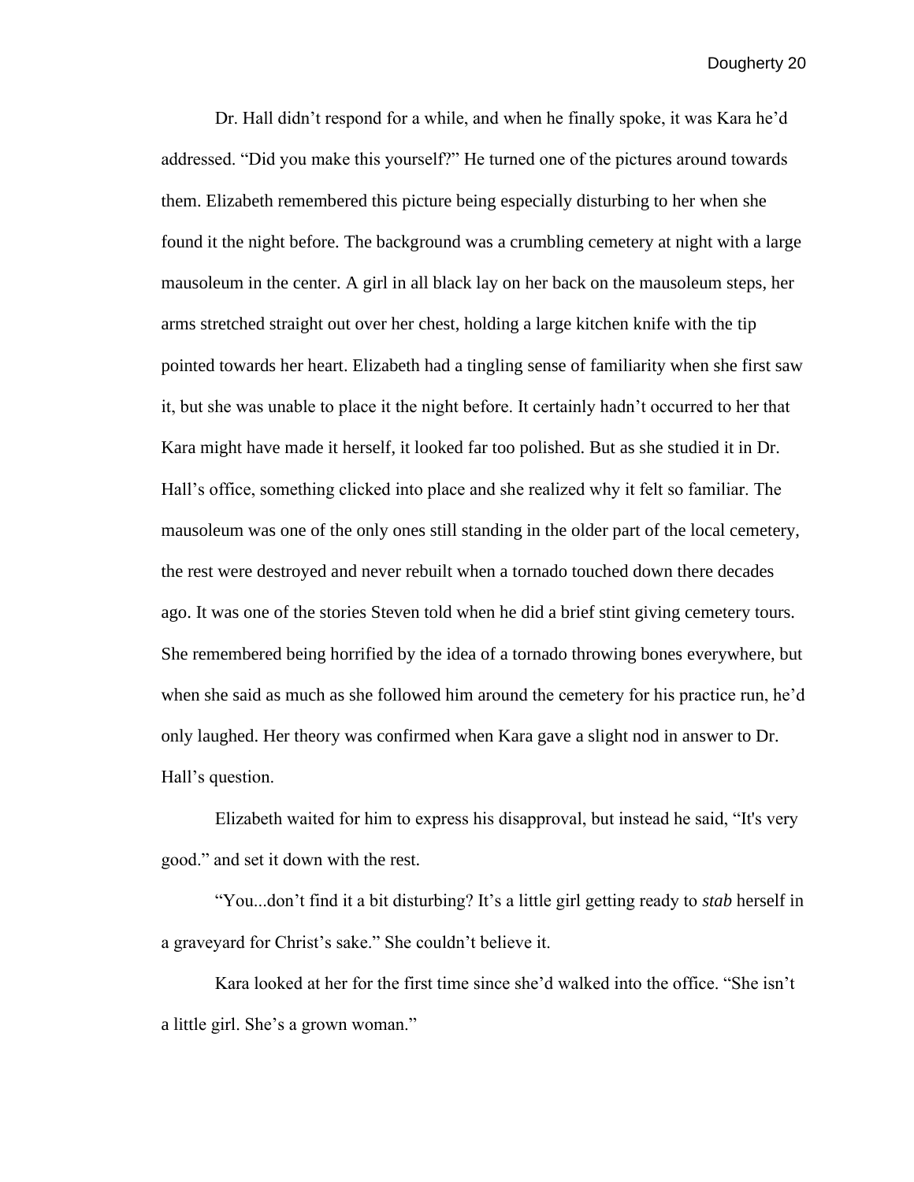Dr. Hall didn't respond for a while, and when he finally spoke, it was Kara he'd addressed. "Did you make this yourself?" He turned one of the pictures around towards them. Elizabeth remembered this picture being especially disturbing to her when she found it the night before. The background was a crumbling cemetery at night with a large mausoleum in the center. A girl in all black lay on her back on the mausoleum steps, her arms stretched straight out over her chest, holding a large kitchen knife with the tip pointed towards her heart. Elizabeth had a tingling sense of familiarity when she first saw it, but she was unable to place it the night before. It certainly hadn't occurred to her that Kara might have made it herself, it looked far too polished. But as she studied it in Dr. Hall's office, something clicked into place and she realized why it felt so familiar. The mausoleum was one of the only ones still standing in the older part of the local cemetery, the rest were destroyed and never rebuilt when a tornado touched down there decades ago. It was one of the stories Steven told when he did a brief stint giving cemetery tours. She remembered being horrified by the idea of a tornado throwing bones everywhere, but when she said as much as she followed him around the cemetery for his practice run, he'd only laughed. Her theory was confirmed when Kara gave a slight nod in answer to Dr. Hall's question.

Elizabeth waited for him to express his disapproval, but instead he said, "It's very good." and set it down with the rest.

"You...don't find it a bit disturbing? It's a little girl getting ready to *stab* herself in a graveyard for Christ's sake." She couldn't believe it.

Kara looked at her for the first time since she'd walked into the office. "She isn't a little girl. She's a grown woman."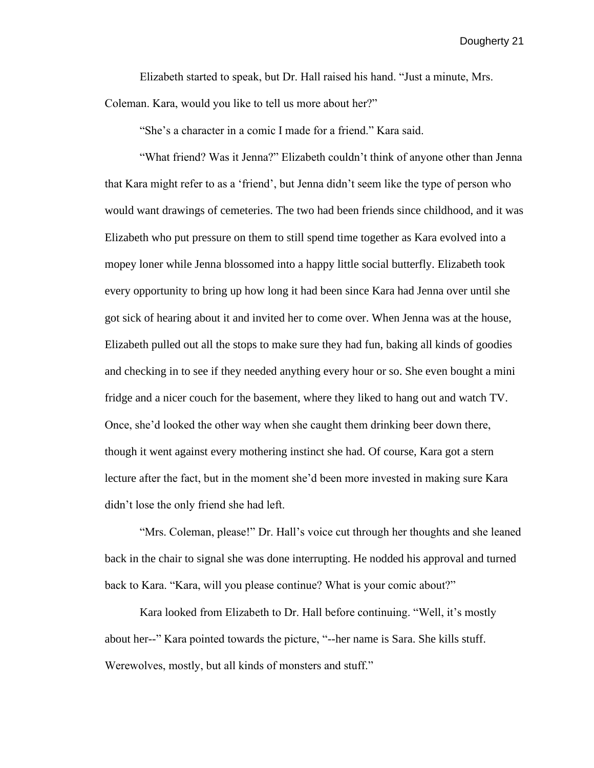Elizabeth started to speak, but Dr. Hall raised his hand. "Just a minute, Mrs. Coleman. Kara, would you like to tell us more about her?"

"She's a character in a comic I made for a friend." Kara said.

"What friend? Was it Jenna?" Elizabeth couldn't think of anyone other than Jenna that Kara might refer to as a 'friend', but Jenna didn't seem like the type of person who would want drawings of cemeteries. The two had been friends since childhood, and it was Elizabeth who put pressure on them to still spend time together as Kara evolved into a mopey loner while Jenna blossomed into a happy little social butterfly. Elizabeth took every opportunity to bring up how long it had been since Kara had Jenna over until she got sick of hearing about it and invited her to come over. When Jenna was at the house, Elizabeth pulled out all the stops to make sure they had fun, baking all kinds of goodies and checking in to see if they needed anything every hour or so. She even bought a mini fridge and a nicer couch for the basement, where they liked to hang out and watch TV. Once, she'd looked the other way when she caught them drinking beer down there, though it went against every mothering instinct she had. Of course, Kara got a stern lecture after the fact, but in the moment she'd been more invested in making sure Kara didn't lose the only friend she had left.

"Mrs. Coleman, please!" Dr. Hall's voice cut through her thoughts and she leaned back in the chair to signal she was done interrupting. He nodded his approval and turned back to Kara. "Kara, will you please continue? What is your comic about?"

Kara looked from Elizabeth to Dr. Hall before continuing. "Well, it's mostly about her--" Kara pointed towards the picture, "--her name is Sara. She kills stuff. Werewolves, mostly, but all kinds of monsters and stuff."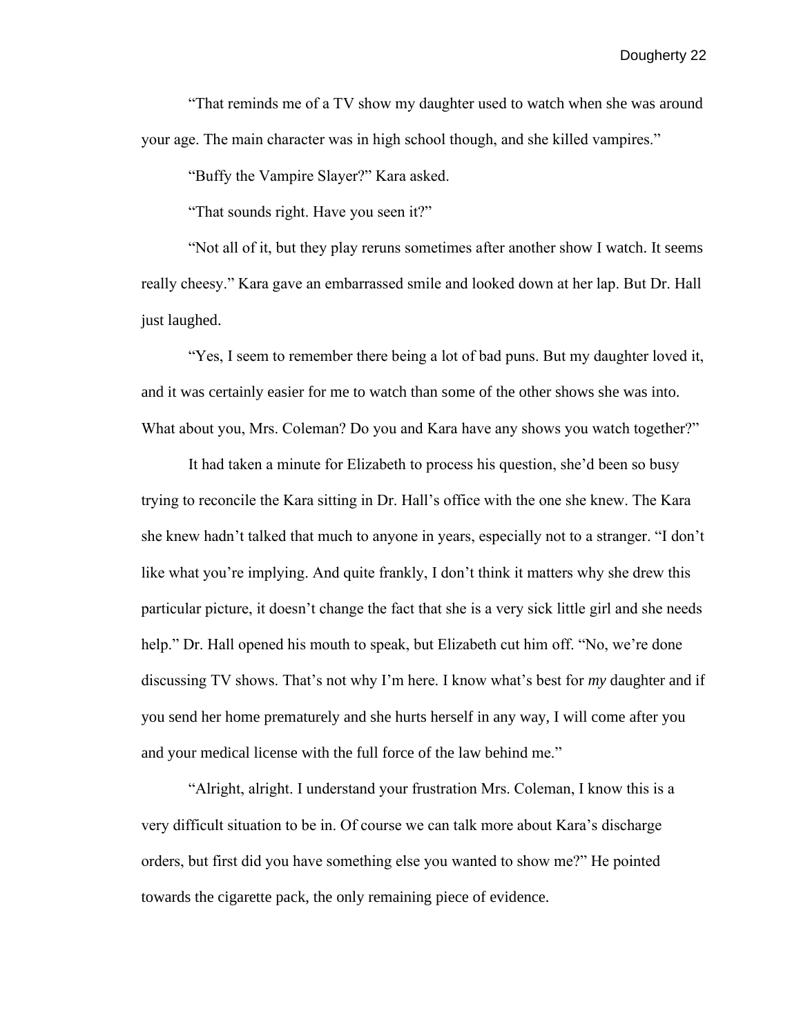"That reminds me of a TV show my daughter used to watch when she was around your age. The main character was in high school though, and she killed vampires."

"Buffy the Vampire Slayer?" Kara asked.

"That sounds right. Have you seen it?"

"Not all of it, but they play reruns sometimes after another show I watch. It seems really cheesy." Kara gave an embarrassed smile and looked down at her lap. But Dr. Hall just laughed.

"Yes, I seem to remember there being a lot of bad puns. But my daughter loved it, and it was certainly easier for me to watch than some of the other shows she was into. What about you, Mrs. Coleman? Do you and Kara have any shows you watch together?"

It had taken a minute for Elizabeth to process his question, she'd been so busy trying to reconcile the Kara sitting in Dr. Hall's office with the one she knew. The Kara she knew hadn't talked that much to anyone in years, especially not to a stranger. "I don't like what you're implying. And quite frankly, I don't think it matters why she drew this particular picture, it doesn't change the fact that she is a very sick little girl and she needs help." Dr. Hall opened his mouth to speak, but Elizabeth cut him off. "No, we're done discussing TV shows. That's not why I'm here. I know what's best for *my* daughter and if you send her home prematurely and she hurts herself in any way, I will come after you and your medical license with the full force of the law behind me."

"Alright, alright. I understand your frustration Mrs. Coleman, I know this is a very difficult situation to be in. Of course we can talk more about Kara's discharge orders, but first did you have something else you wanted to show me?" He pointed towards the cigarette pack, the only remaining piece of evidence.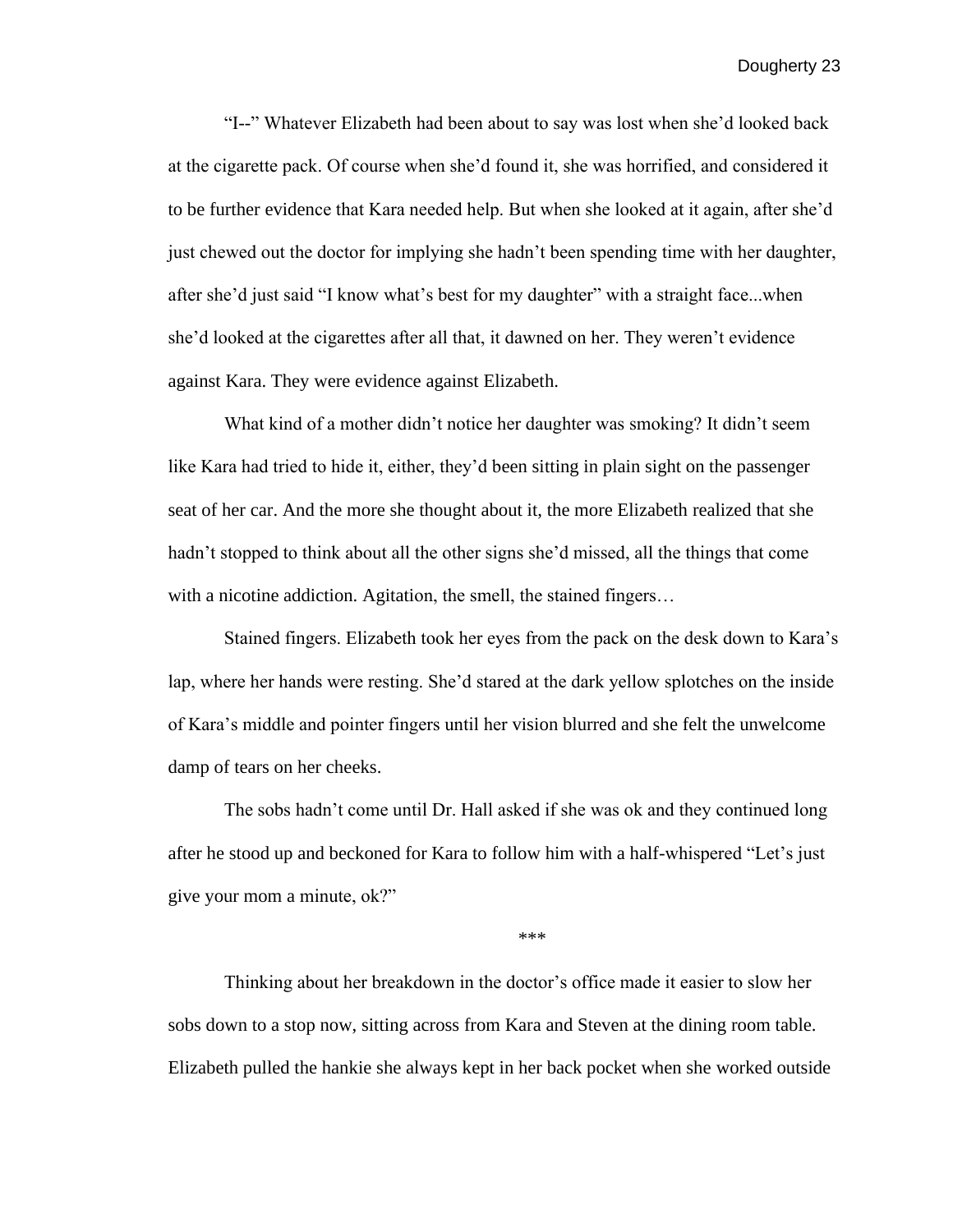"I--" Whatever Elizabeth had been about to say was lost when she'd looked back at the cigarette pack. Of course when she'd found it, she was horrified, and considered it to be further evidence that Kara needed help. But when she looked at it again, after she'd just chewed out the doctor for implying she hadn't been spending time with her daughter, after she'd just said "I know what's best for my daughter" with a straight face...when she'd looked at the cigarettes after all that, it dawned on her. They weren't evidence against Kara. They were evidence against Elizabeth.

What kind of a mother didn't notice her daughter was smoking? It didn't seem like Kara had tried to hide it, either, they'd been sitting in plain sight on the passenger seat of her car. And the more she thought about it, the more Elizabeth realized that she hadn't stopped to think about all the other signs she'd missed, all the things that come with a nicotine addiction. Agitation, the smell, the stained fingers…

Stained fingers. Elizabeth took her eyes from the pack on the desk down to Kara's lap, where her hands were resting. She'd stared at the dark yellow splotches on the inside of Kara's middle and pointer fingers until her vision blurred and she felt the unwelcome damp of tears on her cheeks.

The sobs hadn't come until Dr. Hall asked if she was ok and they continued long after he stood up and beckoned for Kara to follow him with a half-whispered "Let's just give your mom a minute, ok?"

***

Thinking about her breakdown in the doctor's office made it easier to slow her sobs down to a stop now, sitting across from Kara and Steven at the dining room table. Elizabeth pulled the hankie she always kept in her back pocket when she worked outside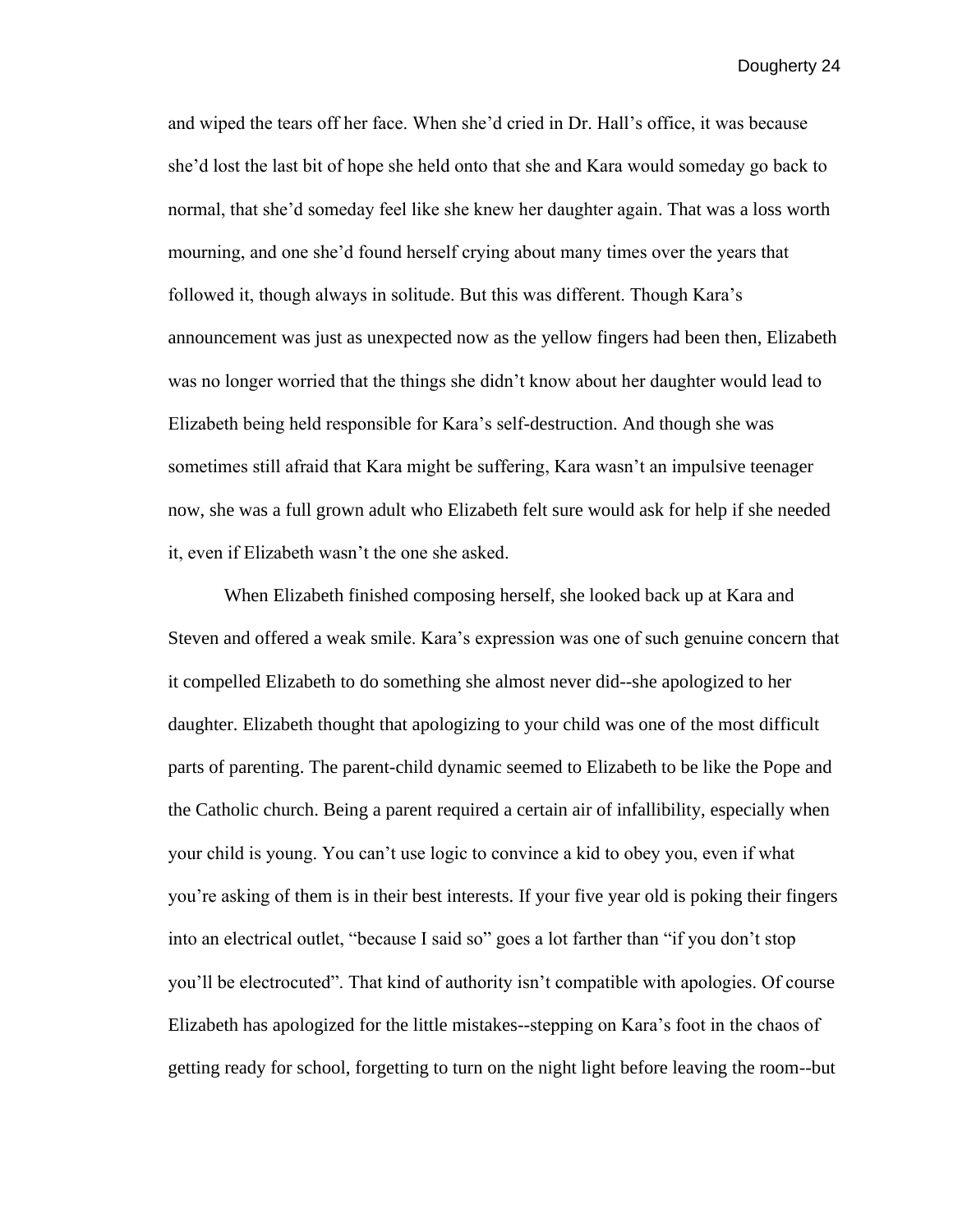and wiped the tears off her face. When she'd cried in Dr. Hall's office, it was because she'd lost the last bit of hope she held onto that she and Kara would someday go back to normal, that she'd someday feel like she knew her daughter again. That was a loss worth mourning, and one she'd found herself crying about many times over the years that followed it, though always in solitude. But this was different. Though Kara's announcement was just as unexpected now as the yellow fingers had been then, Elizabeth was no longer worried that the things she didn't know about her daughter would lead to Elizabeth being held responsible for Kara's self-destruction. And though she was sometimes still afraid that Kara might be suffering, Kara wasn't an impulsive teenager now, she was a full grown adult who Elizabeth felt sure would ask for help if she needed it, even if Elizabeth wasn't the one she asked.

When Elizabeth finished composing herself, she looked back up at Kara and Steven and offered a weak smile. Kara's expression was one of such genuine concern that it compelled Elizabeth to do something she almost never did--she apologized to her daughter. Elizabeth thought that apologizing to your child was one of the most difficult parts of parenting. The parent-child dynamic seemed to Elizabeth to be like the Pope and the Catholic church. Being a parent required a certain air of infallibility, especially when your child is young. You can't use logic to convince a kid to obey you, even if what you're asking of them is in their best interests. If your five year old is poking their fingers into an electrical outlet, "because I said so" goes a lot farther than "if you don't stop you'll be electrocuted". That kind of authority isn't compatible with apologies. Of course Elizabeth has apologized for the little mistakes--stepping on Kara's foot in the chaos of getting ready for school, forgetting to turn on the night light before leaving the room--but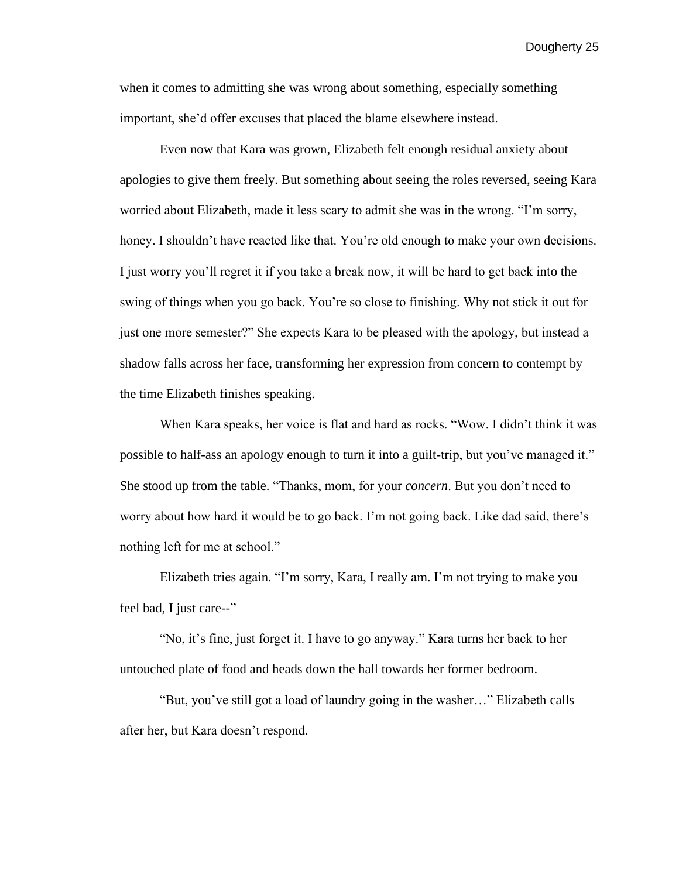when it comes to admitting she was wrong about something, especially something important, she'd offer excuses that placed the blame elsewhere instead.

Even now that Kara was grown, Elizabeth felt enough residual anxiety about apologies to give them freely. But something about seeing the roles reversed, seeing Kara worried about Elizabeth, made it less scary to admit she was in the wrong. "I'm sorry, honey. I shouldn't have reacted like that. You're old enough to make your own decisions. I just worry you'll regret it if you take a break now, it will be hard to get back into the swing of things when you go back. You're so close to finishing. Why not stick it out for just one more semester?" She expects Kara to be pleased with the apology, but instead a shadow falls across her face, transforming her expression from concern to contempt by the time Elizabeth finishes speaking.

When Kara speaks, her voice is flat and hard as rocks. "Wow. I didn't think it was possible to half-ass an apology enough to turn it into a guilt-trip, but you've managed it." She stood up from the table. "Thanks, mom, for your *concern*. But you don't need to worry about how hard it would be to go back. I'm not going back. Like dad said, there's nothing left for me at school."

Elizabeth tries again. "I'm sorry, Kara, I really am. I'm not trying to make you feel bad, I just care--"

"No, it's fine, just forget it. I have to go anyway." Kara turns her back to her untouched plate of food and heads down the hall towards her former bedroom.

"But, you've still got a load of laundry going in the washer…" Elizabeth calls after her, but Kara doesn't respond.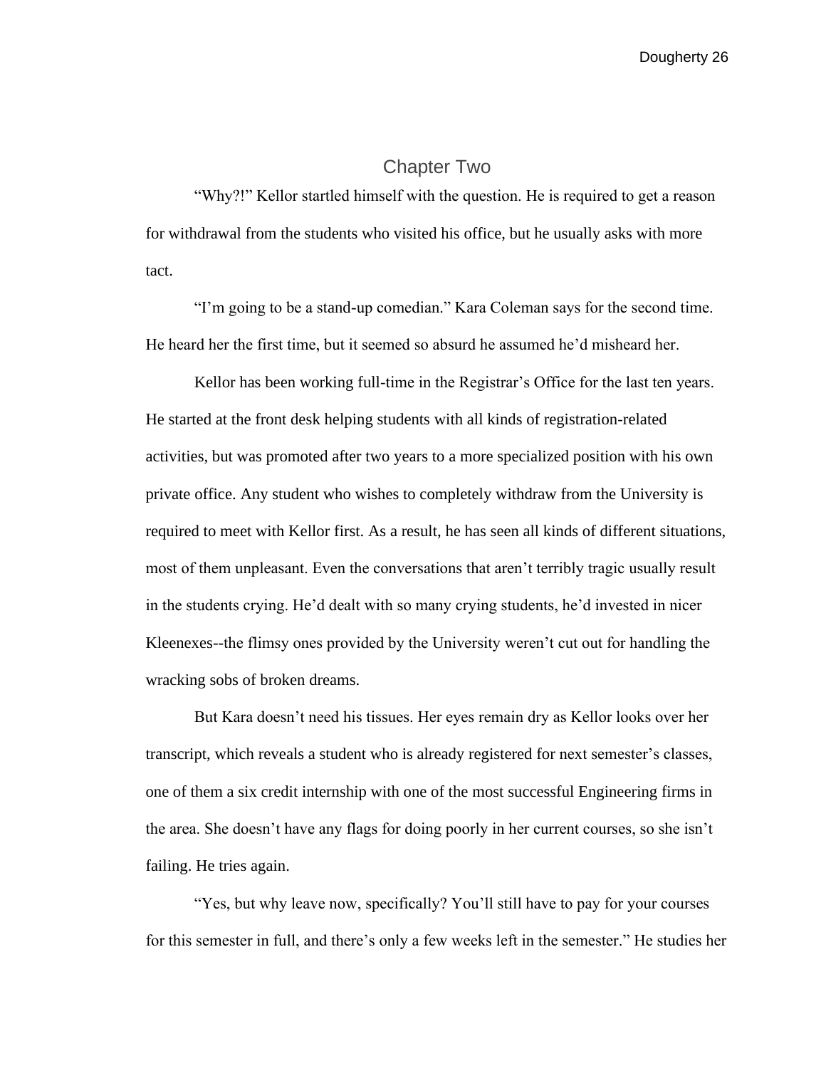# Chapter Two

"Why?!" Kellor startled himself with the question. He is required to get a reason for withdrawal from the students who visited his office, but he usually asks with more tact.

"I'm going to be a stand-up comedian." Kara Coleman says for the second time. He heard her the first time, but it seemed so absurd he assumed he'd misheard her.

Kellor has been working full-time in the Registrar's Office for the last ten years. He started at the front desk helping students with all kinds of registration-related activities, but was promoted after two years to a more specialized position with his own private office. Any student who wishes to completely withdraw from the University is required to meet with Kellor first. As a result, he has seen all kinds of different situations, most of them unpleasant. Even the conversations that aren't terribly tragic usually result in the students crying. He'd dealt with so many crying students, he'd invested in nicer Kleenexes--the flimsy ones provided by the University weren't cut out for handling the wracking sobs of broken dreams.

But Kara doesn't need his tissues. Her eyes remain dry as Kellor looks over her transcript, which reveals a student who is already registered for next semester's classes, one of them a six credit internship with one of the most successful Engineering firms in the area. She doesn't have any flags for doing poorly in her current courses, so she isn't failing. He tries again.

"Yes, but why leave now, specifically? You'll still have to pay for your courses for this semester in full, and there's only a few weeks left in the semester." He studies her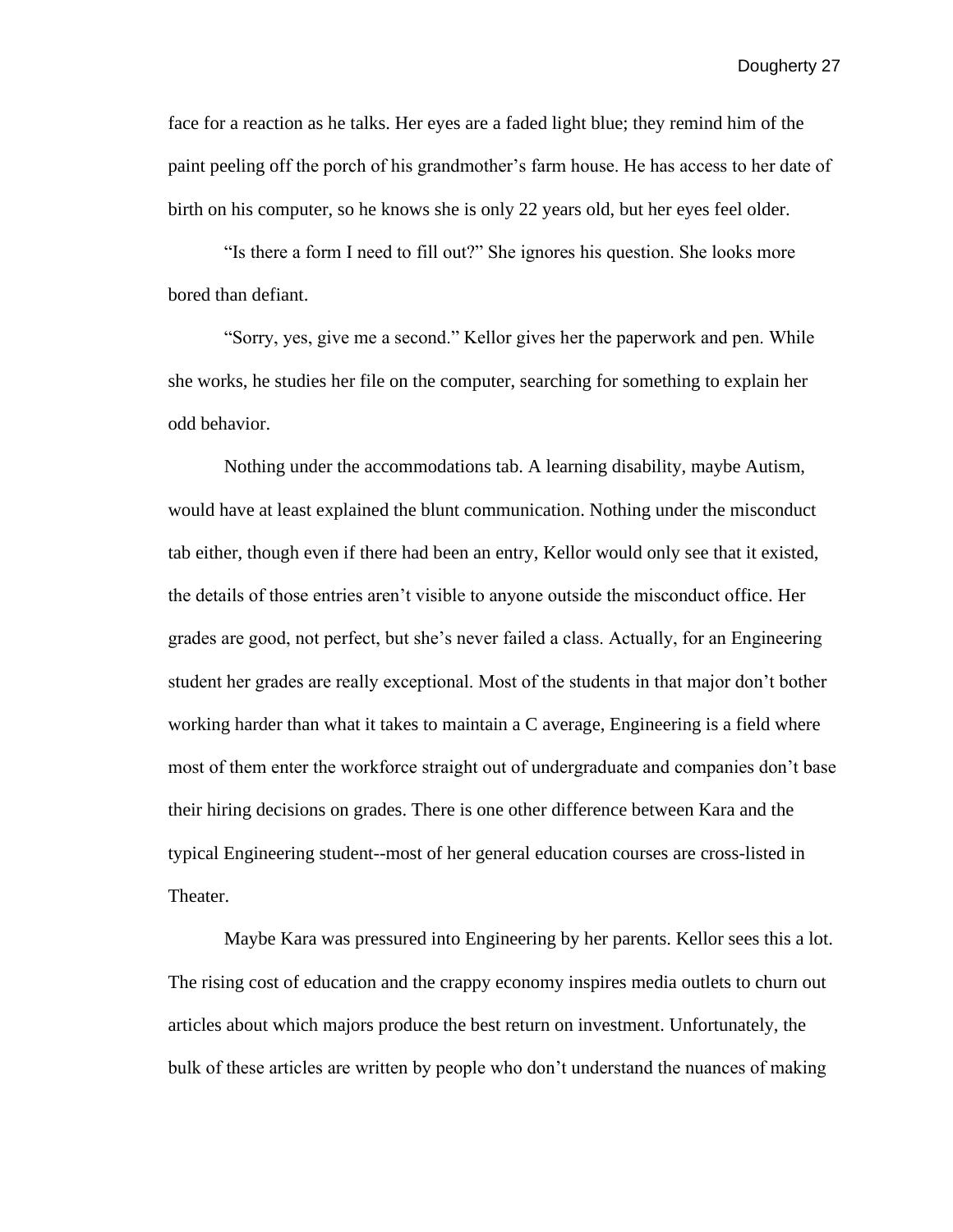face for a reaction as he talks. Her eyes are a faded light blue; they remind him of the paint peeling off the porch of his grandmother's farm house. He has access to her date of birth on his computer, so he knows she is only 22 years old, but her eyes feel older.

"Is there a form I need to fill out?" She ignores his question. She looks more bored than defiant.

"Sorry, yes, give me a second." Kellor gives her the paperwork and pen. While she works, he studies her file on the computer, searching for something to explain her odd behavior.

Nothing under the accommodations tab. A learning disability, maybe Autism, would have at least explained the blunt communication. Nothing under the misconduct tab either, though even if there had been an entry, Kellor would only see that it existed, the details of those entries aren't visible to anyone outside the misconduct office. Her grades are good, not perfect, but she's never failed a class. Actually, for an Engineering student her grades are really exceptional. Most of the students in that major don't bother working harder than what it takes to maintain a C average, Engineering is a field where most of them enter the workforce straight out of undergraduate and companies don't base their hiring decisions on grades. There is one other difference between Kara and the typical Engineering student--most of her general education courses are cross-listed in Theater.

Maybe Kara was pressured into Engineering by her parents. Kellor sees this a lot. The rising cost of education and the crappy economy inspires media outlets to churn out articles about which majors produce the best return on investment. Unfortunately, the bulk of these articles are written by people who don't understand the nuances of making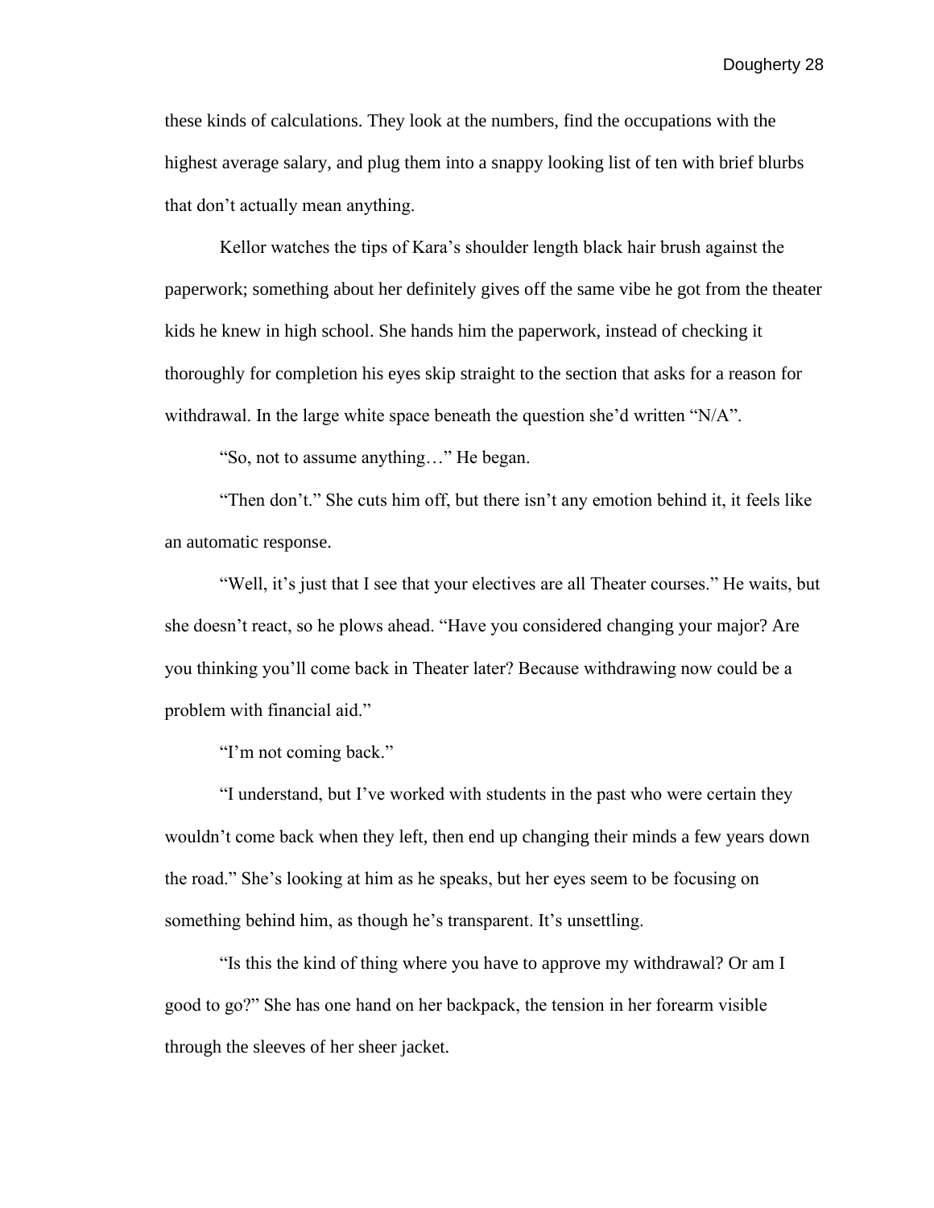these kinds of calculations. They look at the numbers, find the occupations with the highest average salary, and plug them into a snappy looking list of ten with brief blurbs that don't actually mean anything.

Kellor watches the tips of Kara's shoulder length black hair brush against the paperwork; something about her definitely gives off the same vibe he got from the theater kids he knew in high school. She hands him the paperwork, instead of checking it thoroughly for completion his eyes skip straight to the section that asks for a reason for withdrawal. In the large white space beneath the question she'd written "N/A".

"So, not to assume anything…" He began.

"Then don't." She cuts him off, but there isn't any emotion behind it, it feels like an automatic response.

"Well, it's just that I see that your electives are all Theater courses." He waits, but she doesn't react, so he plows ahead. "Have you considered changing your major? Are you thinking you'll come back in Theater later? Because withdrawing now could be a problem with financial aid."

"I'm not coming back."

"I understand, but I've worked with students in the past who were certain they wouldn't come back when they left, then end up changing their minds a few years down the road." She's looking at him as he speaks, but her eyes seem to be focusing on something behind him, as though he's transparent. It's unsettling.

"Is this the kind of thing where you have to approve my withdrawal? Or am I good to go?" She has one hand on her backpack, the tension in her forearm visible through the sleeves of her sheer jacket.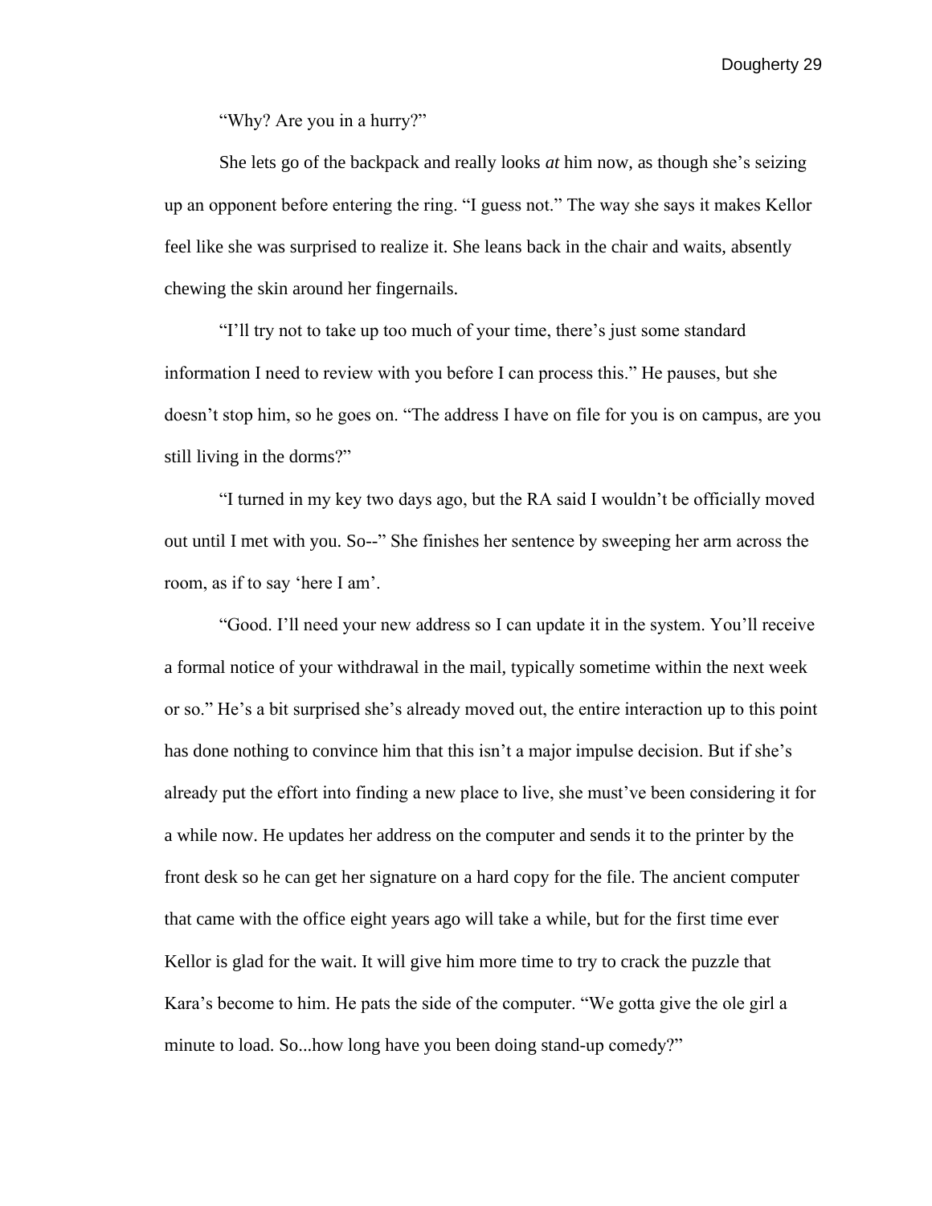"Why? Are you in a hurry?"

She lets go of the backpack and really looks *at* him now, as though she's seizing up an opponent before entering the ring. "I guess not." The way she says it makes Kellor feel like she was surprised to realize it. She leans back in the chair and waits, absently chewing the skin around her fingernails.

"I'll try not to take up too much of your time, there's just some standard information I need to review with you before I can process this." He pauses, but she doesn't stop him, so he goes on. "The address I have on file for you is on campus, are you still living in the dorms?"

"I turned in my key two days ago, but the RA said I wouldn't be officially moved out until I met with you. So--" She finishes her sentence by sweeping her arm across the room, as if to say 'here I am'.

"Good. I'll need your new address so I can update it in the system. You'll receive a formal notice of your withdrawal in the mail, typically sometime within the next week or so." He's a bit surprised she's already moved out, the entire interaction up to this point has done nothing to convince him that this isn't a major impulse decision. But if she's already put the effort into finding a new place to live, she must've been considering it for a while now. He updates her address on the computer and sends it to the printer by the front desk so he can get her signature on a hard copy for the file. The ancient computer that came with the office eight years ago will take a while, but for the first time ever Kellor is glad for the wait. It will give him more time to try to crack the puzzle that Kara's become to him. He pats the side of the computer. "We gotta give the ole girl a minute to load. So...how long have you been doing stand-up comedy?"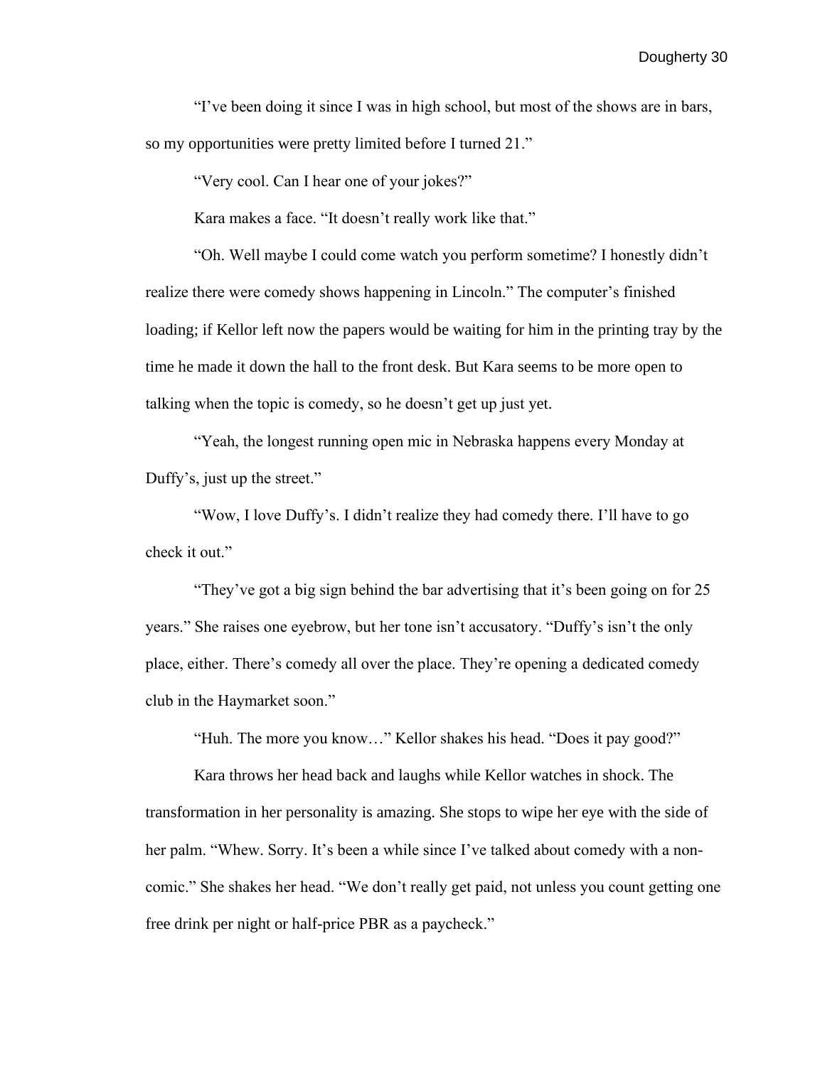"I've been doing it since I was in high school, but most of the shows are in bars, so my opportunities were pretty limited before I turned 21."

"Very cool. Can I hear one of your jokes?"

Kara makes a face. "It doesn't really work like that."

"Oh. Well maybe I could come watch you perform sometime? I honestly didn't realize there were comedy shows happening in Lincoln." The computer's finished loading; if Kellor left now the papers would be waiting for him in the printing tray by the time he made it down the hall to the front desk. But Kara seems to be more open to talking when the topic is comedy, so he doesn't get up just yet.

"Yeah, the longest running open mic in Nebraska happens every Monday at Duffy's, just up the street."

"Wow, I love Duffy's. I didn't realize they had comedy there. I'll have to go check it out."

"They've got a big sign behind the bar advertising that it's been going on for 25 years." She raises one eyebrow, but her tone isn't accusatory. "Duffy's isn't the only place, either. There's comedy all over the place. They're opening a dedicated comedy club in the Haymarket soon."

"Huh. The more you know…" Kellor shakes his head. "Does it pay good?"

Kara throws her head back and laughs while Kellor watches in shock. The transformation in her personality is amazing. She stops to wipe her eye with the side of her palm. "Whew. Sorry. It's been a while since I've talked about comedy with a non-comic." She shakes her head. "We don't really get paid, not unless you count getting one free drink per night or half-price PBR as a paycheck."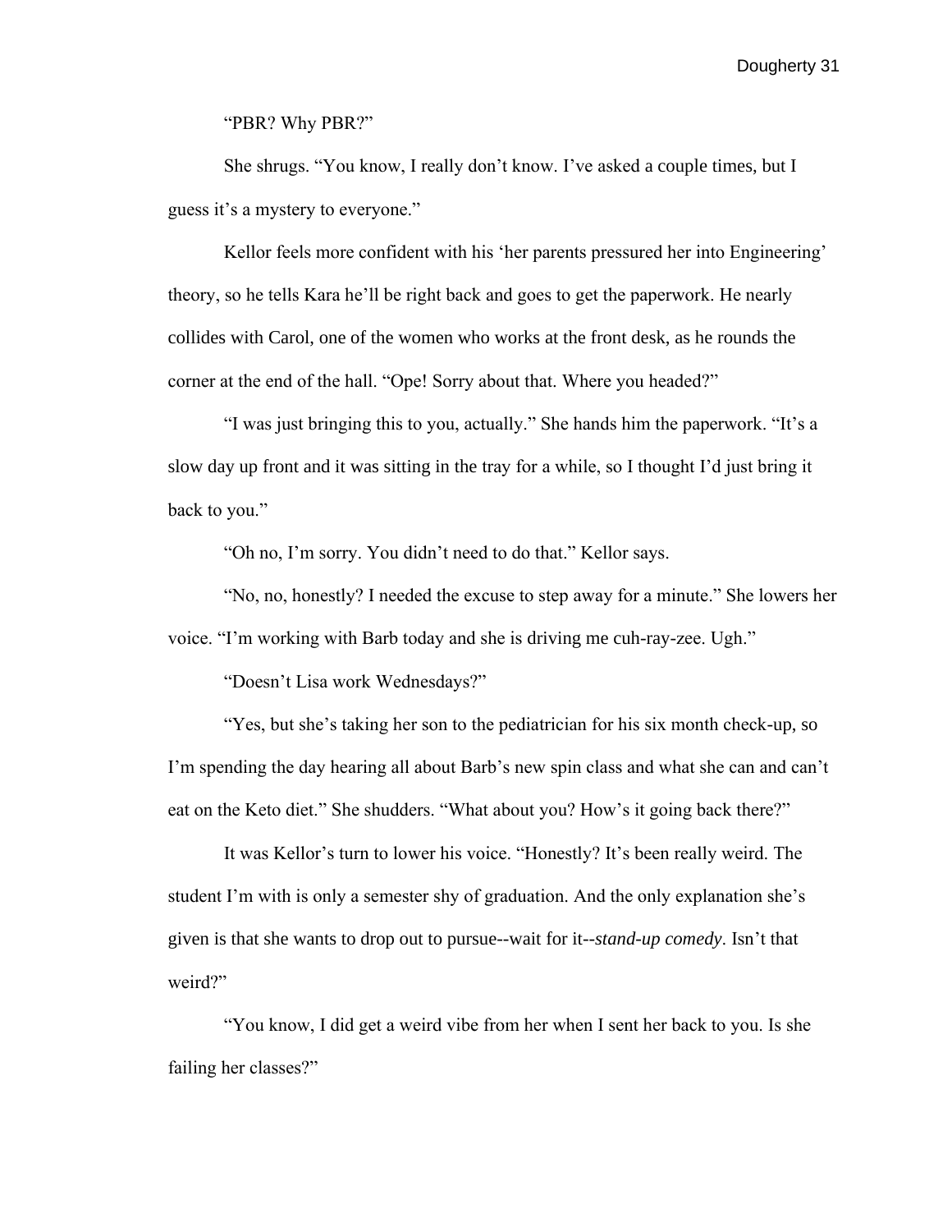"PBR? Why PBR?"

She shrugs. "You know, I really don't know. I've asked a couple times, but I guess it's a mystery to everyone."

Kellor feels more confident with his 'her parents pressured her into Engineering' theory, so he tells Kara he'll be right back and goes to get the paperwork. He nearly collides with Carol, one of the women who works at the front desk, as he rounds the corner at the end of the hall. "Ope! Sorry about that. Where you headed?"

"I was just bringing this to you, actually." She hands him the paperwork. "It's a slow day up front and it was sitting in the tray for a while, so I thought I'd just bring it back to you."

"Oh no, I'm sorry. You didn't need to do that." Kellor says.

"No, no, honestly? I needed the excuse to step away for a minute." She lowers her voice. "I'm working with Barb today and she is driving me cuh-ray-zee. Ugh."

"Doesn't Lisa work Wednesdays?"

"Yes, but she's taking her son to the pediatrician for his six month check-up, so I'm spending the day hearing all about Barb's new spin class and what she can and can't eat on the Keto diet." She shudders. "What about you? How's it going back there?"

It was Kellor's turn to lower his voice. "Honestly? It's been really weird. The student I'm with is only a semester shy of graduation. And the only explanation she's given is that she wants to drop out to pursue--wait for it--*stand-up comedy*. Isn't that weird?"

"You know, I did get a weird vibe from her when I sent her back to you. Is she failing her classes?"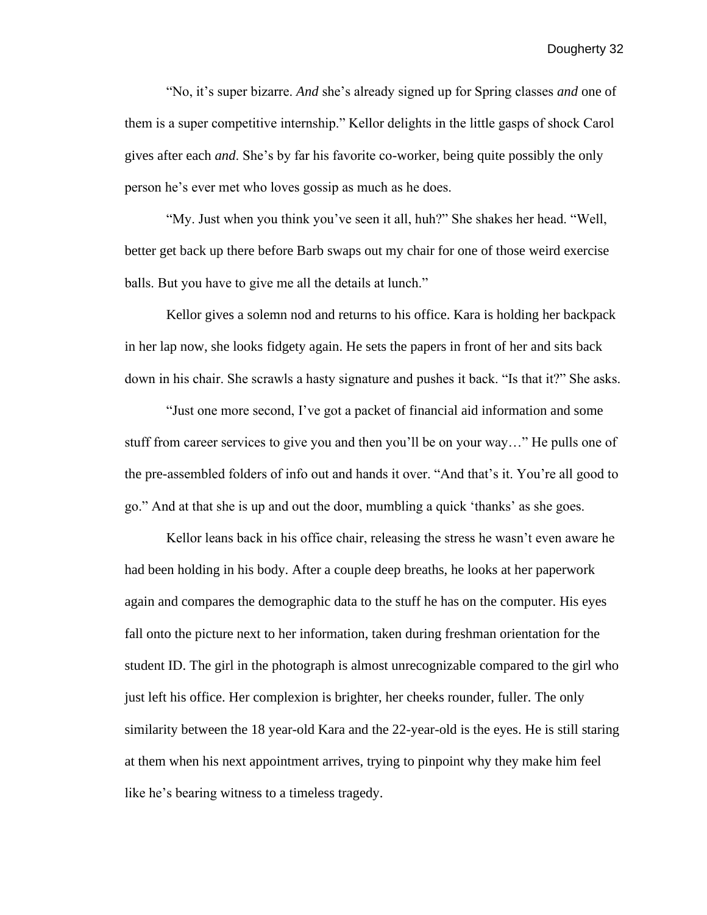"No, it's super bizarre. *And* she's already signed up for Spring classes *and* one of them is a super competitive internship." Kellor delights in the little gasps of shock Carol gives after each *and*. She's by far his favorite co-worker, being quite possibly the only person he's ever met who loves gossip as much as he does.

"My. Just when you think you've seen it all, huh?" She shakes her head. "Well, better get back up there before Barb swaps out my chair for one of those weird exercise balls. But you have to give me all the details at lunch."

Kellor gives a solemn nod and returns to his office. Kara is holding her backpack in her lap now, she looks fidgety again. He sets the papers in front of her and sits back down in his chair. She scrawls a hasty signature and pushes it back. "Is that it?" She asks.

"Just one more second, I've got a packet of financial aid information and some stuff from career services to give you and then you'll be on your way…" He pulls one of the pre-assembled folders of info out and hands it over. "And that's it. You're all good to go." And at that she is up and out the door, mumbling a quick 'thanks' as she goes.

Kellor leans back in his office chair, releasing the stress he wasn't even aware he had been holding in his body. After a couple deep breaths, he looks at her paperwork again and compares the demographic data to the stuff he has on the computer. His eyes fall onto the picture next to her information, taken during freshman orientation for the student ID. The girl in the photograph is almost unrecognizable compared to the girl who just left his office. Her complexion is brighter, her cheeks rounder, fuller. The only similarity between the 18 year-old Kara and the 22-year-old is the eyes. He is still staring at them when his next appointment arrives, trying to pinpoint why they make him feel like he's bearing witness to a timeless tragedy.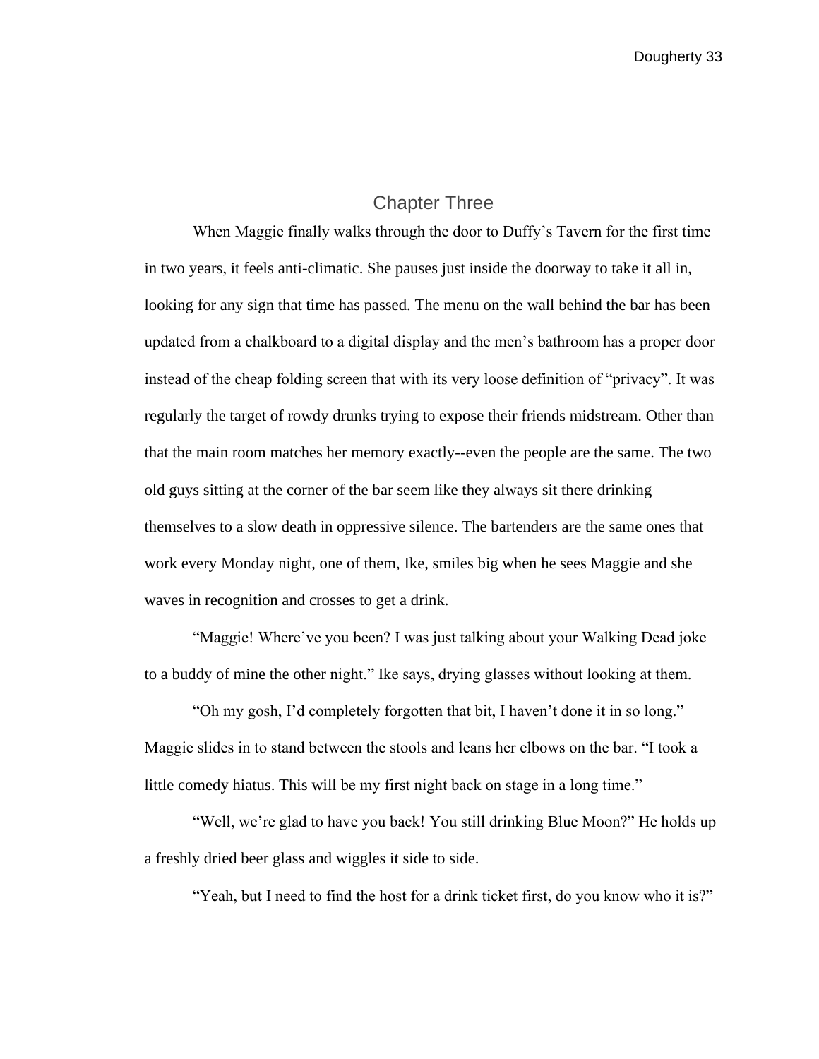# Chapter Three

When Maggie finally walks through the door to Duffy's Tavern for the first time in two years, it feels anti-climatic. She pauses just inside the doorway to take it all in, looking for any sign that time has passed. The menu on the wall behind the bar has been updated from a chalkboard to a digital display and the men's bathroom has a proper door instead of the cheap folding screen that with its very loose definition of "privacy". It was regularly the target of rowdy drunks trying to expose their friends midstream. Other than that the main room matches her memory exactly--even the people are the same. The two old guys sitting at the corner of the bar seem like they always sit there drinking themselves to a slow death in oppressive silence. The bartenders are the same ones that work every Monday night, one of them, Ike, smiles big when he sees Maggie and she waves in recognition and crosses to get a drink.

"Maggie! Where've you been? I was just talking about your Walking Dead joke to a buddy of mine the other night." Ike says, drying glasses without looking at them.

"Oh my gosh, I'd completely forgotten that bit, I haven't done it in so long." Maggie slides in to stand between the stools and leans her elbows on the bar. "I took a little comedy hiatus. This will be my first night back on stage in a long time."

"Well, we're glad to have you back! You still drinking Blue Moon?" He holds up a freshly dried beer glass and wiggles it side to side.

"Yeah, but I need to find the host for a drink ticket first, do you know who it is?"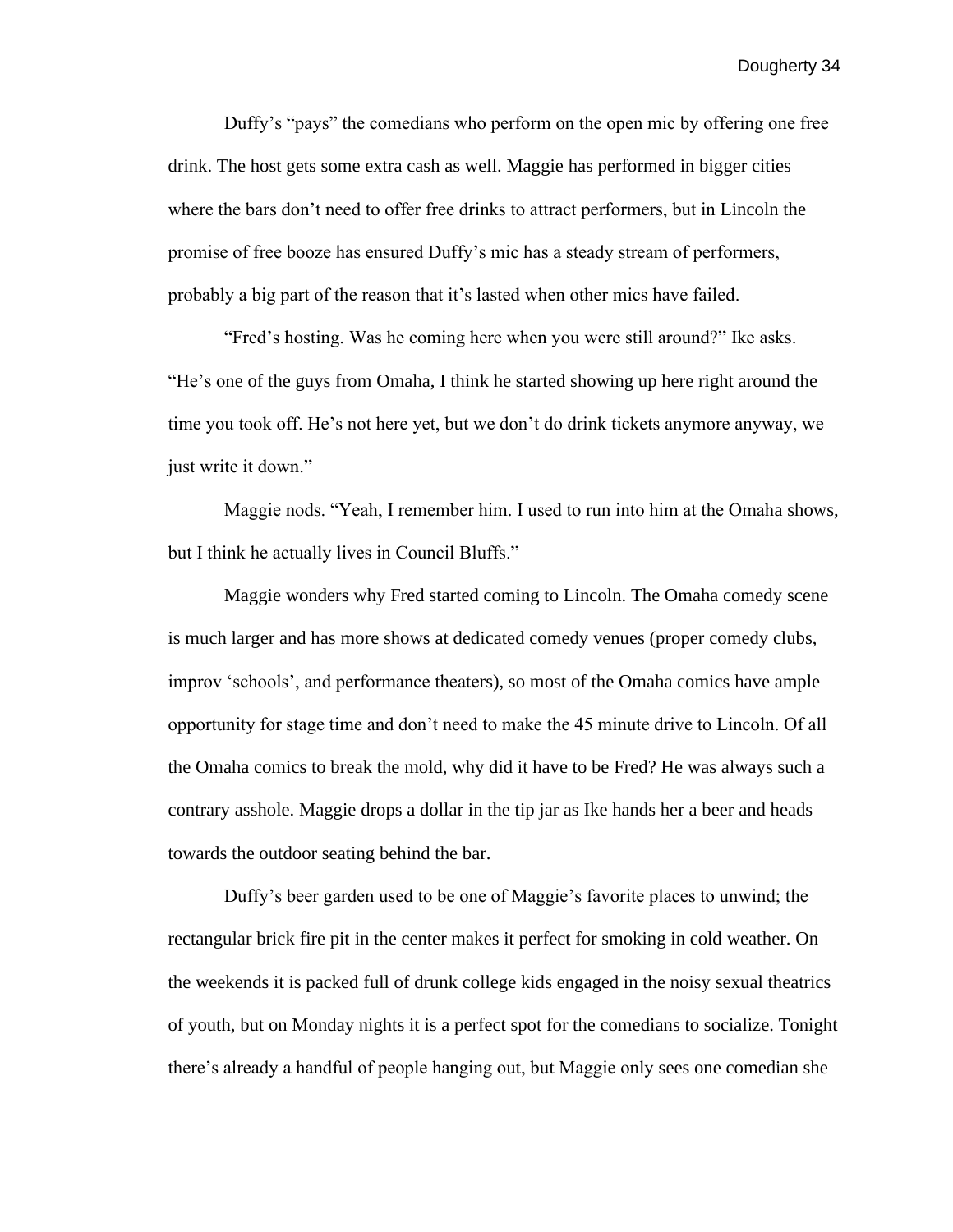Duffy's "pays" the comedians who perform on the open mic by offering one free drink. The host gets some extra cash as well. Maggie has performed in bigger cities where the bars don't need to offer free drinks to attract performers, but in Lincoln the promise of free booze has ensured Duffy's mic has a steady stream of performers, probably a big part of the reason that it's lasted when other mics have failed.

"Fred's hosting. Was he coming here when you were still around?" Ike asks. "He's one of the guys from Omaha, I think he started showing up here right around the time you took off. He's not here yet, but we don't do drink tickets anymore anyway, we just write it down."

Maggie nods. "Yeah, I remember him. I used to run into him at the Omaha shows, but I think he actually lives in Council Bluffs."

Maggie wonders why Fred started coming to Lincoln. The Omaha comedy scene is much larger and has more shows at dedicated comedy venues (proper comedy clubs, improv 'schools', and performance theaters), so most of the Omaha comics have ample opportunity for stage time and don't need to make the 45 minute drive to Lincoln. Of all the Omaha comics to break the mold, why did it have to be Fred? He was always such a contrary asshole. Maggie drops a dollar in the tip jar as Ike hands her a beer and heads towards the outdoor seating behind the bar.

Duffy's beer garden used to be one of Maggie's favorite places to unwind; the rectangular brick fire pit in the center makes it perfect for smoking in cold weather. On the weekends it is packed full of drunk college kids engaged in the noisy sexual theatrics of youth, but on Monday nights it is a perfect spot for the comedians to socialize. Tonight there's already a handful of people hanging out, but Maggie only sees one comedian she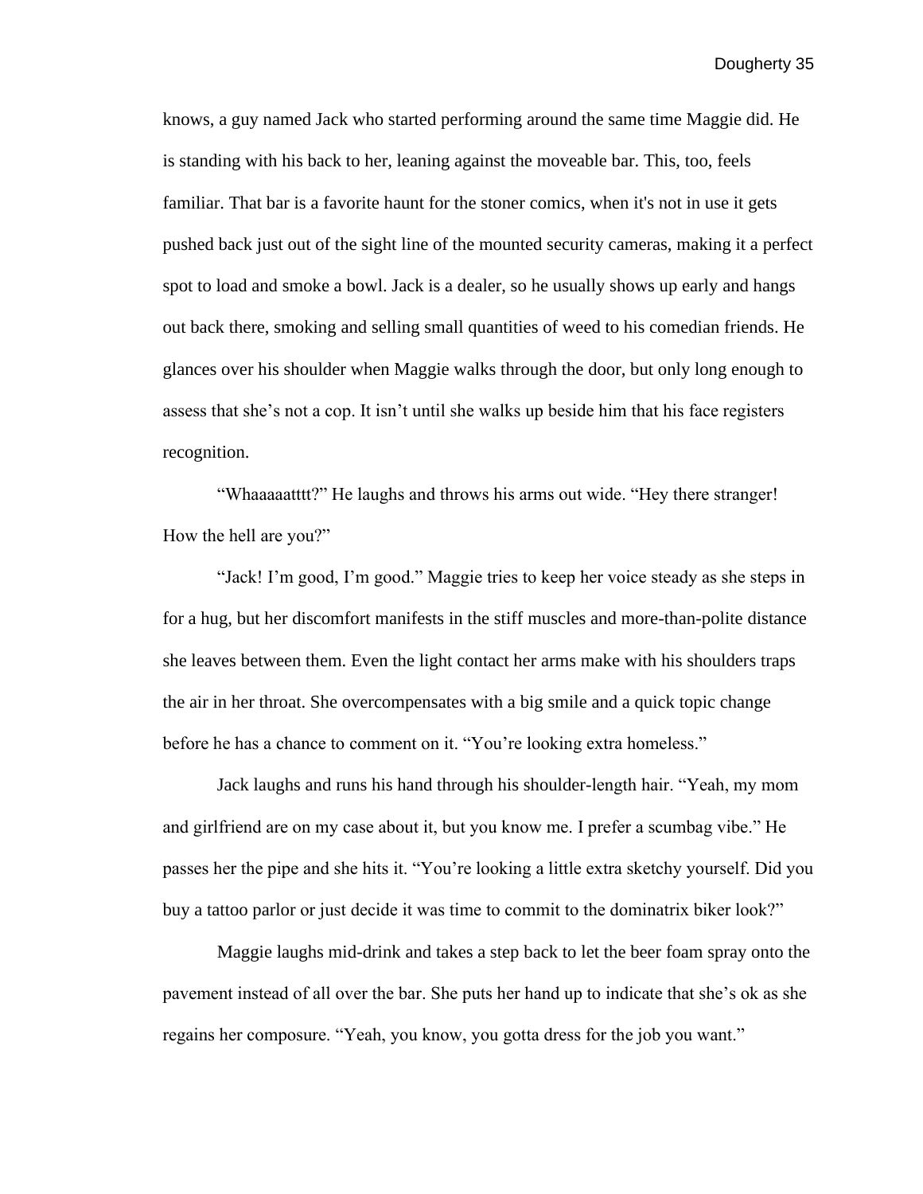knows, a guy named Jack who started performing around the same time Maggie did. He is standing with his back to her, leaning against the moveable bar. This, too, feels familiar. That bar is a favorite haunt for the stoner comics, when it's not in use it gets pushed back just out of the sight line of the mounted security cameras, making it a perfect spot to load and smoke a bowl. Jack is a dealer, so he usually shows up early and hangs out back there, smoking and selling small quantities of weed to his comedian friends. He glances over his shoulder when Maggie walks through the door, but only long enough to assess that she's not a cop. It isn't until she walks up beside him that his face registers recognition.

"Whaaaaatttt?" He laughs and throws his arms out wide. "Hey there stranger! How the hell are you?"

"Jack! I'm good, I'm good." Maggie tries to keep her voice steady as she steps in for a hug, but her discomfort manifests in the stiff muscles and more-than-polite distance she leaves between them. Even the light contact her arms make with his shoulders traps the air in her throat. She overcompensates with a big smile and a quick topic change before he has a chance to comment on it. "You're looking extra homeless."

Jack laughs and runs his hand through his shoulder-length hair. "Yeah, my mom and girlfriend are on my case about it, but you know me. I prefer a scumbag vibe." He passes her the pipe and she hits it. "You're looking a little extra sketchy yourself. Did you buy a tattoo parlor or just decide it was time to commit to the dominatrix biker look?"

Maggie laughs mid-drink and takes a step back to let the beer foam spray onto the pavement instead of all over the bar. She puts her hand up to indicate that she's ok as she regains her composure. "Yeah, you know, you gotta dress for the job you want."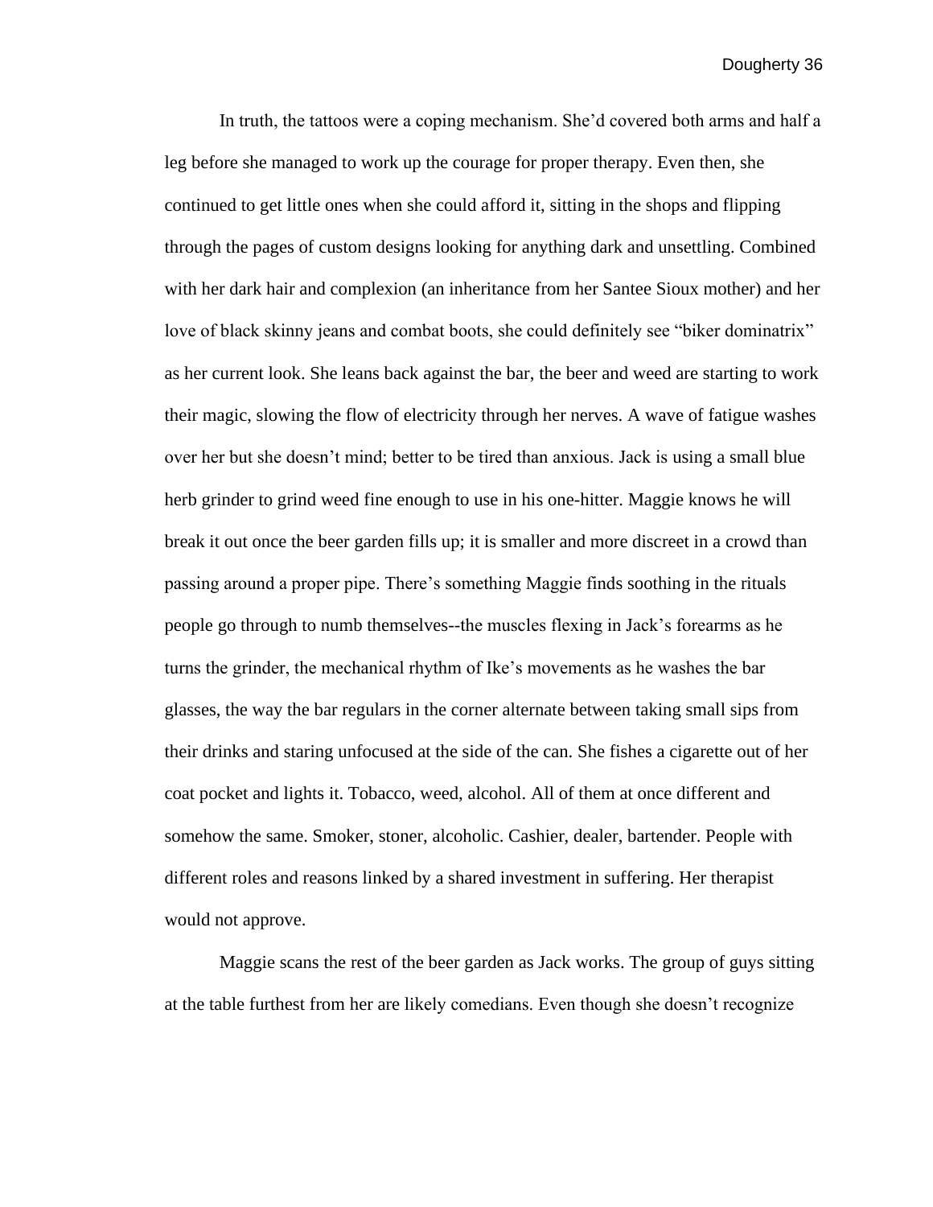In truth, the tattoos were a coping mechanism. She'd covered both arms and half a leg before she managed to work up the courage for proper therapy. Even then, she continued to get little ones when she could afford it, sitting in the shops and flipping through the pages of custom designs looking for anything dark and unsettling. Combined with her dark hair and complexion (an inheritance from her Santee Sioux mother) and her love of black skinny jeans and combat boots, she could definitely see "biker dominatrix" as her current look. She leans back against the bar, the beer and weed are starting to work their magic, slowing the flow of electricity through her nerves. A wave of fatigue washes over her but she doesn't mind; better to be tired than anxious. Jack is using a small blue herb grinder to grind weed fine enough to use in his one-hitter. Maggie knows he will break it out once the beer garden fills up; it is smaller and more discreet in a crowd than passing around a proper pipe. There's something Maggie finds soothing in the rituals people go through to numb themselves--the muscles flexing in Jack's forearms as he turns the grinder, the mechanical rhythm of Ike's movements as he washes the bar glasses, the way the bar regulars in the corner alternate between taking small sips from their drinks and staring unfocused at the side of the can. She fishes a cigarette out of her coat pocket and lights it. Tobacco, weed, alcohol. All of them at once different and somehow the same. Smoker, stoner, alcoholic. Cashier, dealer, bartender. People with different roles and reasons linked by a shared investment in suffering. Her therapist would not approve.

Maggie scans the rest of the beer garden as Jack works. The group of guys sitting at the table furthest from her are likely comedians. Even though she doesn't recognize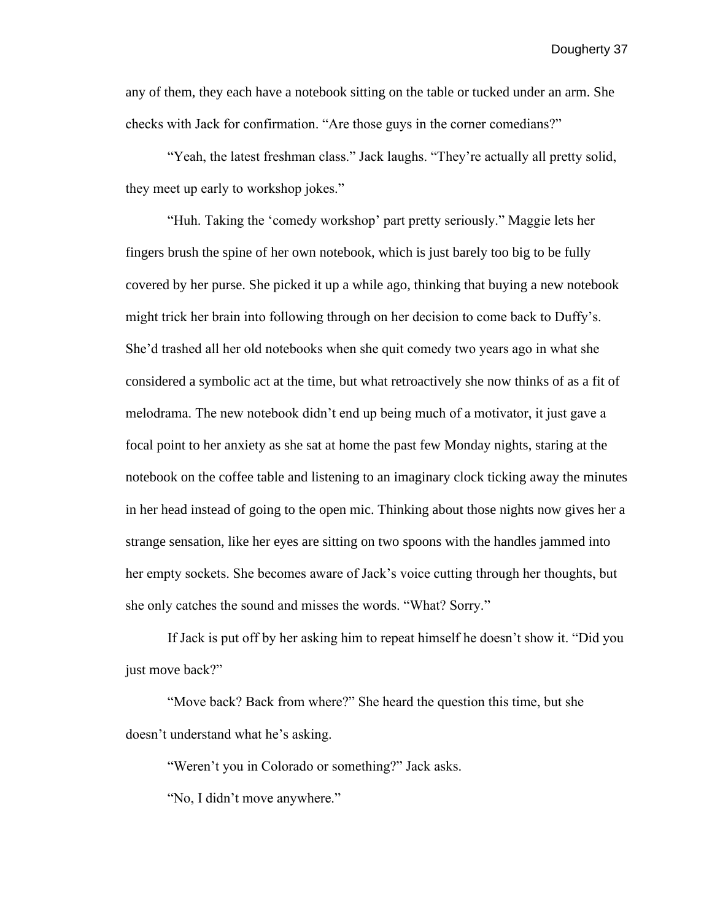any of them, they each have a notebook sitting on the table or tucked under an arm. She checks with Jack for confirmation. “Are those guys in the corner comedians?”

“Yeah, the latest freshman class.” Jack laughs. “They’re actually all pretty solid, they meet up early to workshop jokes.”

“Huh. Taking the ‘comedy workshop’ part pretty seriously.” Maggie lets her fingers brush the spine of her own notebook, which is just barely too big to be fully covered by her purse. She picked it up a while ago, thinking that buying a new notebook might trick her brain into following through on her decision to come back to Duffy’s. She’d trashed all her old notebooks when she quit comedy two years ago in what she considered a symbolic act at the time, but what retroactively she now thinks of as a fit of melodrama. The new notebook didn’t end up being much of a motivator, it just gave a focal point to her anxiety as she sat at home the past few Monday nights, staring at the notebook on the coffee table and listening to an imaginary clock ticking away the minutes in her head instead of going to the open mic. Thinking about those nights now gives her a strange sensation, like her eyes are sitting on two spoons with the handles jammed into her empty sockets. She becomes aware of Jack’s voice cutting through her thoughts, but she only catches the sound and misses the words. “What? Sorry.”

If Jack is put off by her asking him to repeat himself he doesn’t show it. “Did you just move back?”

“Move back? Back from where?” She heard the question this time, but she doesn’t understand what he’s asking.

“Weren’t you in Colorado or something?” Jack asks.

“No, I didn’t move anywhere.”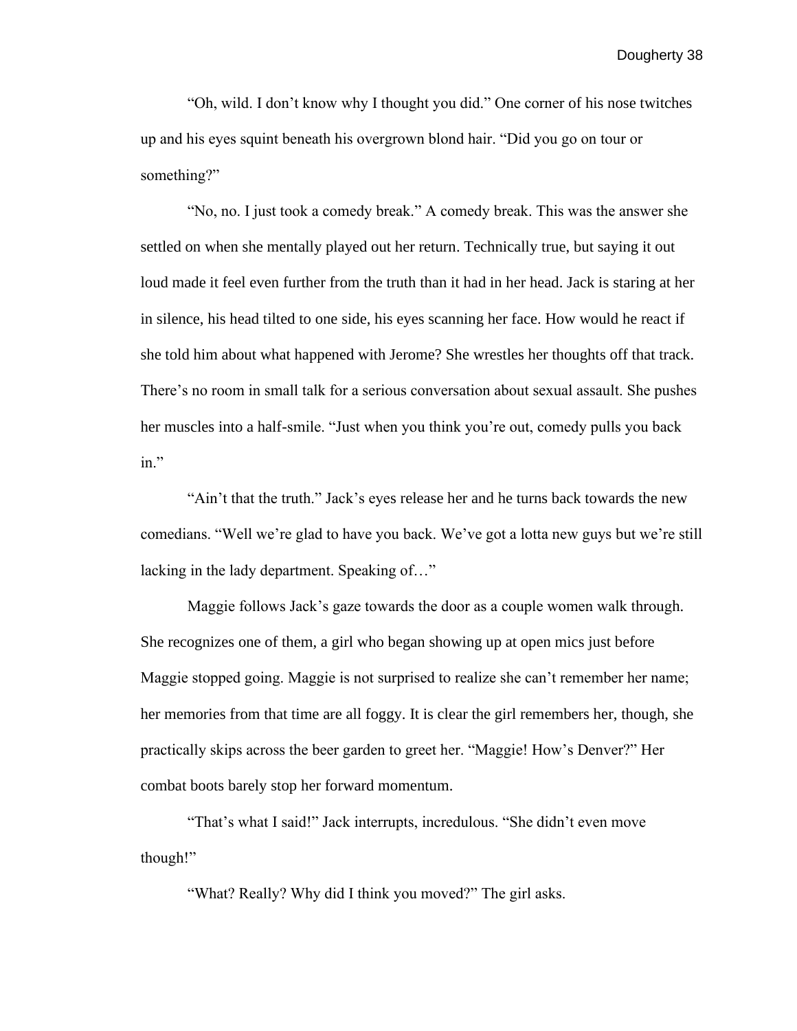"Oh, wild. I don't know why I thought you did." One corner of his nose twitches up and his eyes squint beneath his overgrown blond hair. "Did you go on tour or something?"

"No, no. I just took a comedy break." A comedy break. This was the answer she settled on when she mentally played out her return. Technically true, but saying it out loud made it feel even further from the truth than it had in her head. Jack is staring at her in silence, his head tilted to one side, his eyes scanning her face. How would he react if she told him about what happened with Jerome? She wrestles her thoughts off that track. There's no room in small talk for a serious conversation about sexual assault. She pushes her muscles into a half-smile. "Just when you think you're out, comedy pulls you back in."

"Ain't that the truth." Jack's eyes release her and he turns back towards the new comedians. "Well we're glad to have you back. We've got a lotta new guys but we're still lacking in the lady department. Speaking of…"

Maggie follows Jack's gaze towards the door as a couple women walk through. She recognizes one of them, a girl who began showing up at open mics just before Maggie stopped going. Maggie is not surprised to realize she can't remember her name; her memories from that time are all foggy. It is clear the girl remembers her, though, she practically skips across the beer garden to greet her. "Maggie! How's Denver?" Her combat boots barely stop her forward momentum.

"That's what I said!" Jack interrupts, incredulous. "She didn't even move though!"

"What? Really? Why did I think you moved?" The girl asks.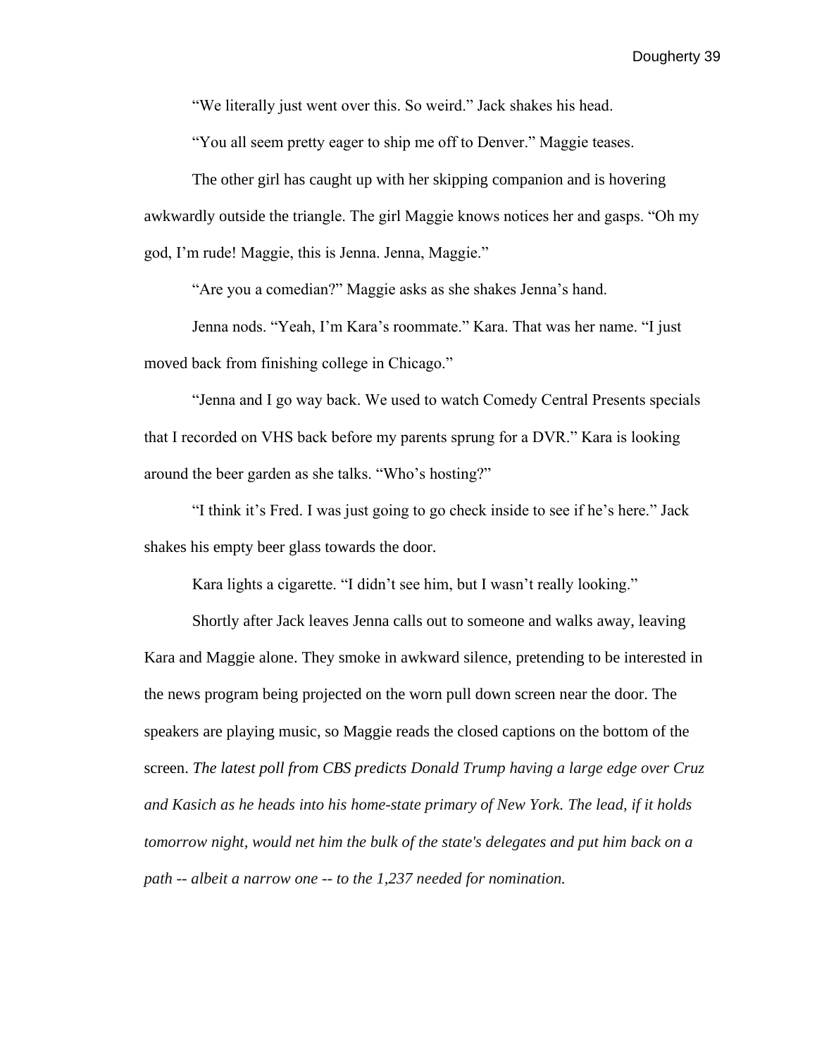"We literally just went over this. So weird." Jack shakes his head.

"You all seem pretty eager to ship me off to Denver." Maggie teases.

The other girl has caught up with her skipping companion and is hovering awkwardly outside the triangle. The girl Maggie knows notices her and gasps. "Oh my god, I'm rude! Maggie, this is Jenna. Jenna, Maggie."

"Are you a comedian?" Maggie asks as she shakes Jenna's hand.

Jenna nods. "Yeah, I'm Kara's roommate." Kara. That was her name. "I just moved back from finishing college in Chicago."

"Jenna and I go way back. We used to watch Comedy Central Presents specials that I recorded on VHS back before my parents sprung for a DVR." Kara is looking around the beer garden as she talks. "Who's hosting?"

"I think it's Fred. I was just going to go check inside to see if he's here." Jack shakes his empty beer glass towards the door.

Kara lights a cigarette. "I didn't see him, but I wasn't really looking."

Shortly after Jack leaves Jenna calls out to someone and walks away, leaving Kara and Maggie alone. They smoke in awkward silence, pretending to be interested in the news program being projected on the worn pull down screen near the door. The speakers are playing music, so Maggie reads the closed captions on the bottom of the screen. *The latest poll from CBS predicts Donald Trump having a large edge over Cruz and Kasich as he heads into his home-state primary of New York. The lead, if it holds tomorrow night, would net him the bulk of the state's delegates and put him back on a path -- albeit a narrow one -- to the 1,237 needed for nomination.*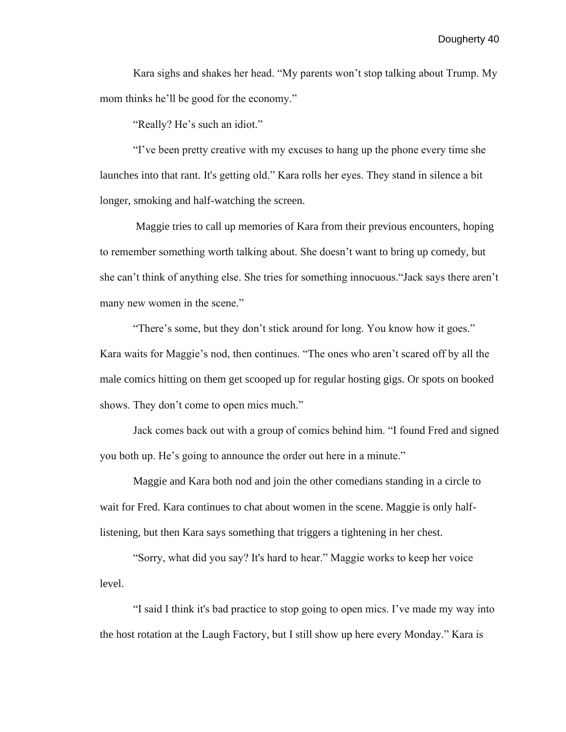Kara sighs and shakes her head. “My parents won’t stop talking about Trump. My mom thinks he’ll be good for the economy.”

“Really? He’s such an idiot.”

“I’ve been pretty creative with my excuses to hang up the phone every time she launches into that rant. It's getting old.” Kara rolls her eyes. They stand in silence a bit longer, smoking and half-watching the screen.

Maggie tries to call up memories of Kara from their previous encounters, hoping to remember something worth talking about. She doesn’t want to bring up comedy, but she can’t think of anything else. She tries for something innocuous.“Jack says there aren’t many new women in the scene.”

“There’s some, but they don’t stick around for long. You know how it goes.” Kara waits for Maggie’s nod, then continues. “The ones who aren’t scared off by all the male comics hitting on them get scooped up for regular hosting gigs. Or spots on booked shows. They don’t come to open mics much.”

Jack comes back out with a group of comics behind him. “I found Fred and signed you both up. He’s going to announce the order out here in a minute.”

Maggie and Kara both nod and join the other comedians standing in a circle to wait for Fred. Kara continues to chat about women in the scene. Maggie is only half-listening, but then Kara says something that triggers a tightening in her chest.

“Sorry, what did you say? It's hard to hear.” Maggie works to keep her voice level.

“I said I think it's bad practice to stop going to open mics. I’ve made my way into the host rotation at the Laugh Factory, but I still show up here every Monday.” Kara is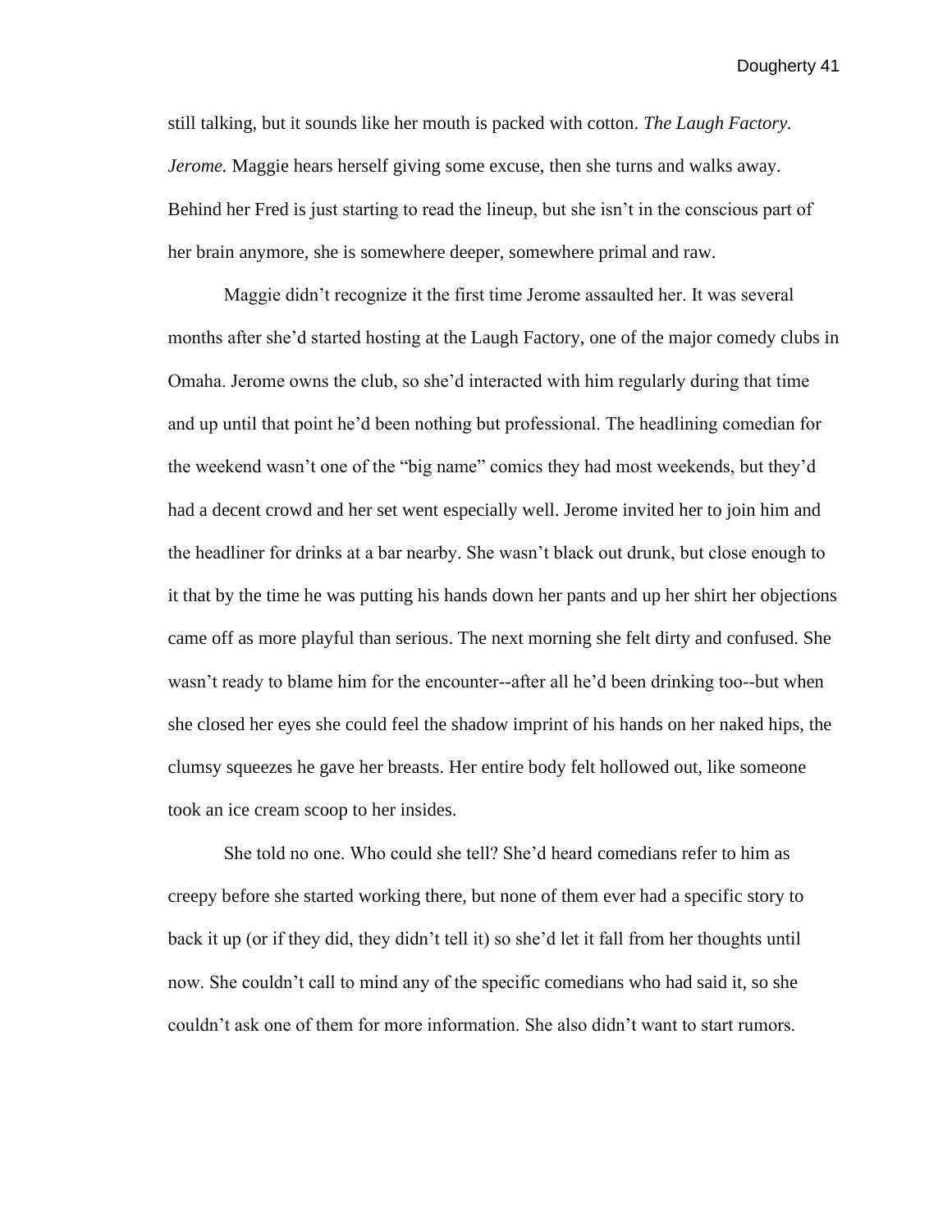still talking, but it sounds like her mouth is packed with cotton. *The Laugh Factory. Jerome.* Maggie hears herself giving some excuse, then she turns and walks away. Behind her Fred is just starting to read the lineup, but she isn't in the conscious part of her brain anymore, she is somewhere deeper, somewhere primal and raw.

Maggie didn't recognize it the first time Jerome assaulted her. It was several months after she'd started hosting at the Laugh Factory, one of the major comedy clubs in Omaha. Jerome owns the club, so she'd interacted with him regularly during that time and up until that point he'd been nothing but professional. The headlining comedian for the weekend wasn't one of the "big name" comics they had most weekends, but they'd had a decent crowd and her set went especially well. Jerome invited her to join him and the headliner for drinks at a bar nearby. She wasn't black out drunk, but close enough to it that by the time he was putting his hands down her pants and up her shirt her objections came off as more playful than serious. The next morning she felt dirty and confused. She wasn't ready to blame him for the encounter--after all he'd been drinking too--but when she closed her eyes she could feel the shadow imprint of his hands on her naked hips, the clumsy squeezes he gave her breasts. Her entire body felt hollowed out, like someone took an ice cream scoop to her insides.

She told no one. Who could she tell? She'd heard comedians refer to him as creepy before she started working there, but none of them ever had a specific story to back it up (or if they did, they didn't tell it) so she'd let it fall from her thoughts until now. She couldn't call to mind any of the specific comedians who had said it, so she couldn't ask one of them for more information. She also didn't want to start rumors.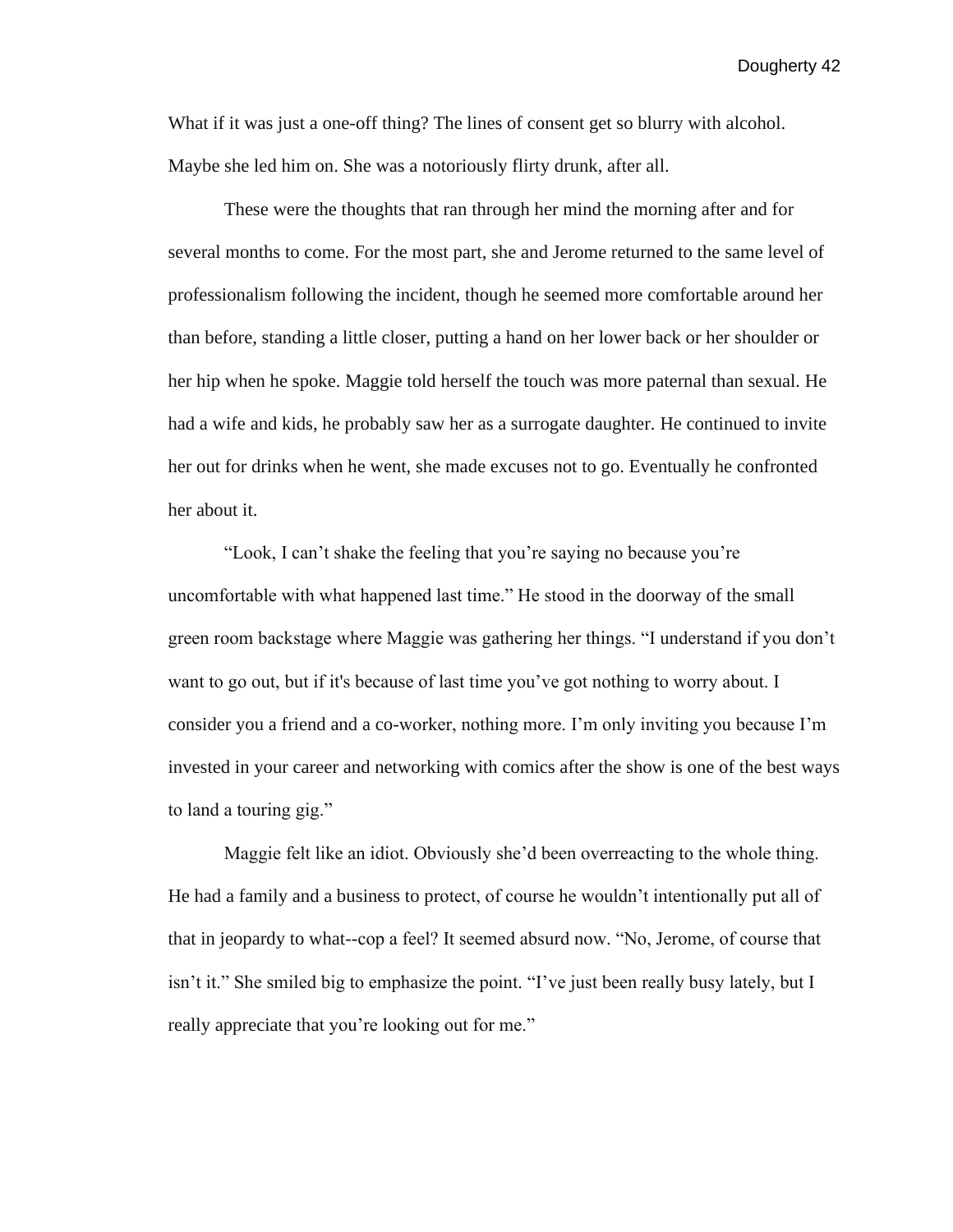What if it was just a one-off thing? The lines of consent get so blurry with alcohol. Maybe she led him on. She was a notoriously flirty drunk, after all.

These were the thoughts that ran through her mind the morning after and for several months to come. For the most part, she and Jerome returned to the same level of professionalism following the incident, though he seemed more comfortable around her than before, standing a little closer, putting a hand on her lower back or her shoulder or her hip when he spoke. Maggie told herself the touch was more paternal than sexual. He had a wife and kids, he probably saw her as a surrogate daughter. He continued to invite her out for drinks when he went, she made excuses not to go. Eventually he confronted her about it.

"Look, I can't shake the feeling that you're saying no because you're uncomfortable with what happened last time." He stood in the doorway of the small green room backstage where Maggie was gathering her things. "I understand if you don't want to go out, but if it's because of last time you've got nothing to worry about. I consider you a friend and a co-worker, nothing more. I'm only inviting you because I'm invested in your career and networking with comics after the show is one of the best ways to land a touring gig."

Maggie felt like an idiot. Obviously she'd been overreacting to the whole thing. He had a family and a business to protect, of course he wouldn't intentionally put all of that in jeopardy to what--cop a feel? It seemed absurd now. "No, Jerome, of course that isn't it." She smiled big to emphasize the point. "I've just been really busy lately, but I really appreciate that you're looking out for me."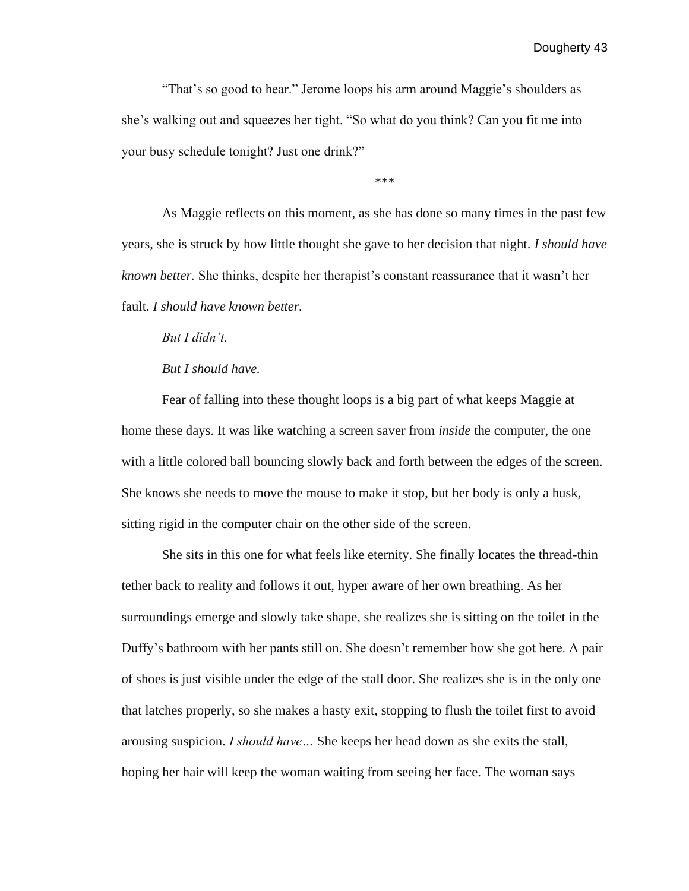"That's so good to hear." Jerome loops his arm around Maggie's shoulders as she's walking out and squeezes her tight. "So what do you think? Can you fit me into your busy schedule tonight? Just one drink?"

***

As Maggie reflects on this moment, as she has done so many times in the past few years, she is struck by how little thought she gave to her decision that night. *I should have known better.* She thinks, despite her therapist's constant reassurance that it wasn't her fault. *I should have known better.*

*But I didn't.*

*But I should have.*

Fear of falling into these thought loops is a big part of what keeps Maggie at home these days. It was like watching a screen saver from *inside* the computer, the one with a little colored ball bouncing slowly back and forth between the edges of the screen. She knows she needs to move the mouse to make it stop, but her body is only a husk, sitting rigid in the computer chair on the other side of the screen.

She sits in this one for what feels like eternity. She finally locates the thread-thin tether back to reality and follows it out, hyper aware of her own breathing. As her surroundings emerge and slowly take shape, she realizes she is sitting on the toilet in the Duffy's bathroom with her pants still on. She doesn't remember how she got here. A pair of shoes is just visible under the edge of the stall door. She realizes she is in the only one that latches properly, so she makes a hasty exit, stopping to flush the toilet first to avoid arousing suspicion. *I should have…* She keeps her head down as she exits the stall, hoping her hair will keep the woman waiting from seeing her face. The woman says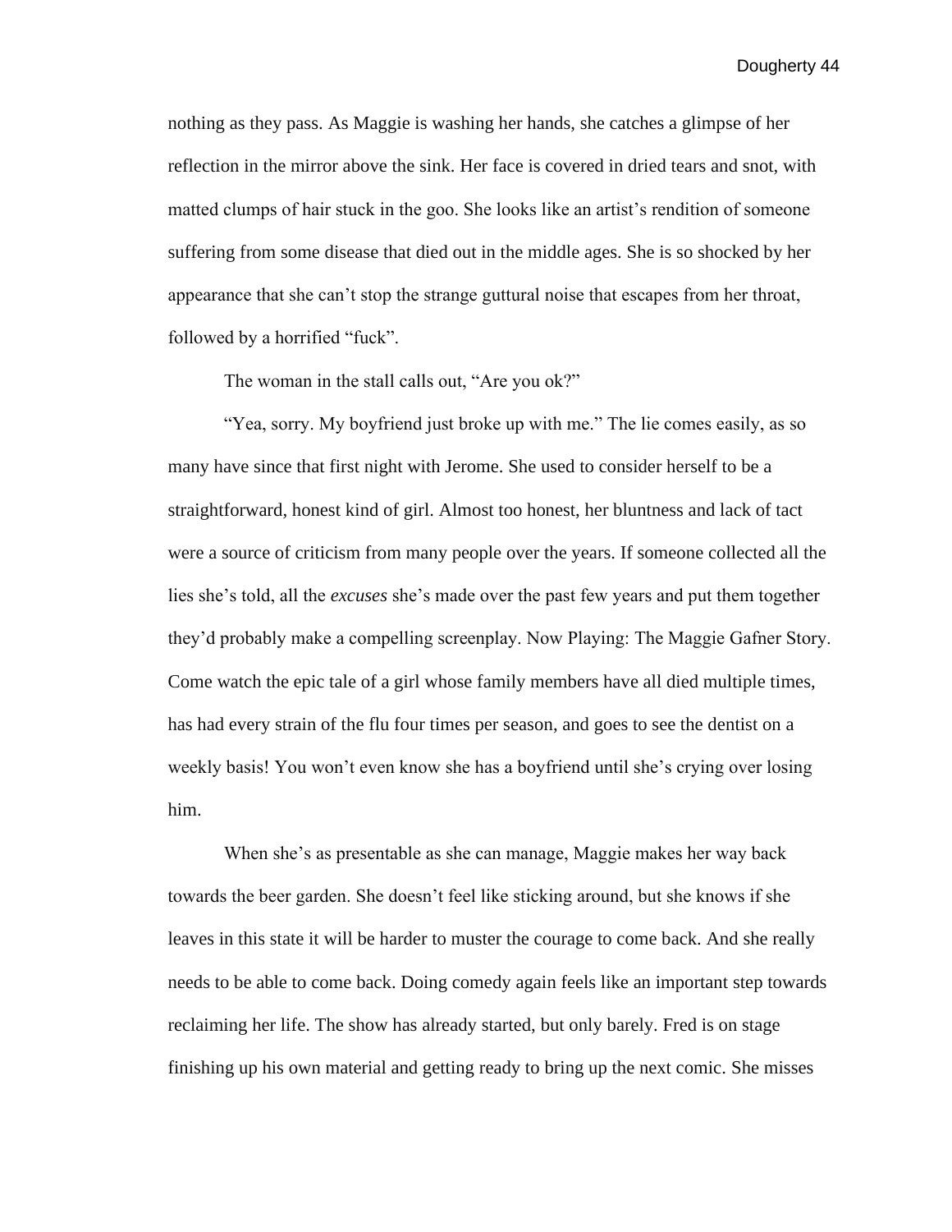nothing as they pass. As Maggie is washing her hands, she catches a glimpse of her reflection in the mirror above the sink. Her face is covered in dried tears and snot, with matted clumps of hair stuck in the goo. She looks like an artist's rendition of someone suffering from some disease that died out in the middle ages. She is so shocked by her appearance that she can't stop the strange guttural noise that escapes from her throat, followed by a horrified "fuck".

The woman in the stall calls out, "Are you ok?"

"Yea, sorry. My boyfriend just broke up with me." The lie comes easily, as so many have since that first night with Jerome. She used to consider herself to be a straightforward, honest kind of girl. Almost too honest, her bluntness and lack of tact were a source of criticism from many people over the years. If someone collected all the lies she's told, all the *excuses* she's made over the past few years and put them together they'd probably make a compelling screenplay. Now Playing: The Maggie Gafner Story. Come watch the epic tale of a girl whose family members have all died multiple times, has had every strain of the flu four times per season, and goes to see the dentist on a weekly basis! You won't even know she has a boyfriend until she's crying over losing him.

When she's as presentable as she can manage, Maggie makes her way back towards the beer garden. She doesn't feel like sticking around, but she knows if she leaves in this state it will be harder to muster the courage to come back. And she really needs to be able to come back. Doing comedy again feels like an important step towards reclaiming her life. The show has already started, but only barely. Fred is on stage finishing up his own material and getting ready to bring up the next comic. She misses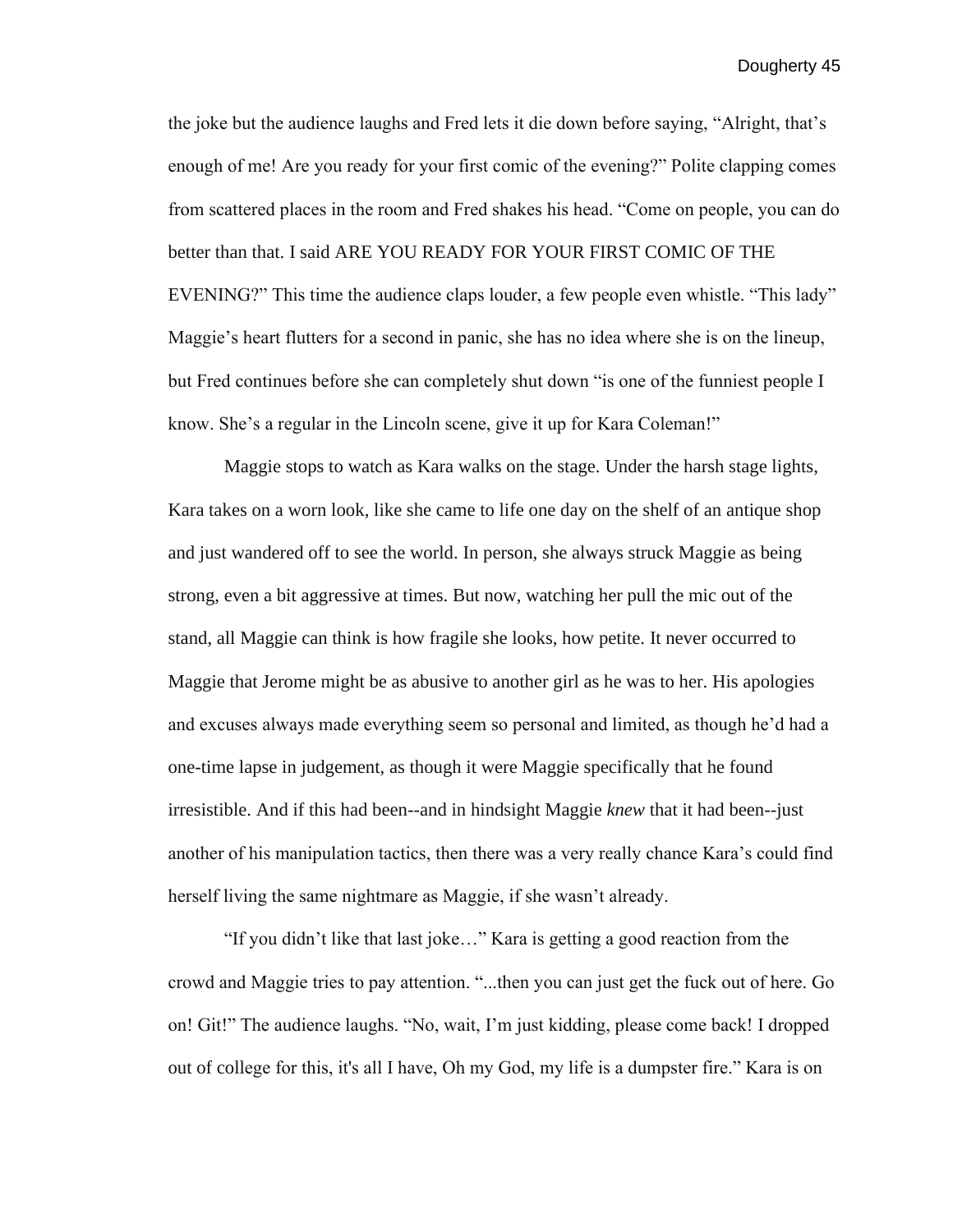the joke but the audience laughs and Fred lets it die down before saying, “Alright, that’s enough of me! Are you ready for your first comic of the evening?” Polite clapping comes from scattered places in the room and Fred shakes his head. “Come on people, you can do better than that. I said ARE YOU READY FOR YOUR FIRST COMIC OF THE EVENING?” This time the audience claps louder, a few people even whistle. “This lady” Maggie’s heart flutters for a second in panic, she has no idea where she is on the lineup, but Fred continues before she can completely shut down “is one of the funniest people I know. She’s a regular in the Lincoln scene, give it up for Kara Coleman!”

Maggie stops to watch as Kara walks on the stage. Under the harsh stage lights, Kara takes on a worn look, like she came to life one day on the shelf of an antique shop and just wandered off to see the world. In person, she always struck Maggie as being strong, even a bit aggressive at times. But now, watching her pull the mic out of the stand, all Maggie can think is how fragile she looks, how petite. It never occurred to Maggie that Jerome might be as abusive to another girl as he was to her. His apologies and excuses always made everything seem so personal and limited, as though he’d had a one-time lapse in judgement, as though it were Maggie specifically that he found irresistible. And if this had been--and in hindsight Maggie *knew* that it had been--just another of his manipulation tactics, then there was a very really chance Kara’s could find herself living the same nightmare as Maggie, if she wasn’t already.

“If you didn’t like that last joke…” Kara is getting a good reaction from the crowd and Maggie tries to pay attention. “...then you can just get the fuck out of here. Go on! Git!” The audience laughs. “No, wait, I’m just kidding, please come back! I dropped out of college for this, it's all I have, Oh my God, my life is a dumpster fire.” Kara is on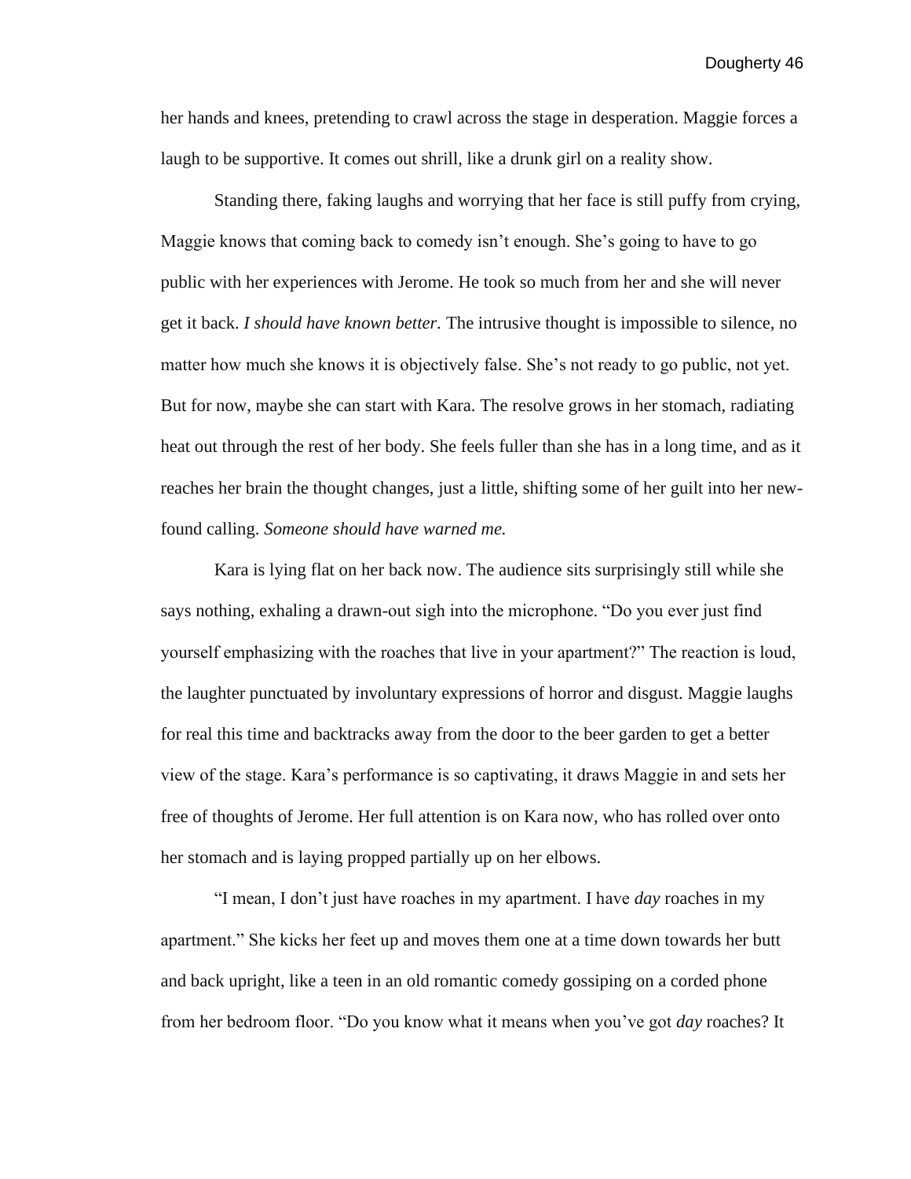her hands and knees, pretending to crawl across the stage in desperation. Maggie forces a laugh to be supportive. It comes out shrill, like a drunk girl on a reality show.

Standing there, faking laughs and worrying that her face is still puffy from crying, Maggie knows that coming back to comedy isn't enough. She's going to have to go public with her experiences with Jerome. He took so much from her and she will never get it back. *I should have known better.* The intrusive thought is impossible to silence, no matter how much she knows it is objectively false. She's not ready to go public, not yet. But for now, maybe she can start with Kara. The resolve grows in her stomach, radiating heat out through the rest of her body. She feels fuller than she has in a long time, and as it reaches her brain the thought changes, just a little, shifting some of her guilt into her new-found calling. *Someone should have warned me.*

Kara is lying flat on her back now. The audience sits surprisingly still while she says nothing, exhaling a drawn-out sigh into the microphone. "Do you ever just find yourself emphasizing with the roaches that live in your apartment?" The reaction is loud, the laughter punctuated by involuntary expressions of horror and disgust. Maggie laughs for real this time and backtracks away from the door to the beer garden to get a better view of the stage. Kara's performance is so captivating, it draws Maggie in and sets her free of thoughts of Jerome. Her full attention is on Kara now, who has rolled over onto her stomach and is laying propped partially up on her elbows.

"I mean, I don't just have roaches in my apartment. I have *day* roaches in my apartment." She kicks her feet up and moves them one at a time down towards her butt and back upright, like a teen in an old romantic comedy gossiping on a corded phone from her bedroom floor. "Do you know what it means when you've got *day* roaches? It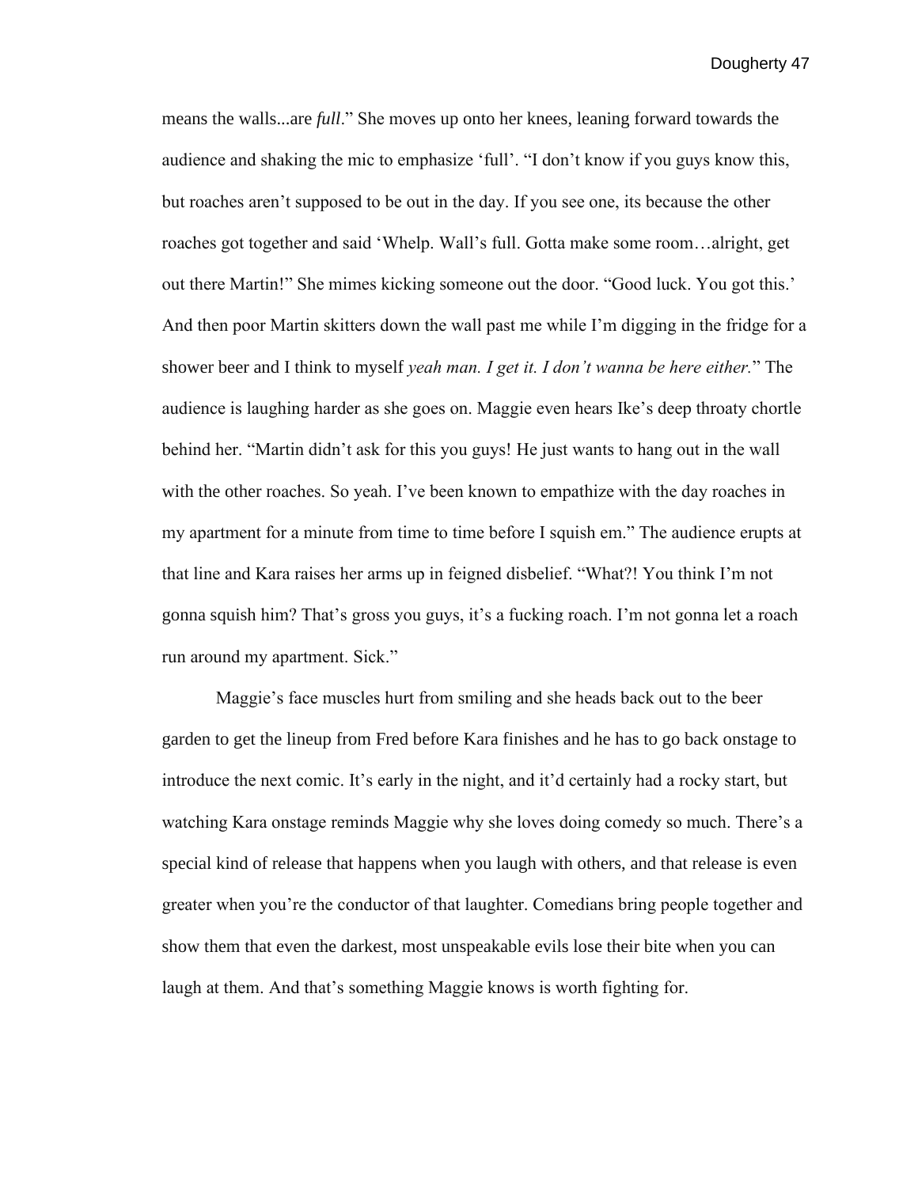means the walls...are *full*." She moves up onto her knees, leaning forward towards the audience and shaking the mic to emphasize 'full'. "I don't know if you guys know this, but roaches aren't supposed to be out in the day. If you see one, its because the other roaches got together and said 'Whelp. Wall's full. Gotta make some room…alright, get out there Martin!" She mimes kicking someone out the door. "Good luck. You got this.' And then poor Martin skitters down the wall past me while I'm digging in the fridge for a shower beer and I think to myself *yeah man. I get it. I don't wanna be here either.*" The audience is laughing harder as she goes on. Maggie even hears Ike's deep throaty chortle behind her. "Martin didn't ask for this you guys! He just wants to hang out in the wall with the other roaches. So yeah. I've been known to empathize with the day roaches in my apartment for a minute from time to time before I squish em." The audience erupts at that line and Kara raises her arms up in feigned disbelief. "What?! You think I'm not gonna squish him? That's gross you guys, it's a fucking roach. I'm not gonna let a roach run around my apartment. Sick."

Maggie's face muscles hurt from smiling and she heads back out to the beer garden to get the lineup from Fred before Kara finishes and he has to go back onstage to introduce the next comic. It's early in the night, and it'd certainly had a rocky start, but watching Kara onstage reminds Maggie why she loves doing comedy so much. There's a special kind of release that happens when you laugh with others, and that release is even greater when you're the conductor of that laughter. Comedians bring people together and show them that even the darkest, most unspeakable evils lose their bite when you can laugh at them. And that's something Maggie knows is worth fighting for.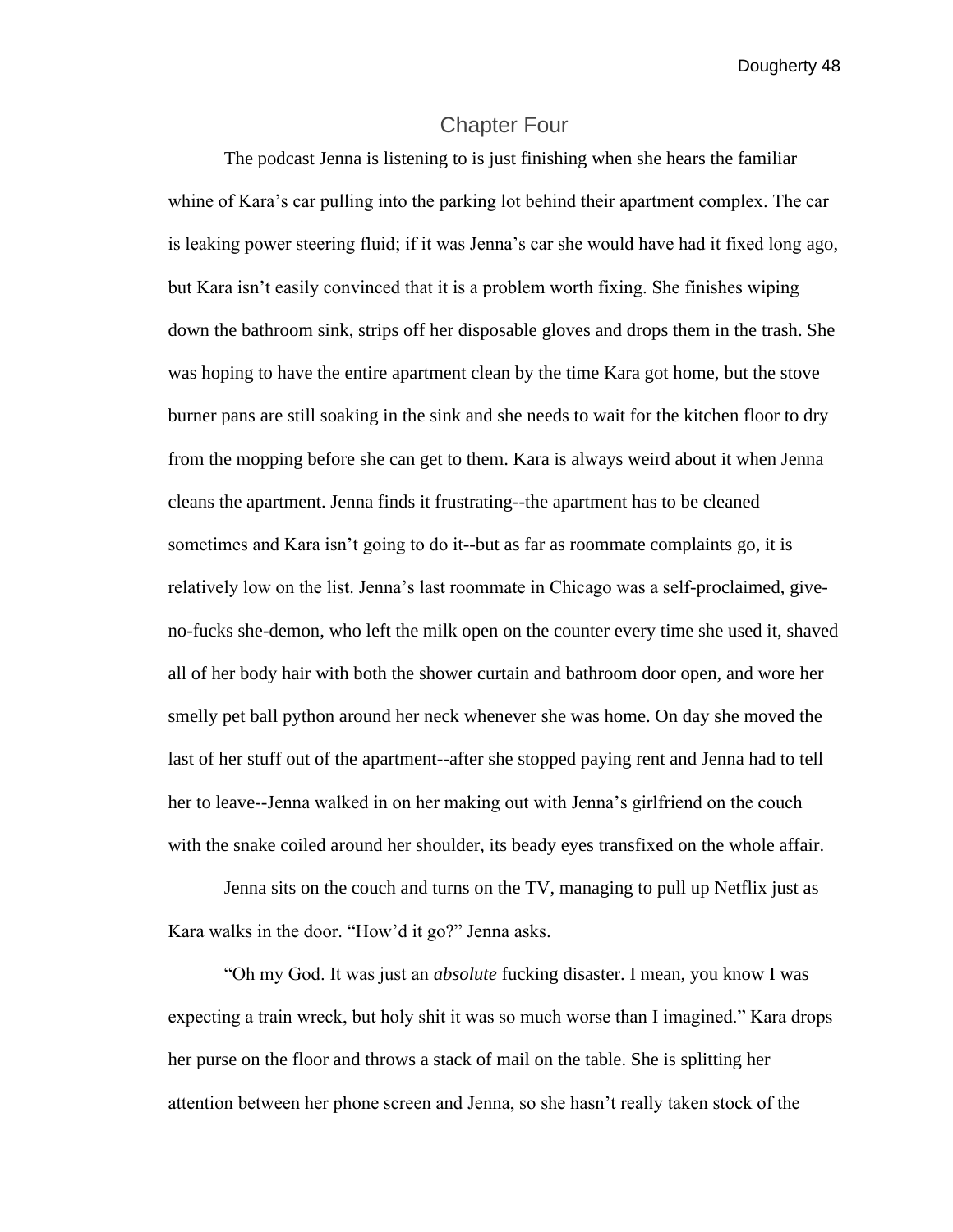# Chapter Four

The podcast Jenna is listening to is just finishing when she hears the familiar whine of Kara's car pulling into the parking lot behind their apartment complex. The car is leaking power steering fluid; if it was Jenna's car she would have had it fixed long ago, but Kara isn't easily convinced that it is a problem worth fixing. She finishes wiping down the bathroom sink, strips off her disposable gloves and drops them in the trash. She was hoping to have the entire apartment clean by the time Kara got home, but the stove burner pans are still soaking in the sink and she needs to wait for the kitchen floor to dry from the mopping before she can get to them. Kara is always weird about it when Jenna cleans the apartment. Jenna finds it frustrating--the apartment has to be cleaned sometimes and Kara isn't going to do it--but as far as roommate complaints go, it is relatively low on the list. Jenna's last roommate in Chicago was a self-proclaimed, give-no-fucks she-demon, who left the milk open on the counter every time she used it, shaved all of her body hair with both the shower curtain and bathroom door open, and wore her smelly pet ball python around her neck whenever she was home. On day she moved the last of her stuff out of the apartment--after she stopped paying rent and Jenna had to tell her to leave--Jenna walked in on her making out with Jenna's girlfriend on the couch with the snake coiled around her shoulder, its beady eyes transfixed on the whole affair.

Jenna sits on the couch and turns on the TV, managing to pull up Netflix just as Kara walks in the door. "How'd it go?" Jenna asks.

"Oh my God. It was just an *absolute* fucking disaster. I mean, you know I was expecting a train wreck, but holy shit it was so much worse than I imagined." Kara drops her purse on the floor and throws a stack of mail on the table. She is splitting her attention between her phone screen and Jenna, so she hasn't really taken stock of the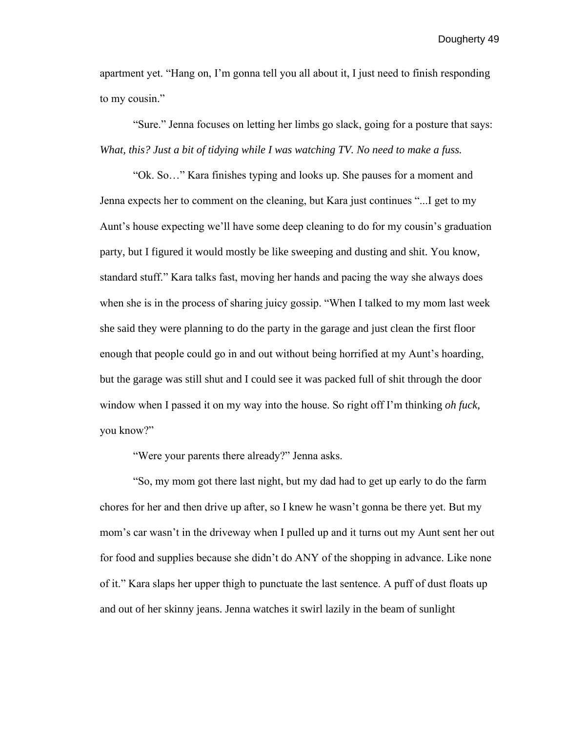apartment yet. “Hang on, I’m gonna tell you all about it, I just need to finish responding to my cousin.”

“Sure.” Jenna focuses on letting her limbs go slack, going for a posture that says: *What, this? Just a bit of tidying while I was watching TV. No need to make a fuss.*

“Ok. So…” Kara finishes typing and looks up. She pauses for a moment and Jenna expects her to comment on the cleaning, but Kara just continues “...I get to my Aunt’s house expecting we’ll have some deep cleaning to do for my cousin’s graduation party, but I figured it would mostly be like sweeping and dusting and shit. You know, standard stuff.” Kara talks fast, moving her hands and pacing the way she always does when she is in the process of sharing juicy gossip. “When I talked to my mom last week she said they were planning to do the party in the garage and just clean the first floor enough that people could go in and out without being horrified at my Aunt’s hoarding, but the garage was still shut and I could see it was packed full of shit through the door window when I passed it on my way into the house. So right off I’m thinking *oh fuck*, you know?”

“Were your parents there already?” Jenna asks.

“So, my mom got there last night, but my dad had to get up early to do the farm chores for her and then drive up after, so I knew he wasn’t gonna be there yet. But my mom’s car wasn’t in the driveway when I pulled up and it turns out my Aunt sent her out for food and supplies because she didn’t do ANY of the shopping in advance. Like none of it.” Kara slaps her upper thigh to punctuate the last sentence. A puff of dust floats up and out of her skinny jeans. Jenna watches it swirl lazily in the beam of sunlight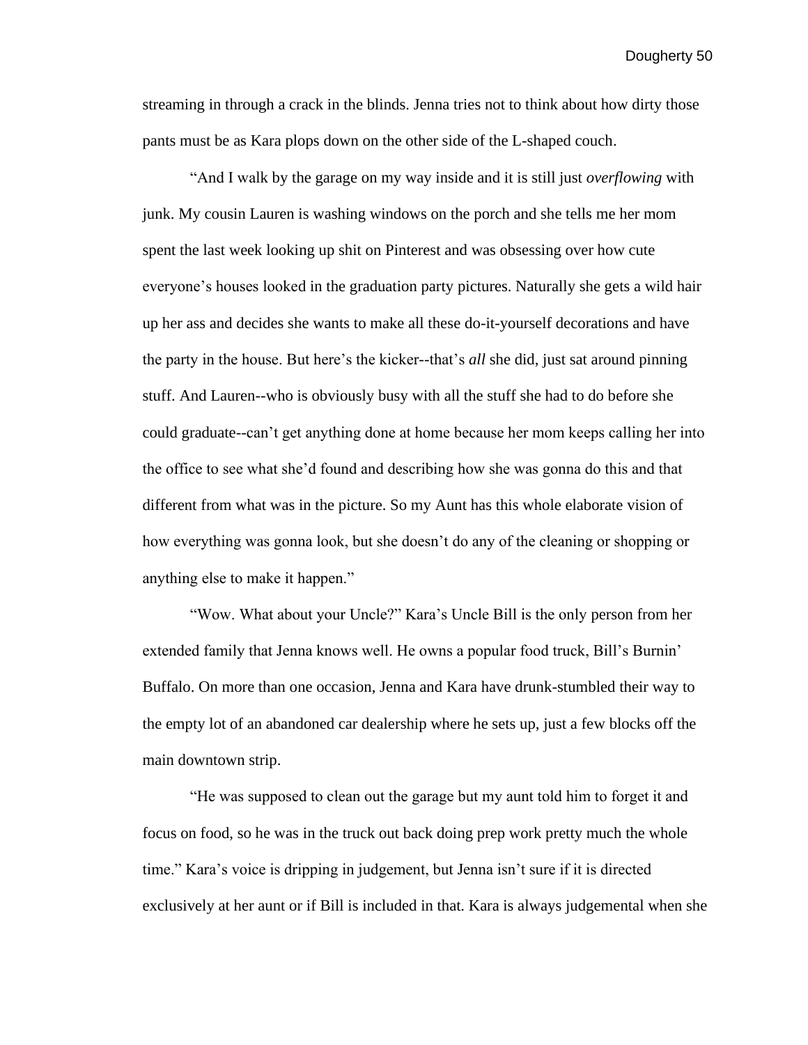streaming in through a crack in the blinds. Jenna tries not to think about how dirty those pants must be as Kara plops down on the other side of the L-shaped couch.

"And I walk by the garage on my way inside and it is still just *overflowing* with junk. My cousin Lauren is washing windows on the porch and she tells me her mom spent the last week looking up shit on Pinterest and was obsessing over how cute everyone's houses looked in the graduation party pictures. Naturally she gets a wild hair up her ass and decides she wants to make all these do-it-yourself decorations and have the party in the house. But here's the kicker--that's *all* she did, just sat around pinning stuff. And Lauren--who is obviously busy with all the stuff she had to do before she could graduate--can't get anything done at home because her mom keeps calling her into the office to see what she'd found and describing how she was gonna do this and that different from what was in the picture. So my Aunt has this whole elaborate vision of how everything was gonna look, but she doesn't do any of the cleaning or shopping or anything else to make it happen."

"Wow. What about your Uncle?" Kara's Uncle Bill is the only person from her extended family that Jenna knows well. He owns a popular food truck, Bill's Burnin' Buffalo. On more than one occasion, Jenna and Kara have drunk-stumbled their way to the empty lot of an abandoned car dealership where he sets up, just a few blocks off the main downtown strip.

"He was supposed to clean out the garage but my aunt told him to forget it and focus on food, so he was in the truck out back doing prep work pretty much the whole time." Kara's voice is dripping in judgement, but Jenna isn't sure if it is directed exclusively at her aunt or if Bill is included in that. Kara is always judgemental when she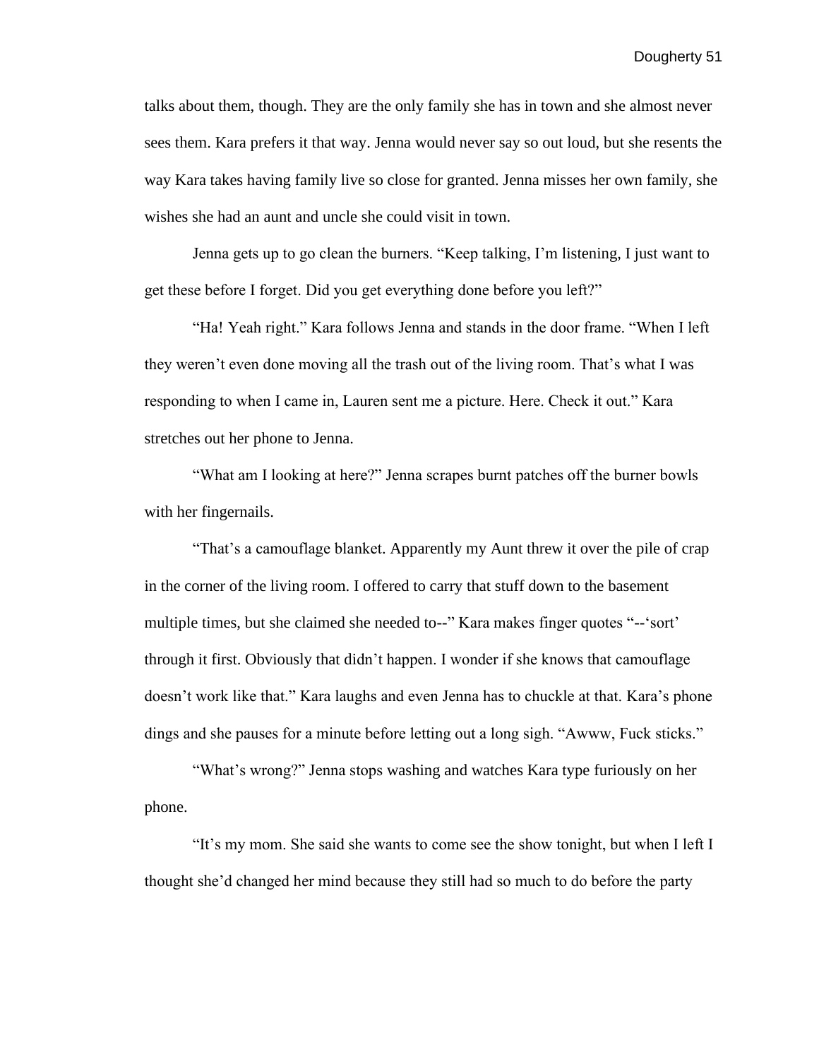talks about them, though. They are the only family she has in town and she almost never sees them. Kara prefers it that way. Jenna would never say so out loud, but she resents the way Kara takes having family live so close for granted. Jenna misses her own family, she wishes she had an aunt and uncle she could visit in town.

Jenna gets up to go clean the burners. “Keep talking, I’m listening, I just want to get these before I forget. Did you get everything done before you left?”

“Ha! Yeah right.” Kara follows Jenna and stands in the door frame. “When I left they weren’t even done moving all the trash out of the living room. That’s what I was responding to when I came in, Lauren sent me a picture. Here. Check it out.” Kara stretches out her phone to Jenna.

“What am I looking at here?” Jenna scrapes burnt patches off the burner bowls with her fingernails.

“That’s a camouflage blanket. Apparently my Aunt threw it over the pile of crap in the corner of the living room. I offered to carry that stuff down to the basement multiple times, but she claimed she needed to--” Kara makes finger quotes “--‘sort’ through it first. Obviously that didn’t happen. I wonder if she knows that camouflage doesn’t work like that.” Kara laughs and even Jenna has to chuckle at that. Kara’s phone dings and she pauses for a minute before letting out a long sigh. “Awww, Fuck sticks.”

“What’s wrong?” Jenna stops washing and watches Kara type furiously on her phone.

“It’s my mom. She said she wants to come see the show tonight, but when I left I thought she’d changed her mind because they still had so much to do before the party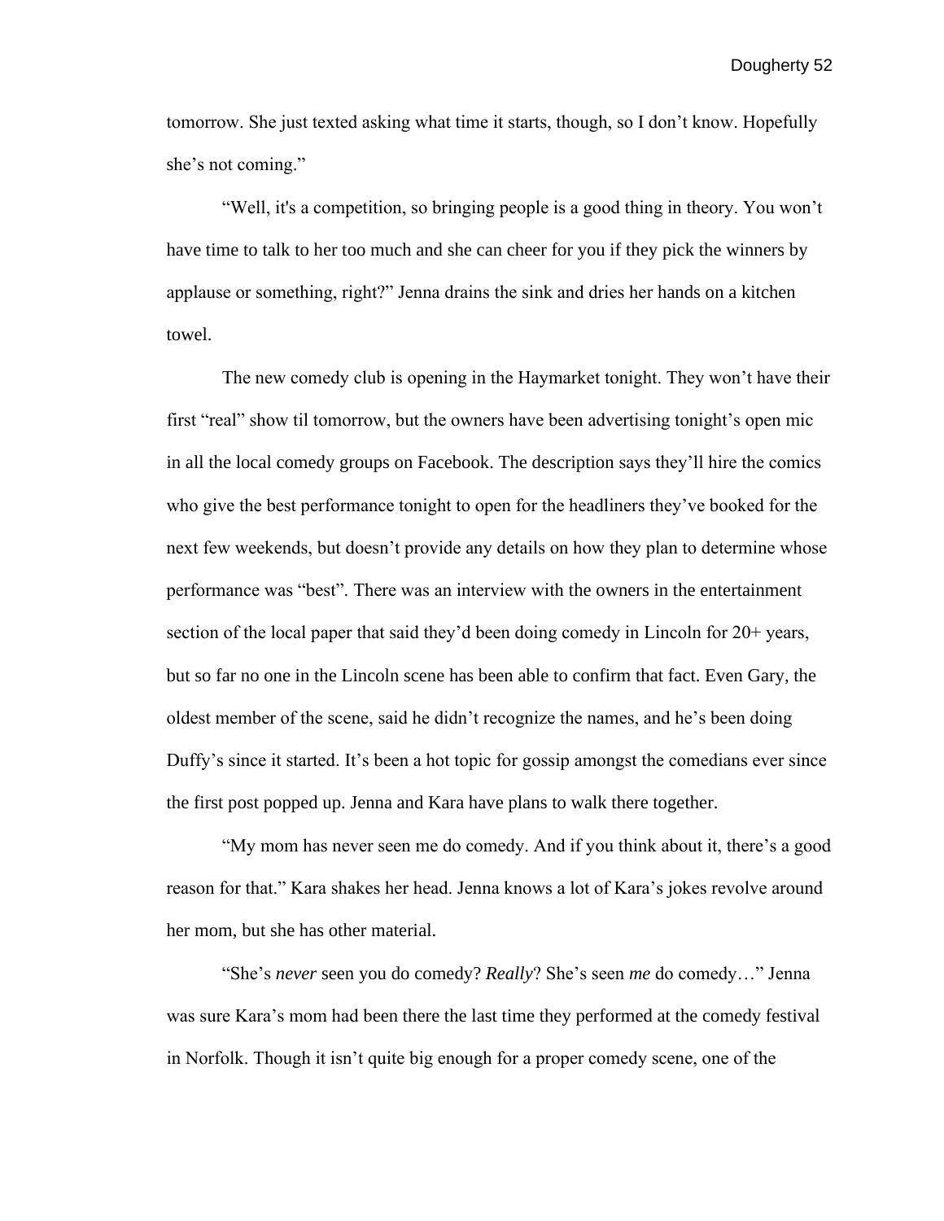tomorrow. She just texted asking what time it starts, though, so I don't know. Hopefully she's not coming."

"Well, it's a competition, so bringing people is a good thing in theory. You won't have time to talk to her too much and she can cheer for you if they pick the winners by applause or something, right?" Jenna drains the sink and dries her hands on a kitchen towel.

The new comedy club is opening in the Haymarket tonight. They won't have their first "real" show til tomorrow, but the owners have been advertising tonight's open mic in all the local comedy groups on Facebook. The description says they'll hire the comics who give the best performance tonight to open for the headliners they've booked for the next few weekends, but doesn't provide any details on how they plan to determine whose performance was "best". There was an interview with the owners in the entertainment section of the local paper that said they'd been doing comedy in Lincoln for 20+ years, but so far no one in the Lincoln scene has been able to confirm that fact. Even Gary, the oldest member of the scene, said he didn't recognize the names, and he's been doing Duffy's since it started. It's been a hot topic for gossip amongst the comedians ever since the first post popped up. Jenna and Kara have plans to walk there together.

"My mom has never seen me do comedy. And if you think about it, there's a good reason for that." Kara shakes her head. Jenna knows a lot of Kara's jokes revolve around her mom, but she has other material.

"She's *never* seen you do comedy? *Really*? She's seen *me* do comedy…" Jenna was sure Kara's mom had been there the last time they performed at the comedy festival in Norfolk. Though it isn't quite big enough for a proper comedy scene, one of the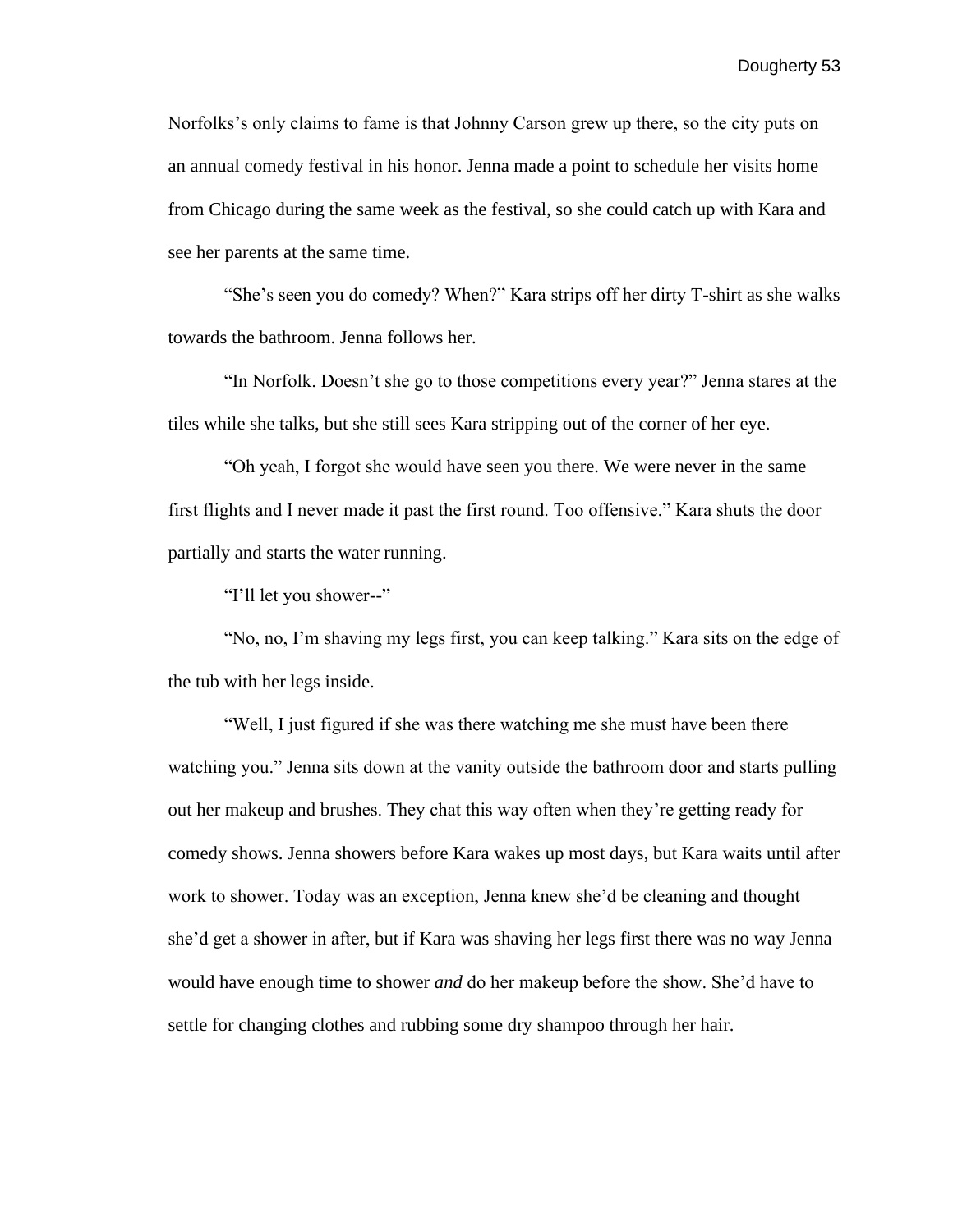Norfolks's only claims to fame is that Johnny Carson grew up there, so the city puts on an annual comedy festival in his honor. Jenna made a point to schedule her visits home from Chicago during the same week as the festival, so she could catch up with Kara and see her parents at the same time.

"She's seen you do comedy? When?" Kara strips off her dirty T-shirt as she walks towards the bathroom. Jenna follows her.

"In Norfolk. Doesn't she go to those competitions every year?" Jenna stares at the tiles while she talks, but she still sees Kara stripping out of the corner of her eye.

"Oh yeah, I forgot she would have seen you there. We were never in the same first flights and I never made it past the first round. Too offensive." Kara shuts the door partially and starts the water running.

"I'll let you shower--"

"No, no, I'm shaving my legs first, you can keep talking." Kara sits on the edge of the tub with her legs inside.

"Well, I just figured if she was there watching me she must have been there watching you." Jenna sits down at the vanity outside the bathroom door and starts pulling out her makeup and brushes. They chat this way often when they're getting ready for comedy shows. Jenna showers before Kara wakes up most days, but Kara waits until after work to shower. Today was an exception, Jenna knew she'd be cleaning and thought she'd get a shower in after, but if Kara was shaving her legs first there was no way Jenna would have enough time to shower *and* do her makeup before the show. She'd have to settle for changing clothes and rubbing some dry shampoo through her hair.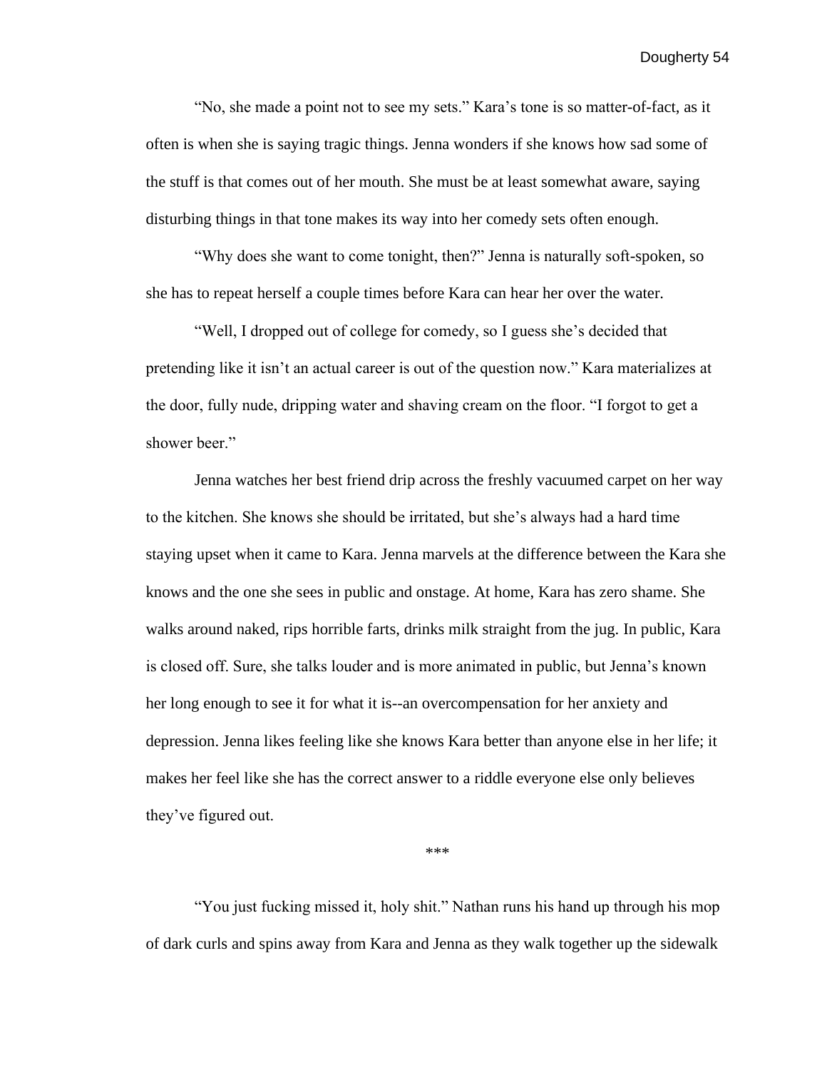“No, she made a point not to see my sets.” Kara’s tone is so matter-of-fact, as it often is when she is saying tragic things. Jenna wonders if she knows how sad some of the stuff is that comes out of her mouth. She must be at least somewhat aware, saying disturbing things in that tone makes its way into her comedy sets often enough.

“Why does she want to come tonight, then?” Jenna is naturally soft-spoken, so she has to repeat herself a couple times before Kara can hear her over the water.

“Well, I dropped out of college for comedy, so I guess she’s decided that pretending like it isn’t an actual career is out of the question now.” Kara materializes at the door, fully nude, dripping water and shaving cream on the floor. “I forgot to get a shower beer.”

Jenna watches her best friend drip across the freshly vacuumed carpet on her way to the kitchen. She knows she should be irritated, but she’s always had a hard time staying upset when it came to Kara. Jenna marvels at the difference between the Kara she knows and the one she sees in public and onstage. At home, Kara has zero shame. She walks around naked, rips horrible farts, drinks milk straight from the jug. In public, Kara is closed off. Sure, she talks louder and is more animated in public, but Jenna’s known her long enough to see it for what it is--an overcompensation for her anxiety and depression. Jenna likes feeling like she knows Kara better than anyone else in her life; it makes her feel like she has the correct answer to a riddle everyone else only believes they’ve figured out.

***

“You just fucking missed it, holy shit.” Nathan runs his hand up through his mop of dark curls and spins away from Kara and Jenna as they walk together up the sidewalk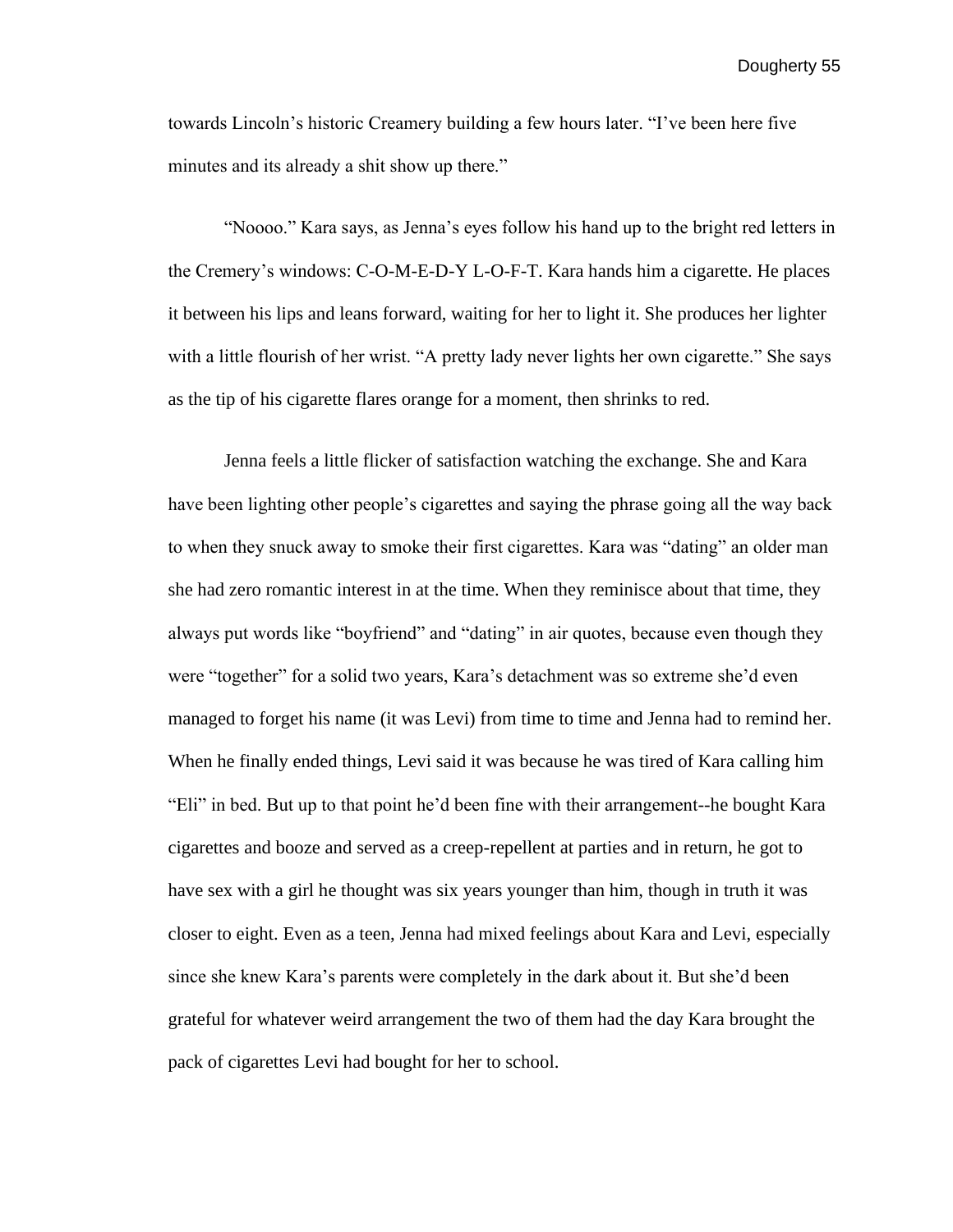towards Lincoln's historic Creamery building a few hours later. "I've been here five minutes and its already a shit show up there."

"Noooo." Kara says, as Jenna's eyes follow his hand up to the bright red letters in the Cremery's windows: C-O-M-E-D-Y L-O-F-T. Kara hands him a cigarette. He places it between his lips and leans forward, waiting for her to light it. She produces her lighter with a little flourish of her wrist. "A pretty lady never lights her own cigarette." She says as the tip of his cigarette flares orange for a moment, then shrinks to red.

Jenna feels a little flicker of satisfaction watching the exchange. She and Kara have been lighting other people's cigarettes and saying the phrase going all the way back to when they snuck away to smoke their first cigarettes. Kara was "dating" an older man she had zero romantic interest in at the time. When they reminisce about that time, they always put words like "boyfriend" and "dating" in air quotes, because even though they were "together" for a solid two years, Kara's detachment was so extreme she'd even managed to forget his name (it was Levi) from time to time and Jenna had to remind her. When he finally ended things, Levi said it was because he was tired of Kara calling him "Eli" in bed. But up to that point he'd been fine with their arrangement--he bought Kara cigarettes and booze and served as a creep-repellent at parties and in return, he got to have sex with a girl he thought was six years younger than him, though in truth it was closer to eight. Even as a teen, Jenna had mixed feelings about Kara and Levi, especially since she knew Kara's parents were completely in the dark about it. But she'd been grateful for whatever weird arrangement the two of them had the day Kara brought the pack of cigarettes Levi had bought for her to school.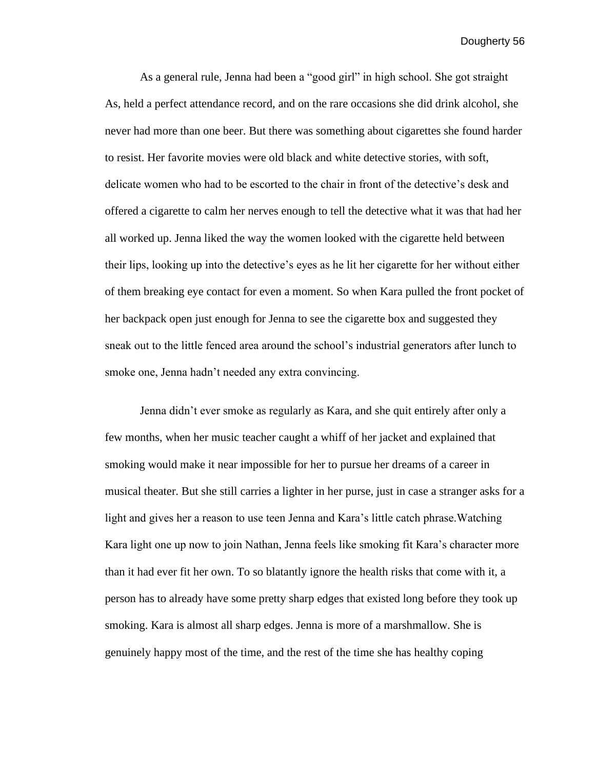As a general rule, Jenna had been a "good girl" in high school. She got straight As, held a perfect attendance record, and on the rare occasions she did drink alcohol, she never had more than one beer. But there was something about cigarettes she found harder to resist. Her favorite movies were old black and white detective stories, with soft, delicate women who had to be escorted to the chair in front of the detective's desk and offered a cigarette to calm her nerves enough to tell the detective what it was that had her all worked up. Jenna liked the way the women looked with the cigarette held between their lips, looking up into the detective's eyes as he lit her cigarette for her without either of them breaking eye contact for even a moment. So when Kara pulled the front pocket of her backpack open just enough for Jenna to see the cigarette box and suggested they sneak out to the little fenced area around the school's industrial generators after lunch to smoke one, Jenna hadn't needed any extra convincing.

Jenna didn't ever smoke as regularly as Kara, and she quit entirely after only a few months, when her music teacher caught a whiff of her jacket and explained that smoking would make it near impossible for her to pursue her dreams of a career in musical theater. But she still carries a lighter in her purse, just in case a stranger asks for a light and gives her a reason to use teen Jenna and Kara's little catch phrase.Watching Kara light one up now to join Nathan, Jenna feels like smoking fit Kara's character more than it had ever fit her own. To so blatantly ignore the health risks that come with it, a person has to already have some pretty sharp edges that existed long before they took up smoking. Kara is almost all sharp edges. Jenna is more of a marshmallow. She is genuinely happy most of the time, and the rest of the time she has healthy coping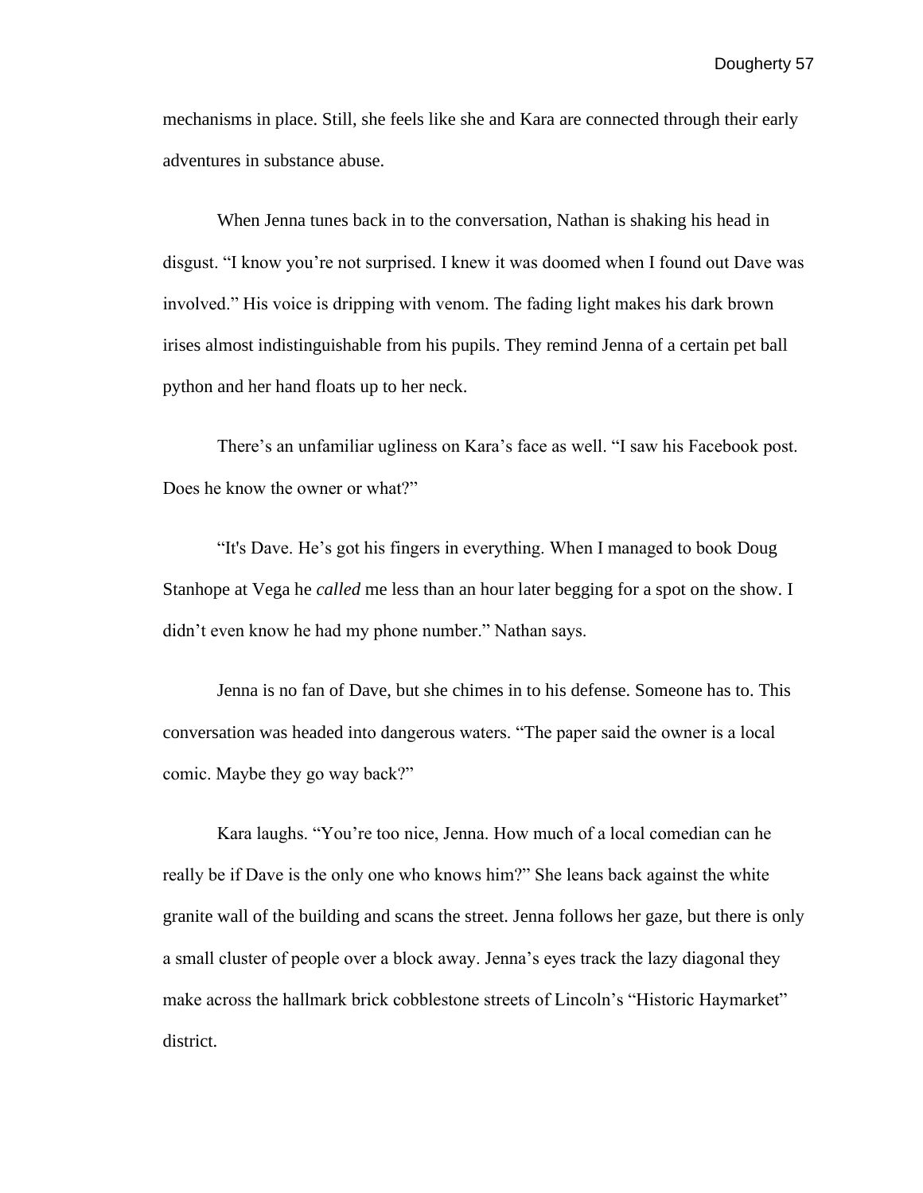mechanisms in place. Still, she feels like she and Kara are connected through their early adventures in substance abuse.

When Jenna tunes back in to the conversation, Nathan is shaking his head in disgust. "I know you're not surprised. I knew it was doomed when I found out Dave was involved." His voice is dripping with venom. The fading light makes his dark brown irises almost indistinguishable from his pupils. They remind Jenna of a certain pet ball python and her hand floats up to her neck.

There's an unfamiliar ugliness on Kara's face as well. "I saw his Facebook post. Does he know the owner or what?"

"It's Dave. He's got his fingers in everything. When I managed to book Doug Stanhope at Vega he *called* me less than an hour later begging for a spot on the show. I didn't even know he had my phone number." Nathan says.

Jenna is no fan of Dave, but she chimes in to his defense. Someone has to. This conversation was headed into dangerous waters. "The paper said the owner is a local comic. Maybe they go way back?"

Kara laughs. "You're too nice, Jenna. How much of a local comedian can he really be if Dave is the only one who knows him?" She leans back against the white granite wall of the building and scans the street. Jenna follows her gaze, but there is only a small cluster of people over a block away. Jenna's eyes track the lazy diagonal they make across the hallmark brick cobblestone streets of Lincoln's "Historic Haymarket" district.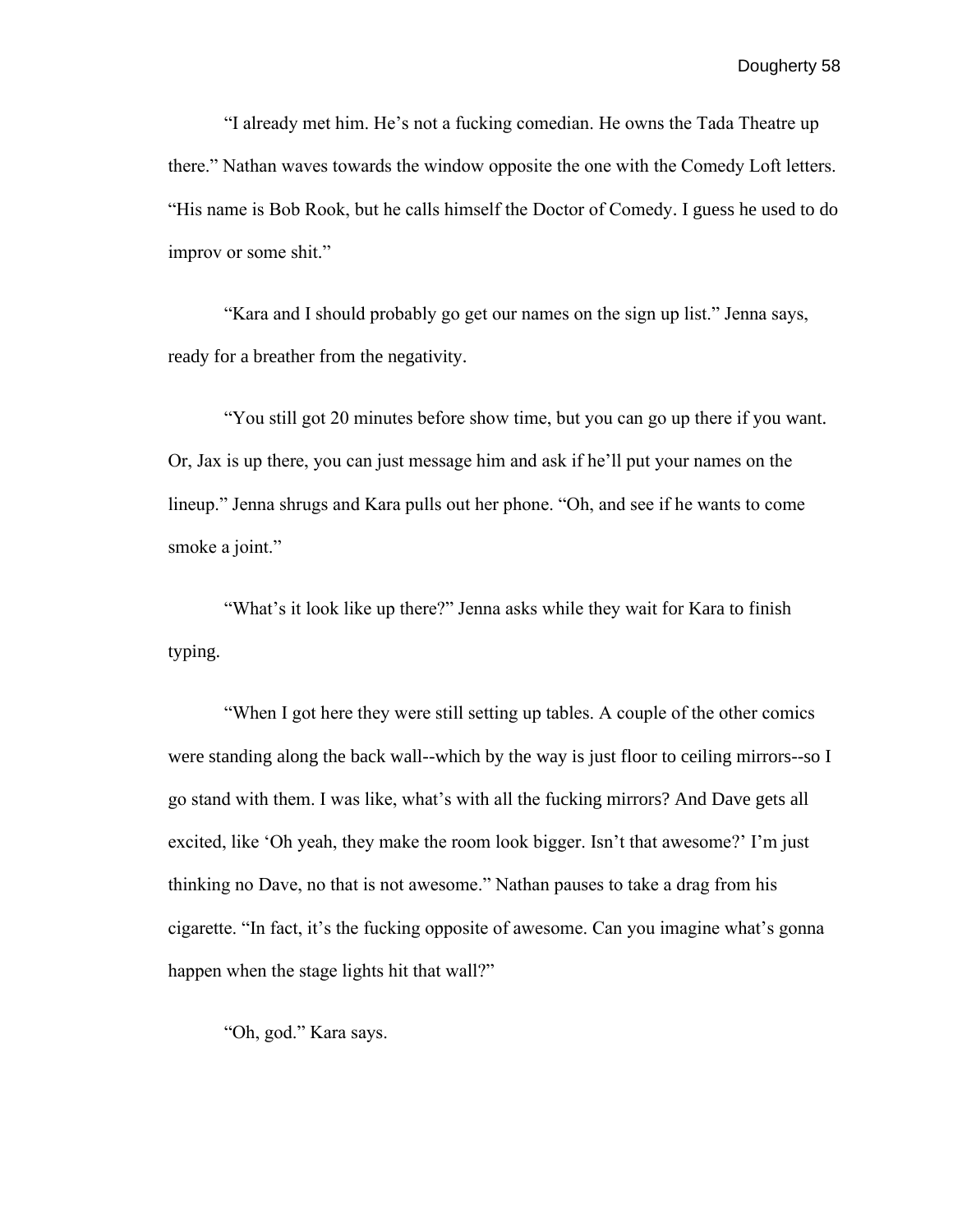“I already met him. He’s not a fucking comedian. He owns the Tada Theatre up there.” Nathan waves towards the window opposite the one with the Comedy Loft letters. “His name is Bob Rook, but he calls himself the Doctor of Comedy. I guess he used to do improv or some shit.”

“Kara and I should probably go get our names on the sign up list.” Jenna says, ready for a breather from the negativity.

“You still got 20 minutes before show time, but you can go up there if you want. Or, Jax is up there, you can just message him and ask if he’ll put your names on the lineup.” Jenna shrugs and Kara pulls out her phone. “Oh, and see if he wants to come smoke a joint.”

“What’s it look like up there?” Jenna asks while they wait for Kara to finish typing.

“When I got here they were still setting up tables. A couple of the other comics were standing along the back wall--which by the way is just floor to ceiling mirrors--so I go stand with them. I was like, what’s with all the fucking mirrors? And Dave gets all excited, like ‘Oh yeah, they make the room look bigger. Isn’t that awesome?’ I’m just thinking no Dave, no that is not awesome.” Nathan pauses to take a drag from his cigarette. “In fact, it’s the fucking opposite of awesome. Can you imagine what’s gonna happen when the stage lights hit that wall?”

“Oh, god.” Kara says.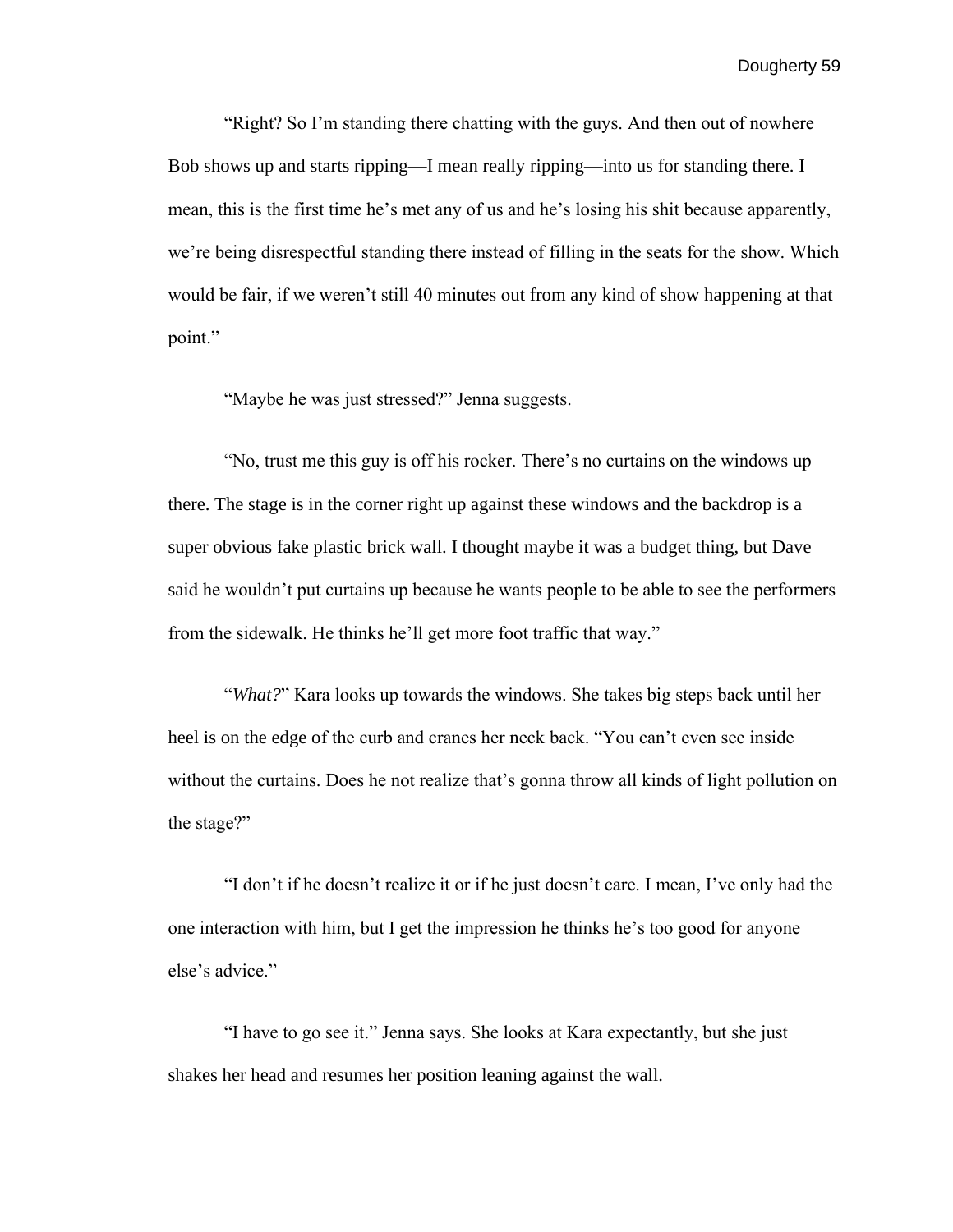"Right? So I'm standing there chatting with the guys. And then out of nowhere Bob shows up and starts ripping—I mean really ripping—into us for standing there. I mean, this is the first time he's met any of us and he's losing his shit because apparently, we're being disrespectful standing there instead of filling in the seats for the show. Which would be fair, if we weren't still 40 minutes out from any kind of show happening at that point."

"Maybe he was just stressed?" Jenna suggests.

"No, trust me this guy is off his rocker. There's no curtains on the windows up there. The stage is in the corner right up against these windows and the backdrop is a super obvious fake plastic brick wall. I thought maybe it was a budget thing, but Dave said he wouldn't put curtains up because he wants people to be able to see the performers from the sidewalk. He thinks he'll get more foot traffic that way."

"*What?*" Kara looks up towards the windows. She takes big steps back until her heel is on the edge of the curb and cranes her neck back. "You can't even see inside without the curtains. Does he not realize that's gonna throw all kinds of light pollution on the stage?"

"I don't if he doesn't realize it or if he just doesn't care. I mean, I've only had the one interaction with him, but I get the impression he thinks he's too good for anyone else's advice."

"I have to go see it." Jenna says. She looks at Kara expectantly, but she just shakes her head and resumes her position leaning against the wall.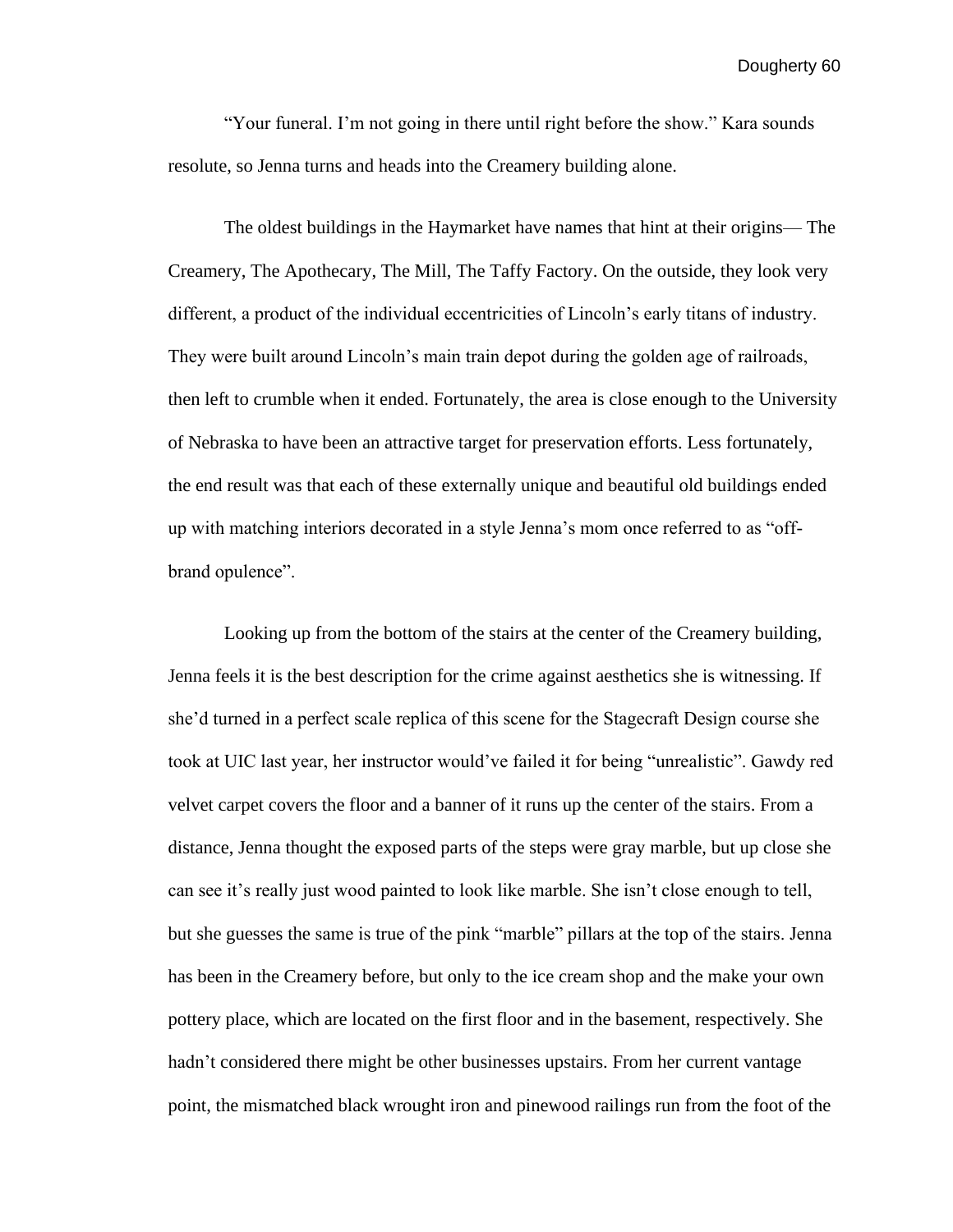"Your funeral. I'm not going in there until right before the show." Kara sounds resolute, so Jenna turns and heads into the Creamery building alone.

The oldest buildings in the Haymarket have names that hint at their origins— The Creamery, The Apothecary, The Mill, The Taffy Factory. On the outside, they look very different, a product of the individual eccentricities of Lincoln's early titans of industry. They were built around Lincoln's main train depot during the golden age of railroads, then left to crumble when it ended. Fortunately, the area is close enough to the University of Nebraska to have been an attractive target for preservation efforts. Less fortunately, the end result was that each of these externally unique and beautiful old buildings ended up with matching interiors decorated in a style Jenna's mom once referred to as "off-brand opulence".

Looking up from the bottom of the stairs at the center of the Creamery building, Jenna feels it is the best description for the crime against aesthetics she is witnessing. If she'd turned in a perfect scale replica of this scene for the Stagecraft Design course she took at UIC last year, her instructor would've failed it for being "unrealistic". Gawdy red velvet carpet covers the floor and a banner of it runs up the center of the stairs. From a distance, Jenna thought the exposed parts of the steps were gray marble, but up close she can see it's really just wood painted to look like marble. She isn't close enough to tell, but she guesses the same is true of the pink "marble" pillars at the top of the stairs. Jenna has been in the Creamery before, but only to the ice cream shop and the make your own pottery place, which are located on the first floor and in the basement, respectively. She hadn't considered there might be other businesses upstairs. From her current vantage point, the mismatched black wrought iron and pinewood railings run from the foot of the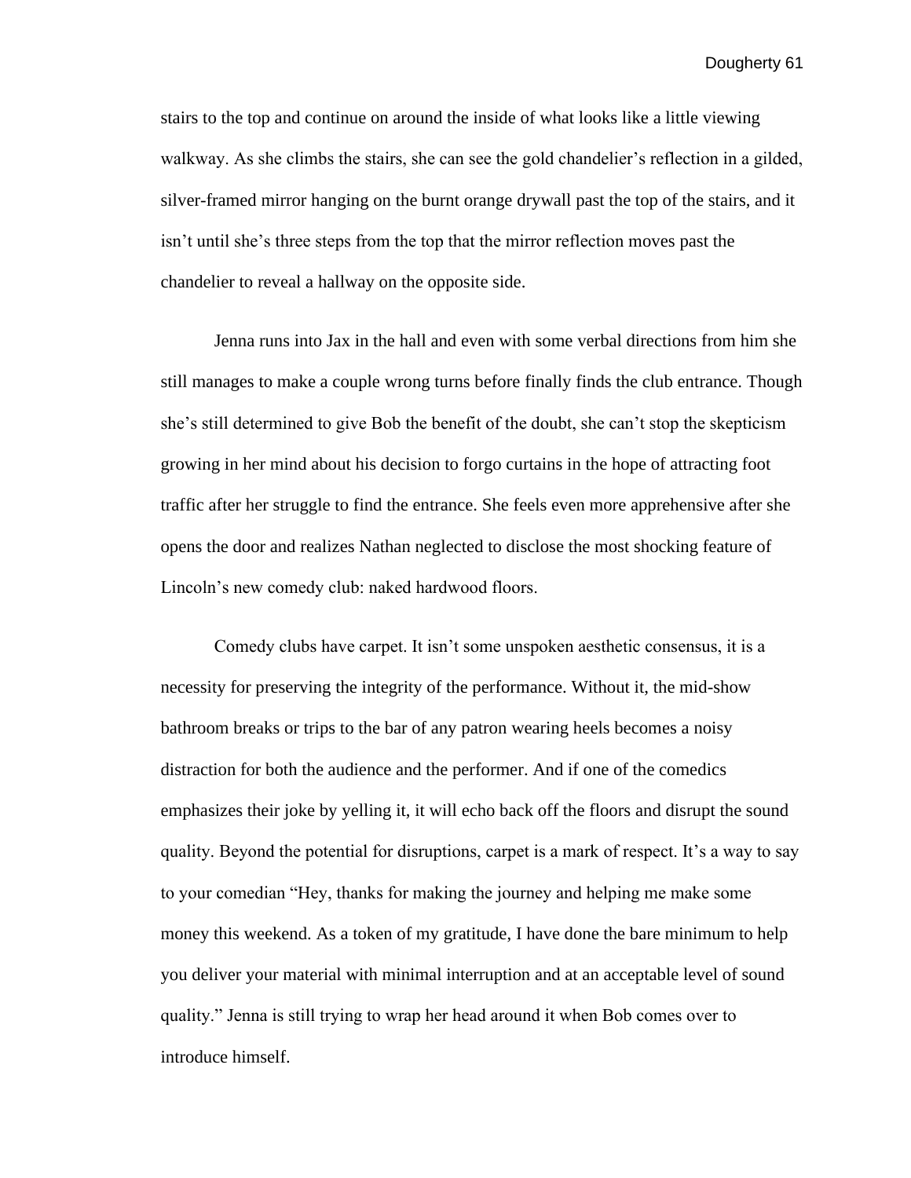stairs to the top and continue on around the inside of what looks like a little viewing walkway. As she climbs the stairs, she can see the gold chandelier's reflection in a gilded, silver-framed mirror hanging on the burnt orange drywall past the top of the stairs, and it isn't until she's three steps from the top that the mirror reflection moves past the chandelier to reveal a hallway on the opposite side.

Jenna runs into Jax in the hall and even with some verbal directions from him she still manages to make a couple wrong turns before finally finds the club entrance. Though she's still determined to give Bob the benefit of the doubt, she can't stop the skepticism growing in her mind about his decision to forgo curtains in the hope of attracting foot traffic after her struggle to find the entrance. She feels even more apprehensive after she opens the door and realizes Nathan neglected to disclose the most shocking feature of Lincoln's new comedy club: naked hardwood floors.

Comedy clubs have carpet. It isn't some unspoken aesthetic consensus, it is a necessity for preserving the integrity of the performance. Without it, the mid-show bathroom breaks or trips to the bar of any patron wearing heels becomes a noisy distraction for both the audience and the performer. And if one of the comedics emphasizes their joke by yelling it, it will echo back off the floors and disrupt the sound quality. Beyond the potential for disruptions, carpet is a mark of respect. It's a way to say to your comedian "Hey, thanks for making the journey and helping me make some money this weekend. As a token of my gratitude, I have done the bare minimum to help you deliver your material with minimal interruption and at an acceptable level of sound quality." Jenna is still trying to wrap her head around it when Bob comes over to introduce himself.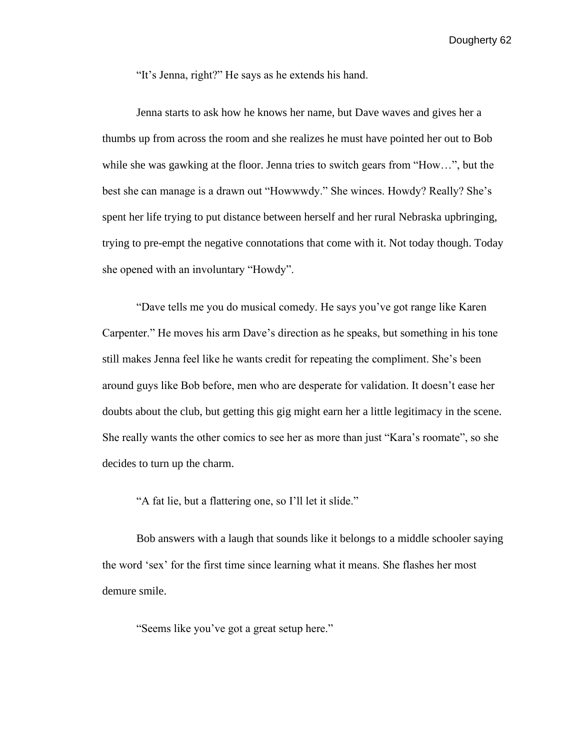"It's Jenna, right?" He says as he extends his hand.

Jenna starts to ask how he knows her name, but Dave waves and gives her a thumbs up from across the room and she realizes he must have pointed her out to Bob while she was gawking at the floor. Jenna tries to switch gears from "How…", but the best she can manage is a drawn out "Howwwdy." She winces. Howdy? Really? She's spent her life trying to put distance between herself and her rural Nebraska upbringing, trying to pre-empt the negative connotations that come with it. Not today though. Today she opened with an involuntary "Howdy".

"Dave tells me you do musical comedy. He says you've got range like Karen Carpenter." He moves his arm Dave's direction as he speaks, but something in his tone still makes Jenna feel like he wants credit for repeating the compliment. She's been around guys like Bob before, men who are desperate for validation. It doesn't ease her doubts about the club, but getting this gig might earn her a little legitimacy in the scene. She really wants the other comics to see her as more than just "Kara's roomate", so she decides to turn up the charm.

"A fat lie, but a flattering one, so I'll let it slide."

Bob answers with a laugh that sounds like it belongs to a middle schooler saying the word 'sex' for the first time since learning what it means. She flashes her most demure smile.

"Seems like you've got a great setup here."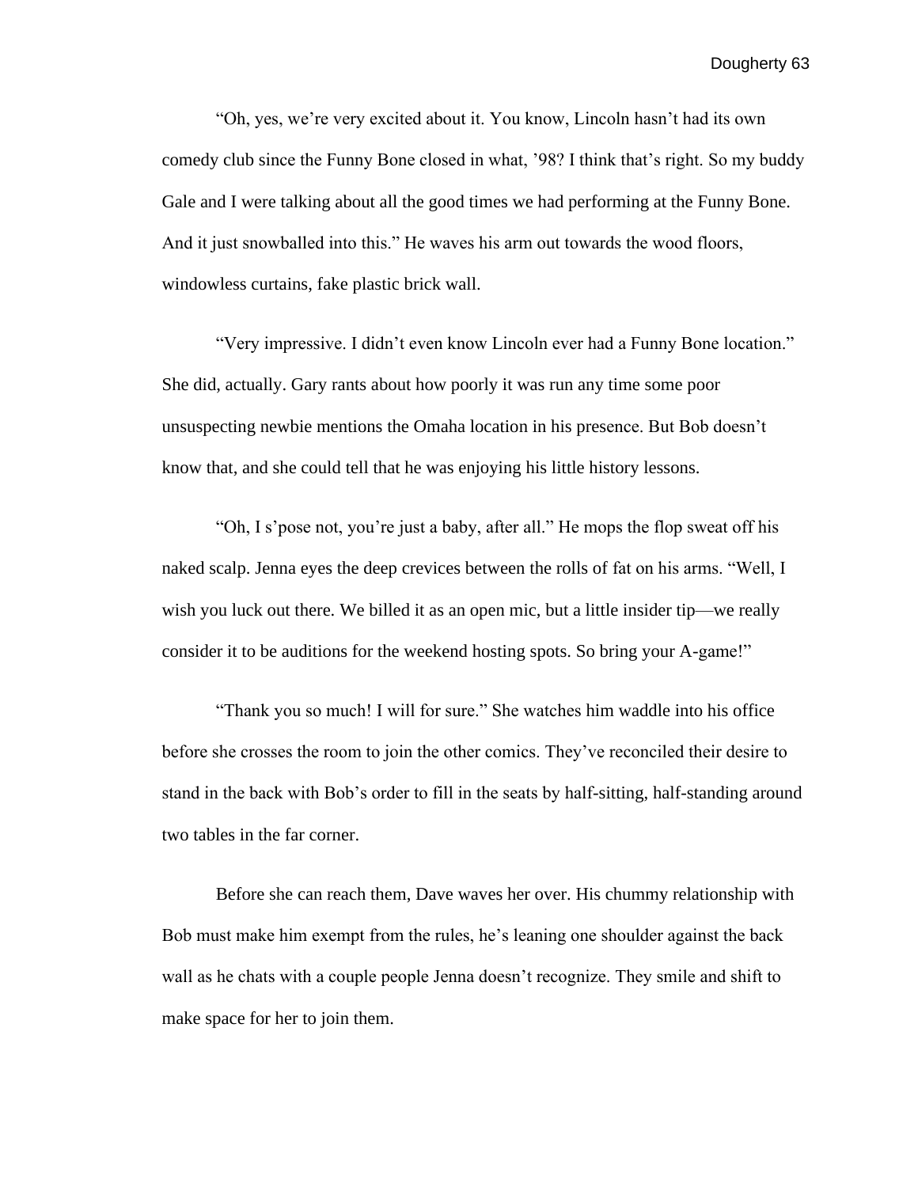"Oh, yes, we're very excited about it. You know, Lincoln hasn't had its own comedy club since the Funny Bone closed in what, '98? I think that's right. So my buddy Gale and I were talking about all the good times we had performing at the Funny Bone. And it just snowballed into this." He waves his arm out towards the wood floors, windowless curtains, fake plastic brick wall.

"Very impressive. I didn't even know Lincoln ever had a Funny Bone location." She did, actually. Gary rants about how poorly it was run any time some poor unsuspecting newbie mentions the Omaha location in his presence. But Bob doesn't know that, and she could tell that he was enjoying his little history lessons.

"Oh, I s'pose not, you're just a baby, after all." He mops the flop sweat off his naked scalp. Jenna eyes the deep crevices between the rolls of fat on his arms. "Well, I wish you luck out there. We billed it as an open mic, but a little insider tip—we really consider it to be auditions for the weekend hosting spots. So bring your A-game!"

"Thank you so much! I will for sure." She watches him waddle into his office before she crosses the room to join the other comics. They've reconciled their desire to stand in the back with Bob's order to fill in the seats by half-sitting, half-standing around two tables in the far corner.

Before she can reach them, Dave waves her over. His chummy relationship with Bob must make him exempt from the rules, he's leaning one shoulder against the back wall as he chats with a couple people Jenna doesn't recognize. They smile and shift to make space for her to join them.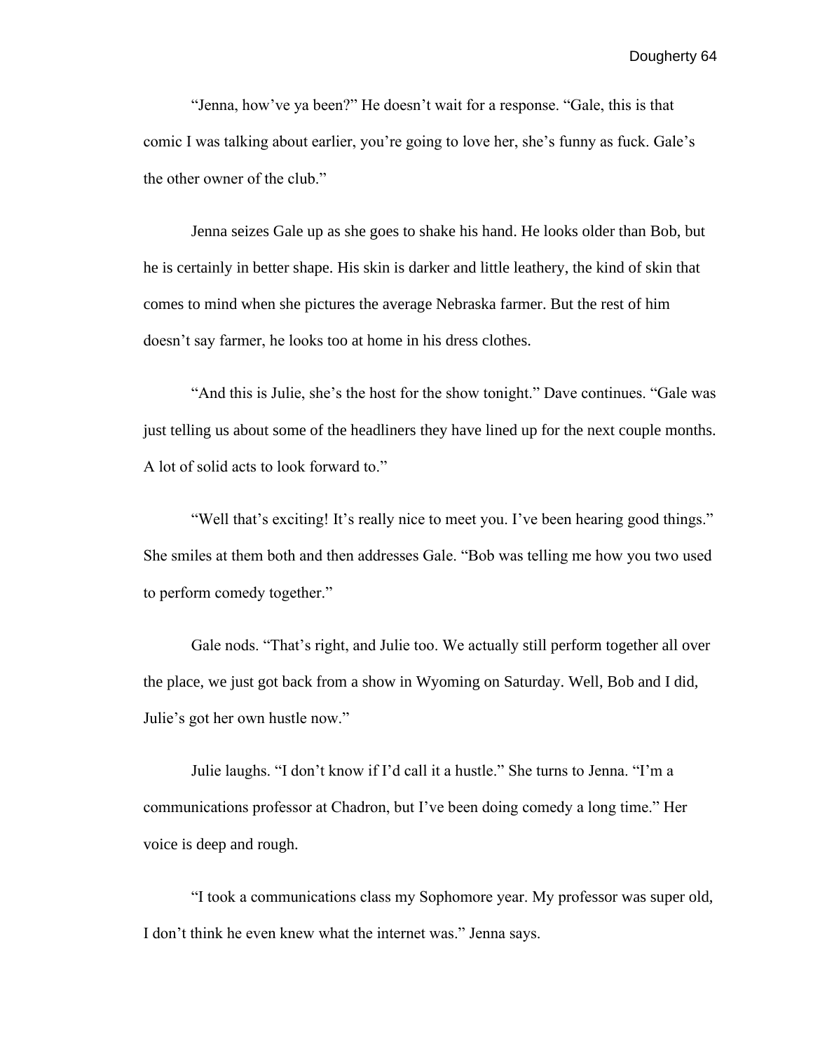"Jenna, how've ya been?" He doesn't wait for a response. "Gale, this is that comic I was talking about earlier, you're going to love her, she's funny as fuck. Gale's the other owner of the club."

Jenna seizes Gale up as she goes to shake his hand. He looks older than Bob, but he is certainly in better shape. His skin is darker and little leathery, the kind of skin that comes to mind when she pictures the average Nebraska farmer. But the rest of him doesn't say farmer, he looks too at home in his dress clothes.

"And this is Julie, she's the host for the show tonight." Dave continues. "Gale was just telling us about some of the headliners they have lined up for the next couple months. A lot of solid acts to look forward to."

"Well that's exciting! It's really nice to meet you. I've been hearing good things." She smiles at them both and then addresses Gale. "Bob was telling me how you two used to perform comedy together."

Gale nods. "That's right, and Julie too. We actually still perform together all over the place, we just got back from a show in Wyoming on Saturday. Well, Bob and I did, Julie's got her own hustle now."

Julie laughs. "I don't know if I'd call it a hustle." She turns to Jenna. "I'm a communications professor at Chadron, but I've been doing comedy a long time." Her voice is deep and rough.

"I took a communications class my Sophomore year. My professor was super old, I don't think he even knew what the internet was." Jenna says.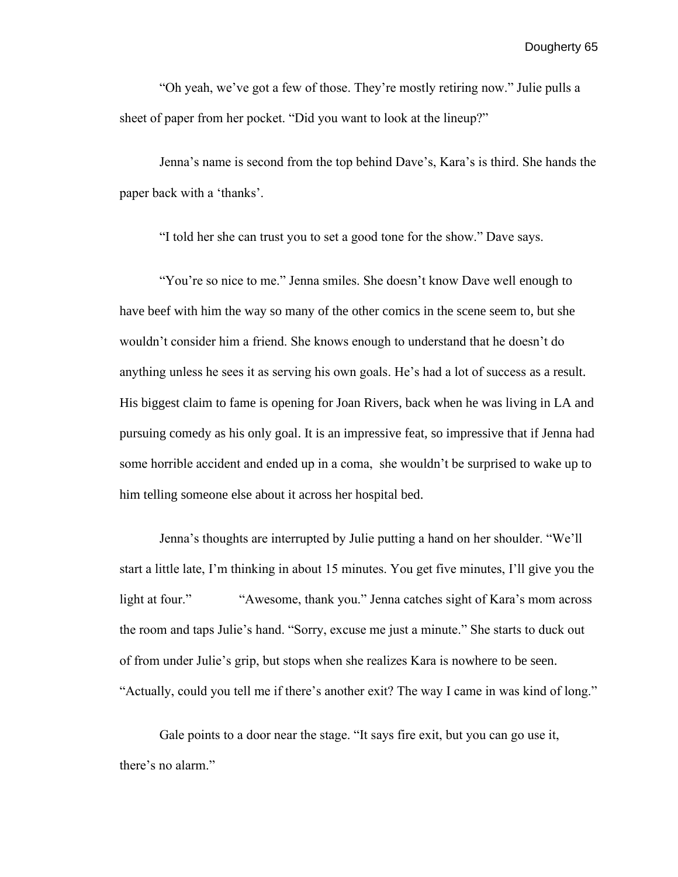"Oh yeah, we've got a few of those. They're mostly retiring now." Julie pulls a sheet of paper from her pocket. "Did you want to look at the lineup?"

Jenna's name is second from the top behind Dave's, Kara's is third. She hands the paper back with a 'thanks'.

"I told her she can trust you to set a good tone for the show." Dave says.

"You're so nice to me." Jenna smiles. She doesn't know Dave well enough to have beef with him the way so many of the other comics in the scene seem to, but she wouldn't consider him a friend. She knows enough to understand that he doesn't do anything unless he sees it as serving his own goals. He's had a lot of success as a result. His biggest claim to fame is opening for Joan Rivers, back when he was living in LA and pursuing comedy as his only goal. It is an impressive feat, so impressive that if Jenna had some horrible accident and ended up in a coma, she wouldn't be surprised to wake up to him telling someone else about it across her hospital bed.

Jenna's thoughts are interrupted by Julie putting a hand on her shoulder. "We'll start a little late, I'm thinking in about 15 minutes. You get five minutes, I'll give you the light at four." "Awesome, thank you." Jenna catches sight of Kara's mom across the room and taps Julie's hand. "Sorry, excuse me just a minute." She starts to duck out of from under Julie's grip, but stops when she realizes Kara is nowhere to be seen. "Actually, could you tell me if there's another exit? The way I came in was kind of long."

Gale points to a door near the stage. "It says fire exit, but you can go use it, there's no alarm."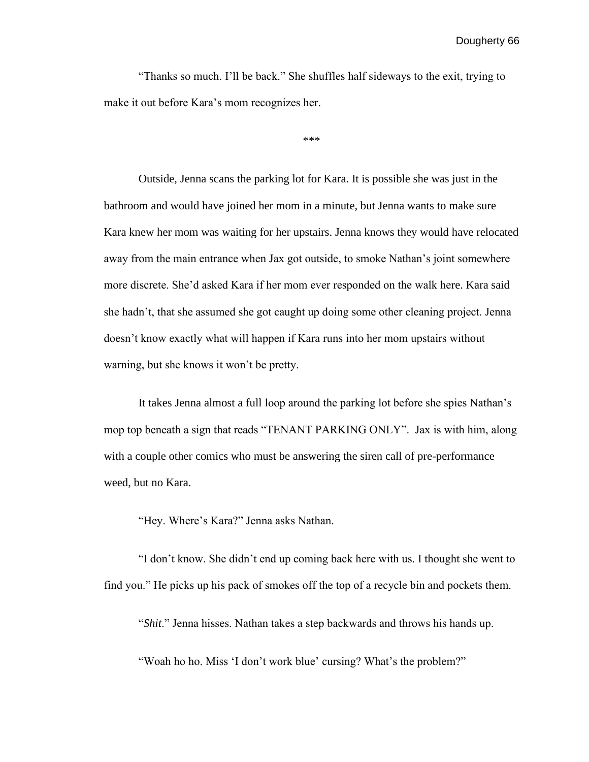"Thanks so much. I'll be back." She shuffles half sideways to the exit, trying to make it out before Kara's mom recognizes her.

***

Outside, Jenna scans the parking lot for Kara. It is possible she was just in the bathroom and would have joined her mom in a minute, but Jenna wants to make sure Kara knew her mom was waiting for her upstairs. Jenna knows they would have relocated away from the main entrance when Jax got outside, to smoke Nathan's joint somewhere more discrete. She'd asked Kara if her mom ever responded on the walk here. Kara said she hadn't, that she assumed she got caught up doing some other cleaning project. Jenna doesn't know exactly what will happen if Kara runs into her mom upstairs without warning, but she knows it won't be pretty.

It takes Jenna almost a full loop around the parking lot before she spies Nathan's mop top beneath a sign that reads "TENANT PARKING ONLY". Jax is with him, along with a couple other comics who must be answering the siren call of pre-performance weed, but no Kara.

"Hey. Where's Kara?" Jenna asks Nathan.

"I don't know. She didn't end up coming back here with us. I thought she went to find you." He picks up his pack of smokes off the top of a recycle bin and pockets them.

"*Shit*." Jenna hisses. Nathan takes a step backwards and throws his hands up.

"Woah ho ho. Miss 'I don't work blue' cursing? What's the problem?"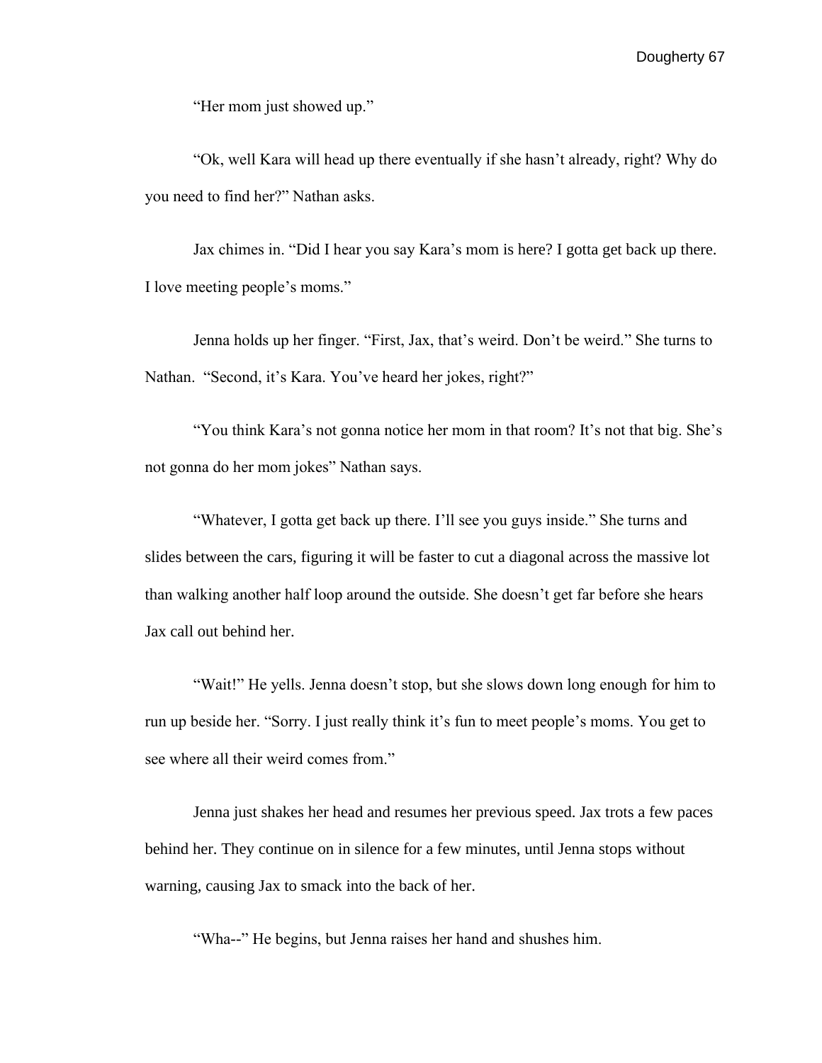"Her mom just showed up."

"Ok, well Kara will head up there eventually if she hasn't already, right? Why do you need to find her?" Nathan asks.

Jax chimes in. "Did I hear you say Kara's mom is here? I gotta get back up there. I love meeting people's moms."

Jenna holds up her finger. "First, Jax, that's weird. Don't be weird." She turns to Nathan. "Second, it's Kara. You've heard her jokes, right?"

"You think Kara's not gonna notice her mom in that room? It's not that big. She's not gonna do her mom jokes" Nathan says.

"Whatever, I gotta get back up there. I'll see you guys inside." She turns and slides between the cars, figuring it will be faster to cut a diagonal across the massive lot than walking another half loop around the outside. She doesn't get far before she hears Jax call out behind her.

"Wait!" He yells. Jenna doesn't stop, but she slows down long enough for him to run up beside her. "Sorry. I just really think it's fun to meet people's moms. You get to see where all their weird comes from."

Jenna just shakes her head and resumes her previous speed. Jax trots a few paces behind her. They continue on in silence for a few minutes, until Jenna stops without warning, causing Jax to smack into the back of her.

"Wha--" He begins, but Jenna raises her hand and shushes him.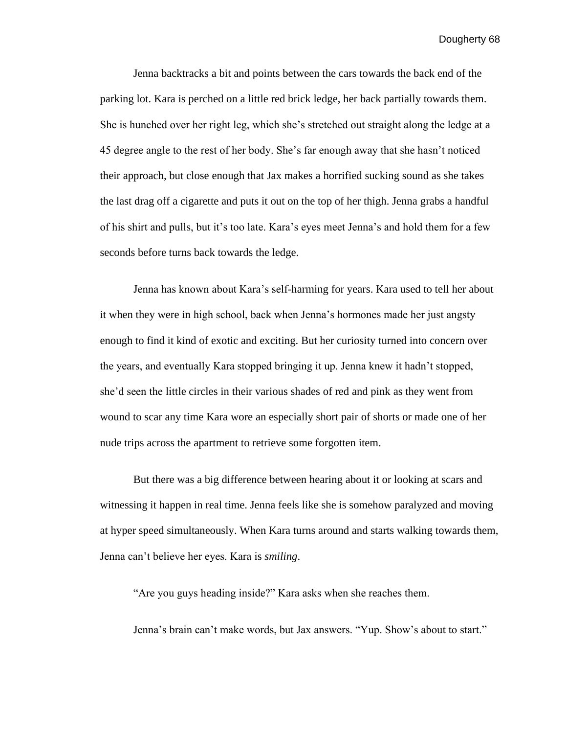Jenna backtracks a bit and points between the cars towards the back end of the parking lot. Kara is perched on a little red brick ledge, her back partially towards them. She is hunched over her right leg, which she's stretched out straight along the ledge at a 45 degree angle to the rest of her body. She's far enough away that she hasn't noticed their approach, but close enough that Jax makes a horrified sucking sound as she takes the last drag off a cigarette and puts it out on the top of her thigh. Jenna grabs a handful of his shirt and pulls, but it's too late. Kara's eyes meet Jenna's and hold them for a few seconds before turns back towards the ledge.

Jenna has known about Kara's self-harming for years. Kara used to tell her about it when they were in high school, back when Jenna's hormones made her just angsty enough to find it kind of exotic and exciting. But her curiosity turned into concern over the years, and eventually Kara stopped bringing it up. Jenna knew it hadn't stopped, she'd seen the little circles in their various shades of red and pink as they went from wound to scar any time Kara wore an especially short pair of shorts or made one of her nude trips across the apartment to retrieve some forgotten item.

But there was a big difference between hearing about it or looking at scars and witnessing it happen in real time. Jenna feels like she is somehow paralyzed and moving at hyper speed simultaneously. When Kara turns around and starts walking towards them, Jenna can't believe her eyes. Kara is *smiling*.

"Are you guys heading inside?" Kara asks when she reaches them.

Jenna's brain can't make words, but Jax answers. "Yup. Show's about to start."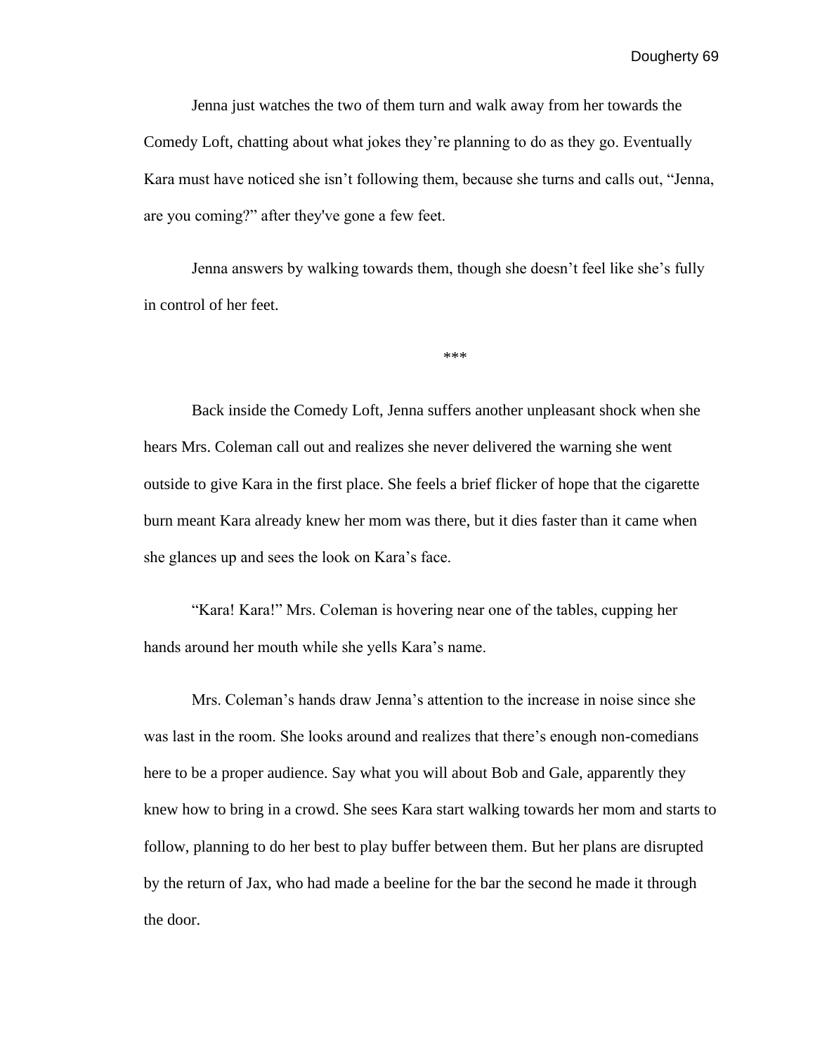Jenna just watches the two of them turn and walk away from her towards the Comedy Loft, chatting about what jokes they're planning to do as they go. Eventually Kara must have noticed she isn't following them, because she turns and calls out, "Jenna, are you coming?" after they've gone a few feet.

Jenna answers by walking towards them, though she doesn't feel like she's fully in control of her feet.

***

Back inside the Comedy Loft, Jenna suffers another unpleasant shock when she hears Mrs. Coleman call out and realizes she never delivered the warning she went outside to give Kara in the first place. She feels a brief flicker of hope that the cigarette burn meant Kara already knew her mom was there, but it dies faster than it came when she glances up and sees the look on Kara's face.

"Kara! Kara!" Mrs. Coleman is hovering near one of the tables, cupping her hands around her mouth while she yells Kara's name.

Mrs. Coleman's hands draw Jenna's attention to the increase in noise since she was last in the room. She looks around and realizes that there's enough non-comedians here to be a proper audience. Say what you will about Bob and Gale, apparently they knew how to bring in a crowd. She sees Kara start walking towards her mom and starts to follow, planning to do her best to play buffer between them. But her plans are disrupted by the return of Jax, who had made a beeline for the bar the second he made it through the door.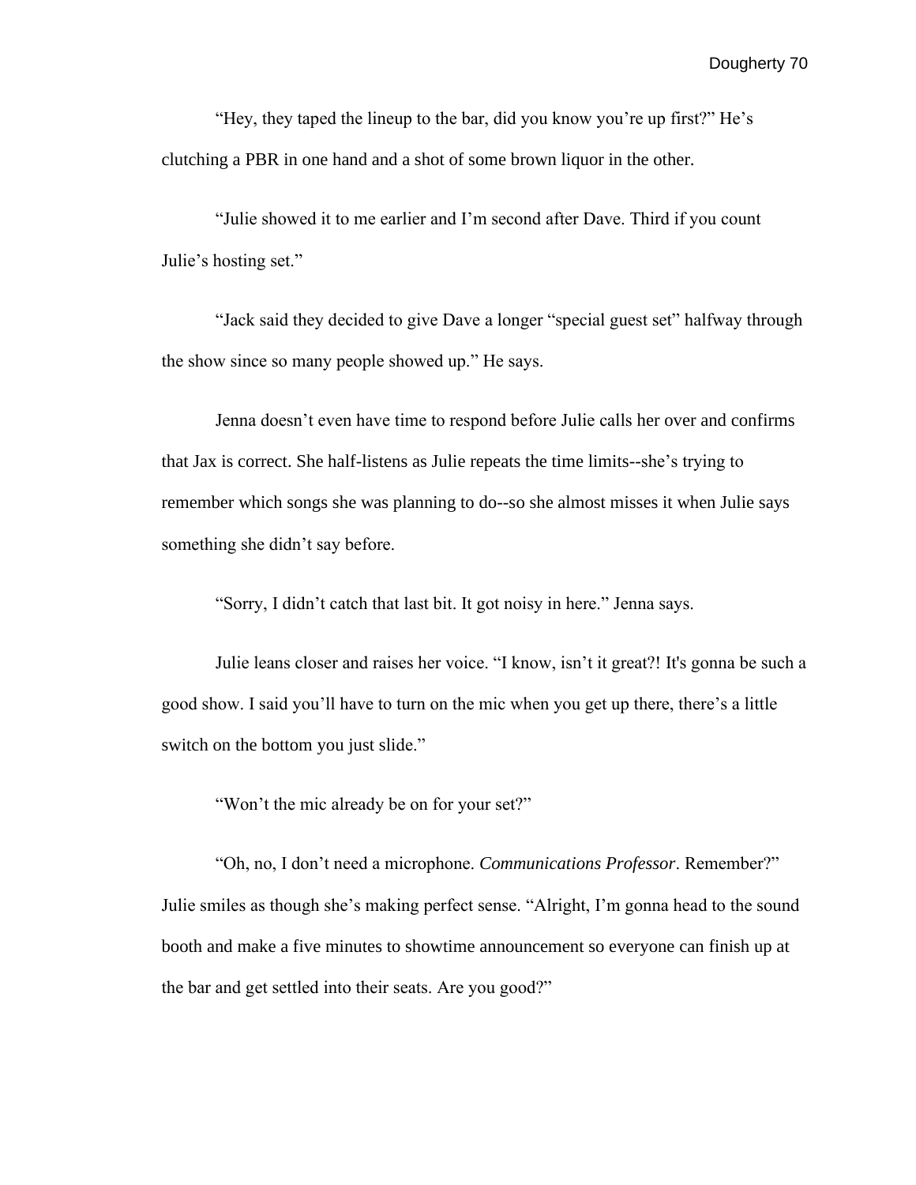"Hey, they taped the lineup to the bar, did you know you're up first?" He's clutching a PBR in one hand and a shot of some brown liquor in the other.

"Julie showed it to me earlier and I'm second after Dave. Third if you count Julie's hosting set."

"Jack said they decided to give Dave a longer "special guest set" halfway through the show since so many people showed up." He says.

Jenna doesn't even have time to respond before Julie calls her over and confirms that Jax is correct. She half-listens as Julie repeats the time limits--she's trying to remember which songs she was planning to do--so she almost misses it when Julie says something she didn't say before.

"Sorry, I didn't catch that last bit. It got noisy in here." Jenna says.

Julie leans closer and raises her voice. "I know, isn't it great?! It's gonna be such a good show. I said you'll have to turn on the mic when you get up there, there's a little switch on the bottom you just slide."

"Won't the mic already be on for your set?"

"Oh, no, I don't need a microphone. *Communications Professor*. Remember?" Julie smiles as though she's making perfect sense. "Alright, I'm gonna head to the sound booth and make a five minutes to showtime announcement so everyone can finish up at the bar and get settled into their seats. Are you good?"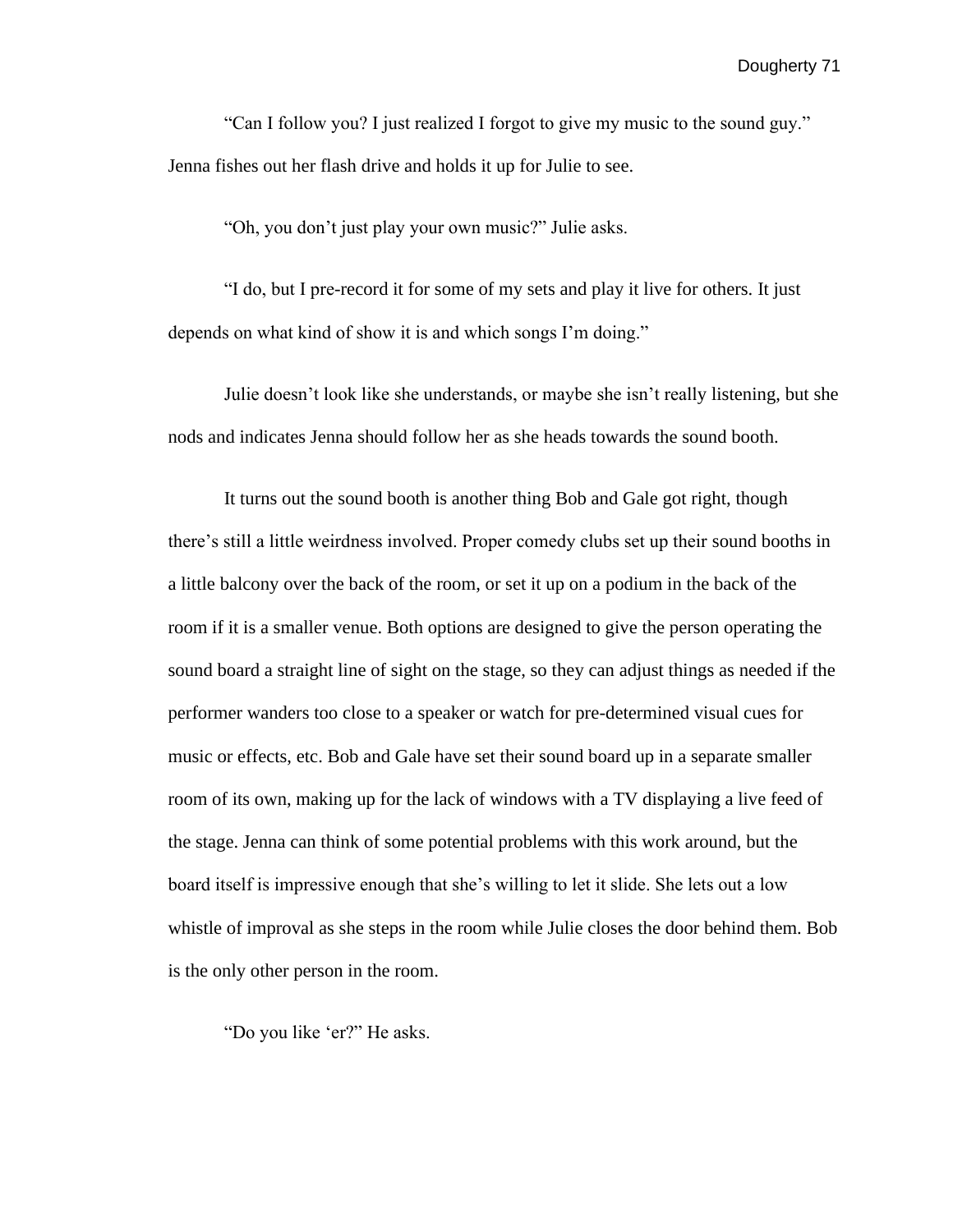“Can I follow you? I just realized I forgot to give my music to the sound guy.” Jenna fishes out her flash drive and holds it up for Julie to see.

“Oh, you don’t just play your own music?” Julie asks.

“I do, but I pre-record it for some of my sets and play it live for others. It just depends on what kind of show it is and which songs I’m doing.”

Julie doesn’t look like she understands, or maybe she isn’t really listening, but she nods and indicates Jenna should follow her as she heads towards the sound booth.

It turns out the sound booth is another thing Bob and Gale got right, though there’s still a little weirdness involved. Proper comedy clubs set up their sound booths in a little balcony over the back of the room, or set it up on a podium in the back of the room if it is a smaller venue. Both options are designed to give the person operating the sound board a straight line of sight on the stage, so they can adjust things as needed if the performer wanders too close to a speaker or watch for pre-determined visual cues for music or effects, etc. Bob and Gale have set their sound board up in a separate smaller room of its own, making up for the lack of windows with a TV displaying a live feed of the stage. Jenna can think of some potential problems with this work around, but the board itself is impressive enough that she’s willing to let it slide. She lets out a low whistle of improval as she steps in the room while Julie closes the door behind them. Bob is the only other person in the room.

“Do you like ‘er?” He asks.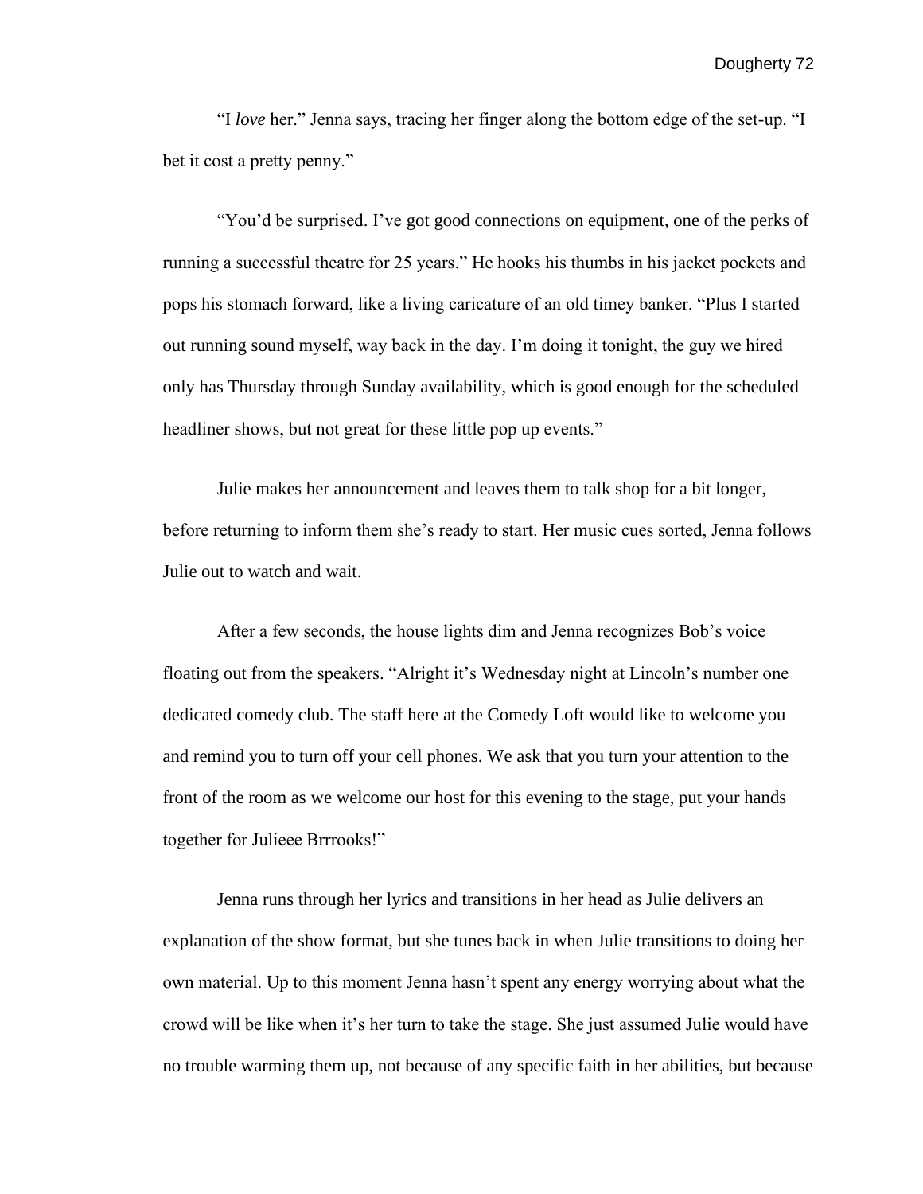"I *love* her." Jenna says, tracing her finger along the bottom edge of the set-up. "I bet it cost a pretty penny."

"You'd be surprised. I've got good connections on equipment, one of the perks of running a successful theatre for 25 years." He hooks his thumbs in his jacket pockets and pops his stomach forward, like a living caricature of an old timey banker. "Plus I started out running sound myself, way back in the day. I'm doing it tonight, the guy we hired only has Thursday through Sunday availability, which is good enough for the scheduled headliner shows, but not great for these little pop up events."

Julie makes her announcement and leaves them to talk shop for a bit longer, before returning to inform them she's ready to start. Her music cues sorted, Jenna follows Julie out to watch and wait.

After a few seconds, the house lights dim and Jenna recognizes Bob's voice floating out from the speakers. "Alright it's Wednesday night at Lincoln's number one dedicated comedy club. The staff here at the Comedy Loft would like to welcome you and remind you to turn off your cell phones. We ask that you turn your attention to the front of the room as we welcome our host for this evening to the stage, put your hands together for Julieee Brrrooks!"

Jenna runs through her lyrics and transitions in her head as Julie delivers an explanation of the show format, but she tunes back in when Julie transitions to doing her own material. Up to this moment Jenna hasn't spent any energy worrying about what the crowd will be like when it's her turn to take the stage. She just assumed Julie would have no trouble warming them up, not because of any specific faith in her abilities, but because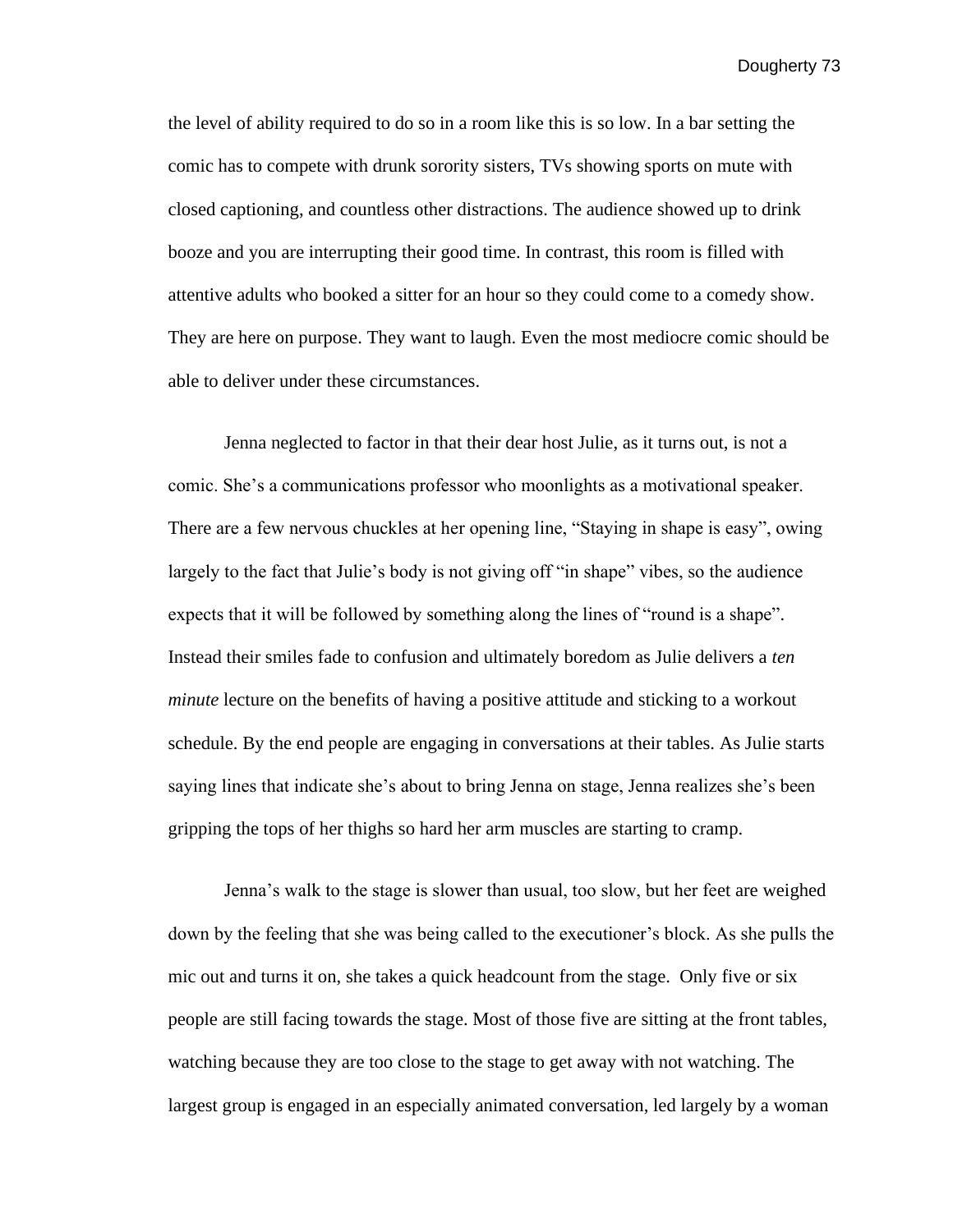the level of ability required to do so in a room like this is so low. In a bar setting the comic has to compete with drunk sorority sisters, TVs showing sports on mute with closed captioning, and countless other distractions. The audience showed up to drink booze and you are interrupting their good time. In contrast, this room is filled with attentive adults who booked a sitter for an hour so they could come to a comedy show. They are here on purpose. They want to laugh. Even the most mediocre comic should be able to deliver under these circumstances.

Jenna neglected to factor in that their dear host Julie, as it turns out, is not a comic. She's a communications professor who moonlights as a motivational speaker. There are a few nervous chuckles at her opening line, "Staying in shape is easy", owing largely to the fact that Julie's body is not giving off "in shape" vibes, so the audience expects that it will be followed by something along the lines of "round is a shape". Instead their smiles fade to confusion and ultimately boredom as Julie delivers a *ten minute* lecture on the benefits of having a positive attitude and sticking to a workout schedule. By the end people are engaging in conversations at their tables. As Julie starts saying lines that indicate she's about to bring Jenna on stage, Jenna realizes she's been gripping the tops of her thighs so hard her arm muscles are starting to cramp.

Jenna's walk to the stage is slower than usual, too slow, but her feet are weighed down by the feeling that she was being called to the executioner's block. As she pulls the mic out and turns it on, she takes a quick headcount from the stage. Only five or six people are still facing towards the stage. Most of those five are sitting at the front tables, watching because they are too close to the stage to get away with not watching. The largest group is engaged in an especially animated conversation, led largely by a woman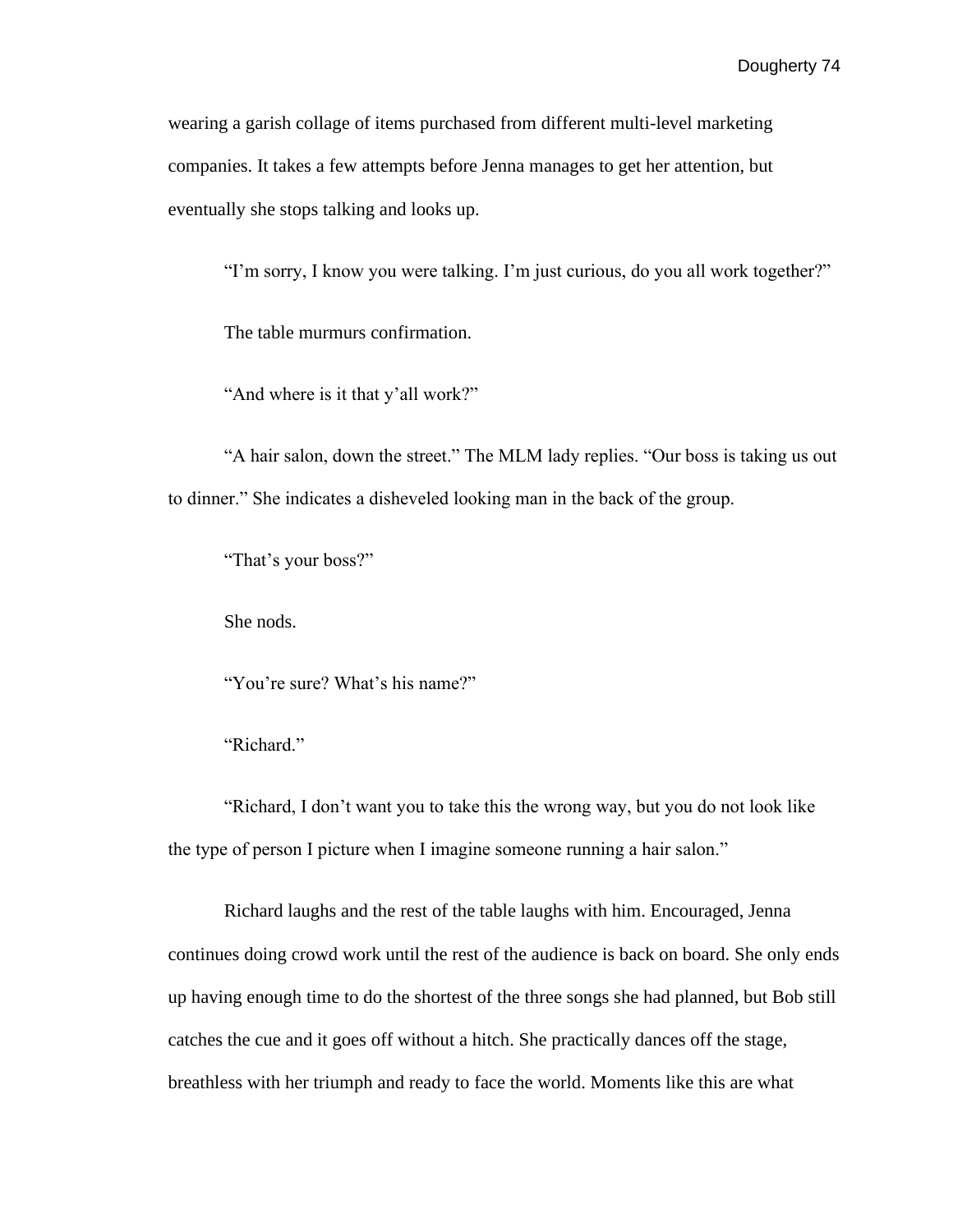wearing a garish collage of items purchased from different multi-level marketing companies. It takes a few attempts before Jenna manages to get her attention, but eventually she stops talking and looks up.

"I'm sorry, I know you were talking. I'm just curious, do you all work together?"

The table murmurs confirmation.

"And where is it that y'all work?"

"A hair salon, down the street." The MLM lady replies. "Our boss is taking us out to dinner." She indicates a disheveled looking man in the back of the group.

"That's your boss?"

She nods.

"You're sure? What's his name?"

"Richard."

"Richard, I don't want you to take this the wrong way, but you do not look like the type of person I picture when I imagine someone running a hair salon."

Richard laughs and the rest of the table laughs with him. Encouraged, Jenna continues doing crowd work until the rest of the audience is back on board. She only ends up having enough time to do the shortest of the three songs she had planned, but Bob still catches the cue and it goes off without a hitch. She practically dances off the stage, breathless with her triumph and ready to face the world. Moments like this are what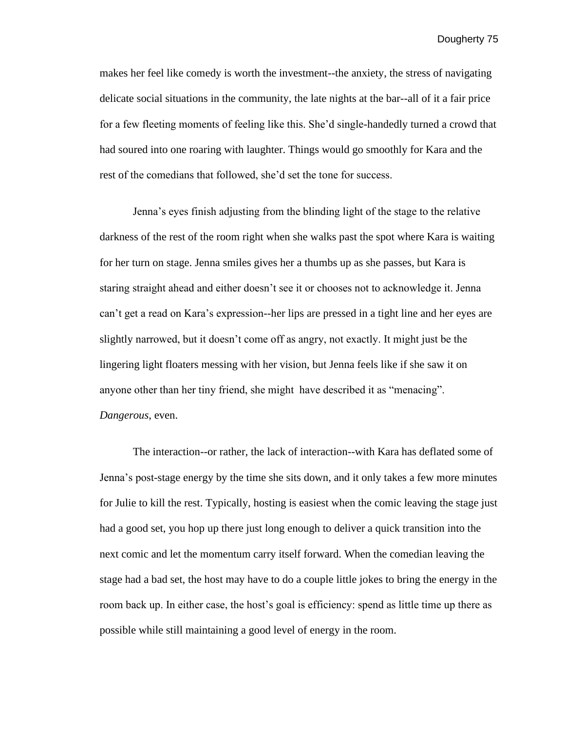makes her feel like comedy is worth the investment--the anxiety, the stress of navigating delicate social situations in the community, the late nights at the bar--all of it a fair price for a few fleeting moments of feeling like this. She'd single-handedly turned a crowd that had soured into one roaring with laughter. Things would go smoothly for Kara and the rest of the comedians that followed, she'd set the tone for success.

Jenna's eyes finish adjusting from the blinding light of the stage to the relative darkness of the rest of the room right when she walks past the spot where Kara is waiting for her turn on stage. Jenna smiles gives her a thumbs up as she passes, but Kara is staring straight ahead and either doesn't see it or chooses not to acknowledge it. Jenna can't get a read on Kara's expression--her lips are pressed in a tight line and her eyes are slightly narrowed, but it doesn't come off as angry, not exactly. It might just be the lingering light floaters messing with her vision, but Jenna feels like if she saw it on anyone other than her tiny friend, she might have described it as "menacing". *Dangerous*, even.

The interaction--or rather, the lack of interaction--with Kara has deflated some of Jenna's post-stage energy by the time she sits down, and it only takes a few more minutes for Julie to kill the rest. Typically, hosting is easiest when the comic leaving the stage just had a good set, you hop up there just long enough to deliver a quick transition into the next comic and let the momentum carry itself forward. When the comedian leaving the stage had a bad set, the host may have to do a couple little jokes to bring the energy in the room back up. In either case, the host's goal is efficiency: spend as little time up there as possible while still maintaining a good level of energy in the room.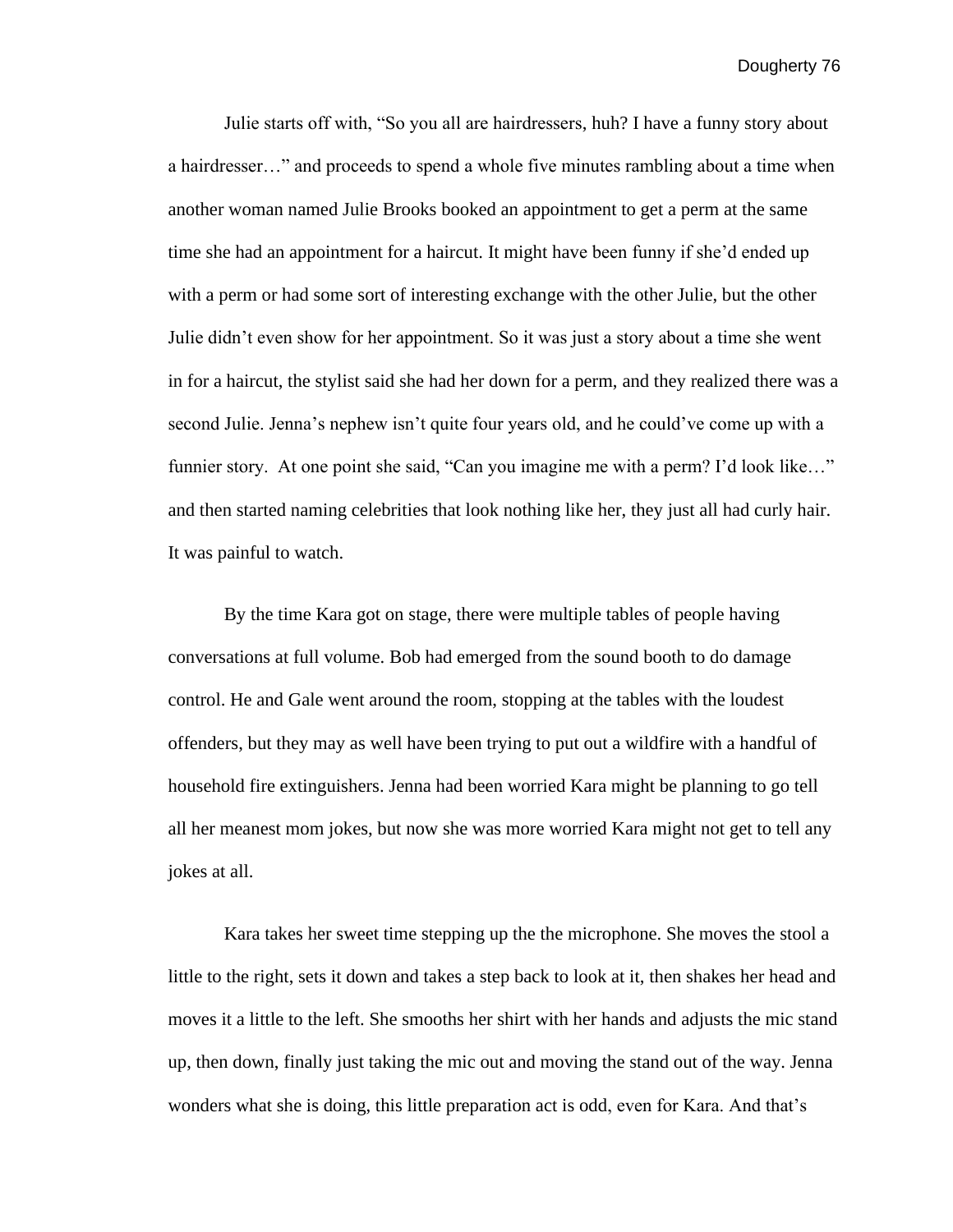Julie starts off with, “So you all are hairdressers, huh? I have a funny story about a hairdresser…” and proceeds to spend a whole five minutes rambling about a time when another woman named Julie Brooks booked an appointment to get a perm at the same time she had an appointment for a haircut. It might have been funny if she’d ended up with a perm or had some sort of interesting exchange with the other Julie, but the other Julie didn’t even show for her appointment. So it was just a story about a time she went in for a haircut, the stylist said she had her down for a perm, and they realized there was a second Julie. Jenna’s nephew isn’t quite four years old, and he could’ve come up with a funnier story.  At one point she said, “Can you imagine me with a perm? I’d look like…” and then started naming celebrities that look nothing like her, they just all had curly hair. It was painful to watch.

By the time Kara got on stage, there were multiple tables of people having conversations at full volume. Bob had emerged from the sound booth to do damage control. He and Gale went around the room, stopping at the tables with the loudest offenders, but they may as well have been trying to put out a wildfire with a handful of household fire extinguishers. Jenna had been worried Kara might be planning to go tell all her meanest mom jokes, but now she was more worried Kara might not get to tell any jokes at all.

Kara takes her sweet time stepping up the the microphone. She moves the stool a little to the right, sets it down and takes a step back to look at it, then shakes her head and moves it a little to the left. She smooths her shirt with her hands and adjusts the mic stand up, then down, finally just taking the mic out and moving the stand out of the way. Jenna wonders what she is doing, this little preparation act is odd, even for Kara. And that’s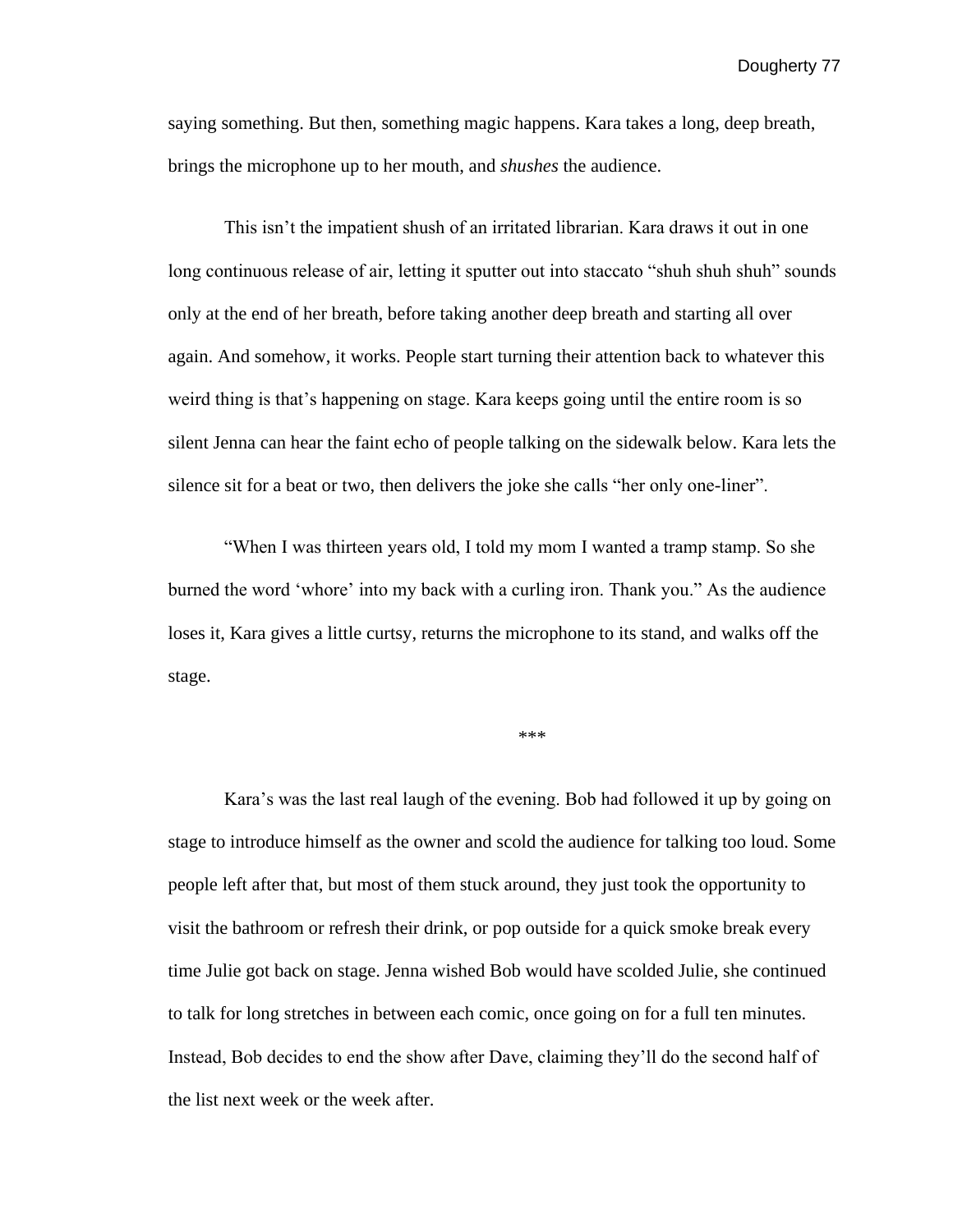saying something. But then, something magic happens. Kara takes a long, deep breath, brings the microphone up to her mouth, and *shushes* the audience.

This isn't the impatient shush of an irritated librarian. Kara draws it out in one long continuous release of air, letting it sputter out into staccato "shuh shuh shuh" sounds only at the end of her breath, before taking another deep breath and starting all over again. And somehow, it works. People start turning their attention back to whatever this weird thing is that's happening on stage. Kara keeps going until the entire room is so silent Jenna can hear the faint echo of people talking on the sidewalk below. Kara lets the silence sit for a beat or two, then delivers the joke she calls "her only one-liner".

"When I was thirteen years old, I told my mom I wanted a tramp stamp. So she burned the word 'whore' into my back with a curling iron. Thank you." As the audience loses it, Kara gives a little curtsy, returns the microphone to its stand, and walks off the stage.

***

Kara's was the last real laugh of the evening. Bob had followed it up by going on stage to introduce himself as the owner and scold the audience for talking too loud. Some people left after that, but most of them stuck around, they just took the opportunity to visit the bathroom or refresh their drink, or pop outside for a quick smoke break every time Julie got back on stage. Jenna wished Bob would have scolded Julie, she continued to talk for long stretches in between each comic, once going on for a full ten minutes. Instead, Bob decides to end the show after Dave, claiming they'll do the second half of the list next week or the week after.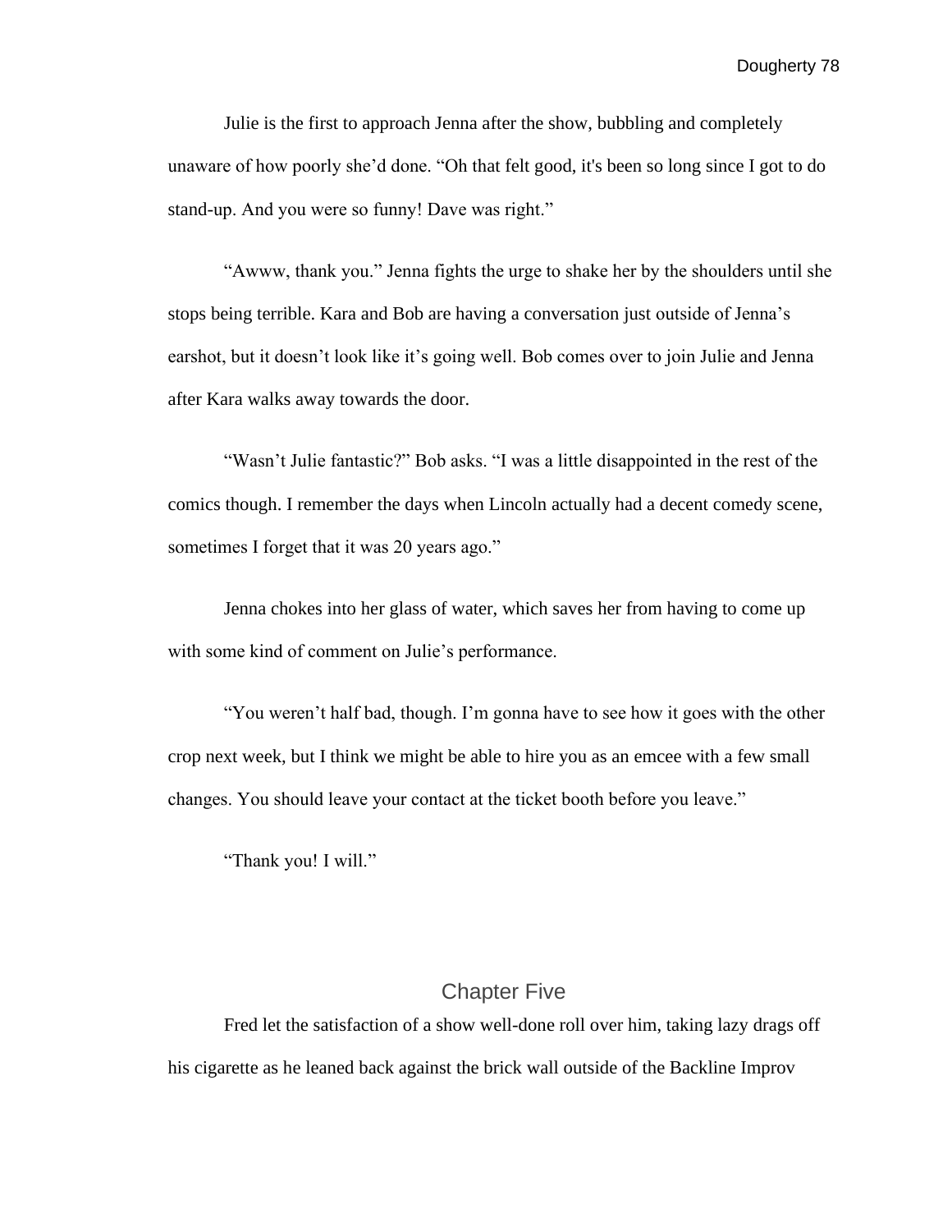Julie is the first to approach Jenna after the show, bubbling and completely unaware of how poorly she'd done. "Oh that felt good, it's been so long since I got to do stand-up. And you were so funny! Dave was right."

"Awww, thank you." Jenna fights the urge to shake her by the shoulders until she stops being terrible. Kara and Bob are having a conversation just outside of Jenna's earshot, but it doesn't look like it's going well. Bob comes over to join Julie and Jenna after Kara walks away towards the door.

"Wasn't Julie fantastic?" Bob asks. "I was a little disappointed in the rest of the comics though. I remember the days when Lincoln actually had a decent comedy scene, sometimes I forget that it was 20 years ago."

Jenna chokes into her glass of water, which saves her from having to come up with some kind of comment on Julie's performance.

"You weren't half bad, though. I'm gonna have to see how it goes with the other crop next week, but I think we might be able to hire you as an emcee with a few small changes. You should leave your contact at the ticket booth before you leave."

"Thank you! I will."

## Chapter Five

Fred let the satisfaction of a show well-done roll over him, taking lazy drags off his cigarette as he leaned back against the brick wall outside of the Backline Improv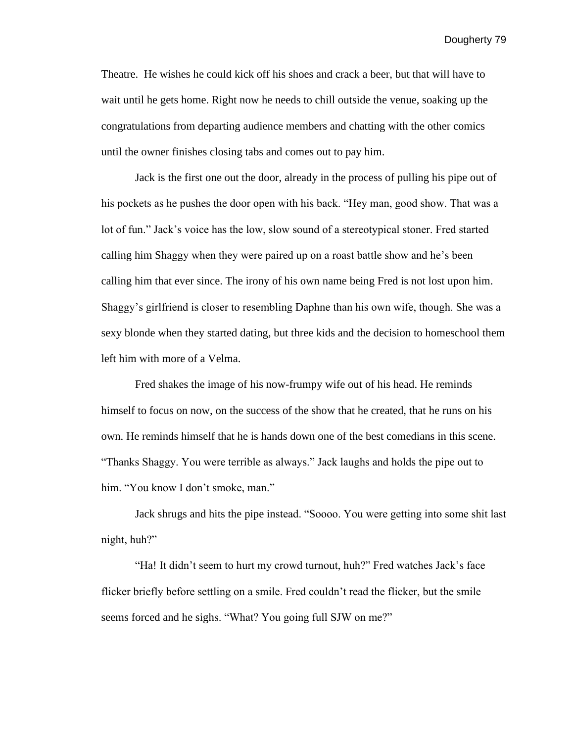Theatre.  He wishes he could kick off his shoes and crack a beer, but that will have to wait until he gets home. Right now he needs to chill outside the venue, soaking up the congratulations from departing audience members and chatting with the other comics until the owner finishes closing tabs and comes out to pay him.

Jack is the first one out the door, already in the process of pulling his pipe out of his pockets as he pushes the door open with his back. "Hey man, good show. That was a lot of fun." Jack's voice has the low, slow sound of a stereotypical stoner. Fred started calling him Shaggy when they were paired up on a roast battle show and he's been calling him that ever since. The irony of his own name being Fred is not lost upon him. Shaggy's girlfriend is closer to resembling Daphne than his own wife, though. She was a sexy blonde when they started dating, but three kids and the decision to homeschool them left him with more of a Velma.

Fred shakes the image of his now-frumpy wife out of his head. He reminds himself to focus on now, on the success of the show that he created, that he runs on his own. He reminds himself that he is hands down one of the best comedians in this scene. "Thanks Shaggy. You were terrible as always." Jack laughs and holds the pipe out to him. "You know I don't smoke, man."

Jack shrugs and hits the pipe instead. "Soooo. You were getting into some shit last night, huh?"

"Ha! It didn't seem to hurt my crowd turnout, huh?" Fred watches Jack's face flicker briefly before settling on a smile. Fred couldn't read the flicker, but the smile seems forced and he sighs. "What? You going full SJW on me?"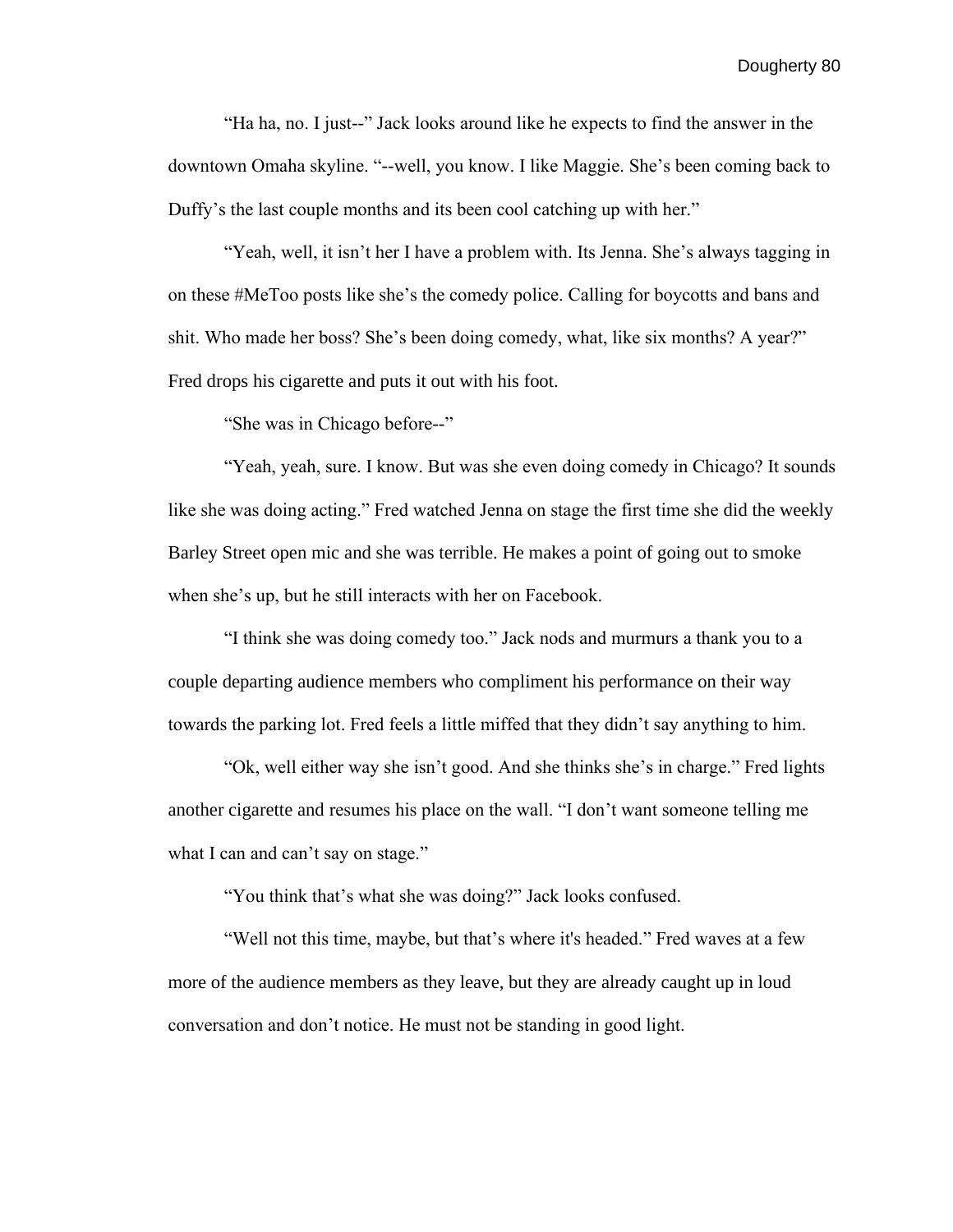“Ha ha, no. I just--” Jack looks around like he expects to find the answer in the downtown Omaha skyline. “--well, you know. I like Maggie. She’s been coming back to Duffy’s the last couple months and its been cool catching up with her.”

“Yeah, well, it isn’t her I have a problem with. Its Jenna. She’s always tagging in on these #MeToo posts like she’s the comedy police. Calling for boycotts and bans and shit. Who made her boss? She’s been doing comedy, what, like six months? A year?” Fred drops his cigarette and puts it out with his foot.

“She was in Chicago before--”

“Yeah, yeah, sure. I know. But was she even doing comedy in Chicago? It sounds like she was doing acting.” Fred watched Jenna on stage the first time she did the weekly Barley Street open mic and she was terrible. He makes a point of going out to smoke when she’s up, but he still interacts with her on Facebook.

“I think she was doing comedy too.” Jack nods and murmurs a thank you to a couple departing audience members who compliment his performance on their way towards the parking lot. Fred feels a little miffed that they didn’t say anything to him.

“Ok, well either way she isn’t good. And she thinks she’s in charge.” Fred lights another cigarette and resumes his place on the wall. “I don’t want someone telling me what I can and can’t say on stage.”

“You think that’s what she was doing?” Jack looks confused.

“Well not this time, maybe, but that’s where it's headed.” Fred waves at a few more of the audience members as they leave, but they are already caught up in loud conversation and don’t notice. He must not be standing in good light.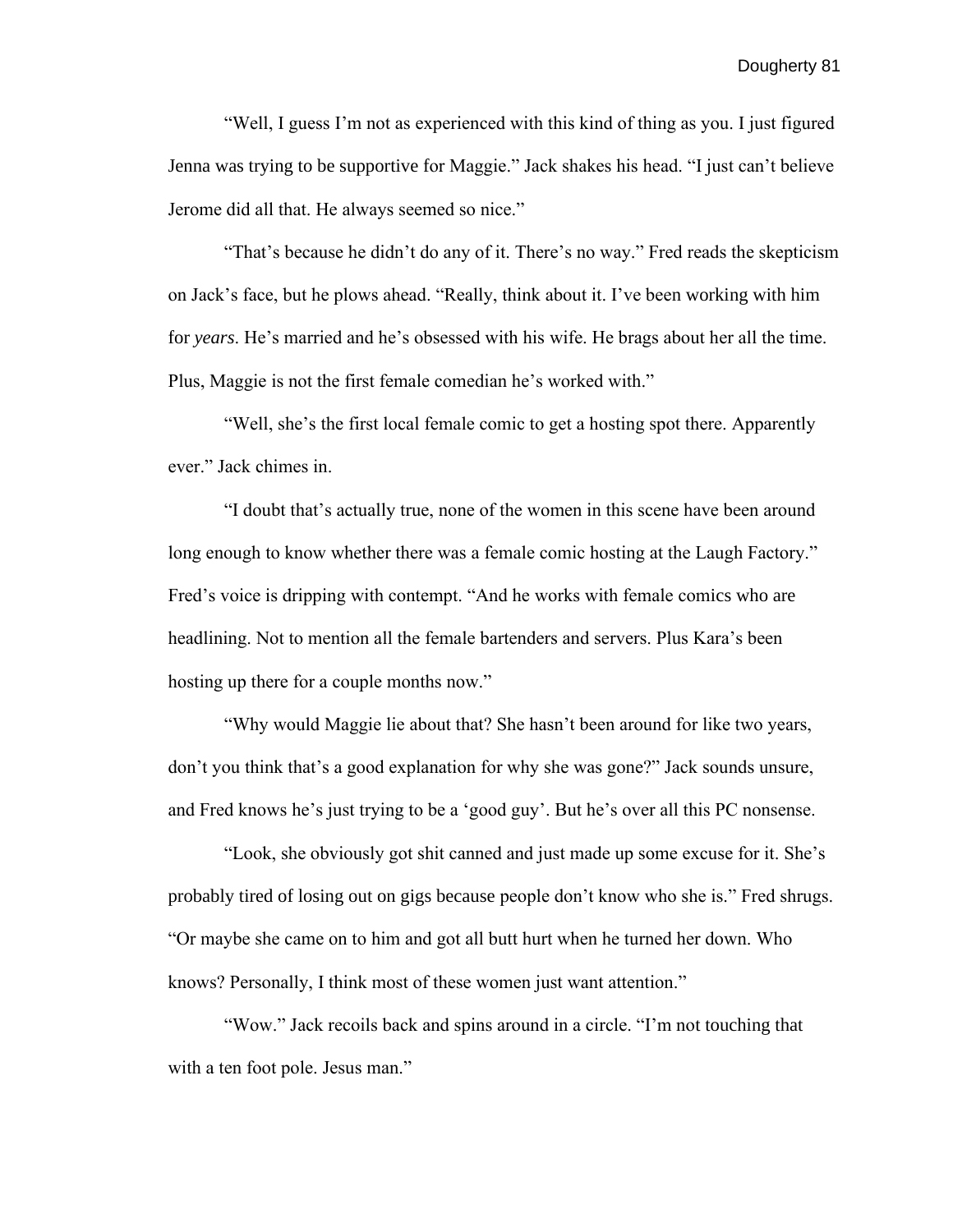"Well, I guess I'm not as experienced with this kind of thing as you. I just figured Jenna was trying to be supportive for Maggie." Jack shakes his head. "I just can't believe Jerome did all that. He always seemed so nice."

"That's because he didn't do any of it. There's no way." Fred reads the skepticism on Jack's face, but he plows ahead. "Really, think about it. I've been working with him for *years*. He's married and he's obsessed with his wife. He brags about her all the time. Plus, Maggie is not the first female comedian he's worked with."

"Well, she's the first local female comic to get a hosting spot there. Apparently ever." Jack chimes in.

"I doubt that's actually true, none of the women in this scene have been around long enough to know whether there was a female comic hosting at the Laugh Factory." Fred's voice is dripping with contempt. "And he works with female comics who are headlining. Not to mention all the female bartenders and servers. Plus Kara's been hosting up there for a couple months now."

"Why would Maggie lie about that? She hasn't been around for like two years, don't you think that's a good explanation for why she was gone?" Jack sounds unsure, and Fred knows he's just trying to be a 'good guy'. But he's over all this PC nonsense.

"Look, she obviously got shit canned and just made up some excuse for it. She's probably tired of losing out on gigs because people don't know who she is." Fred shrugs. "Or maybe she came on to him and got all butt hurt when he turned her down. Who knows? Personally, I think most of these women just want attention."

"Wow." Jack recoils back and spins around in a circle. "I'm not touching that with a ten foot pole. Jesus man."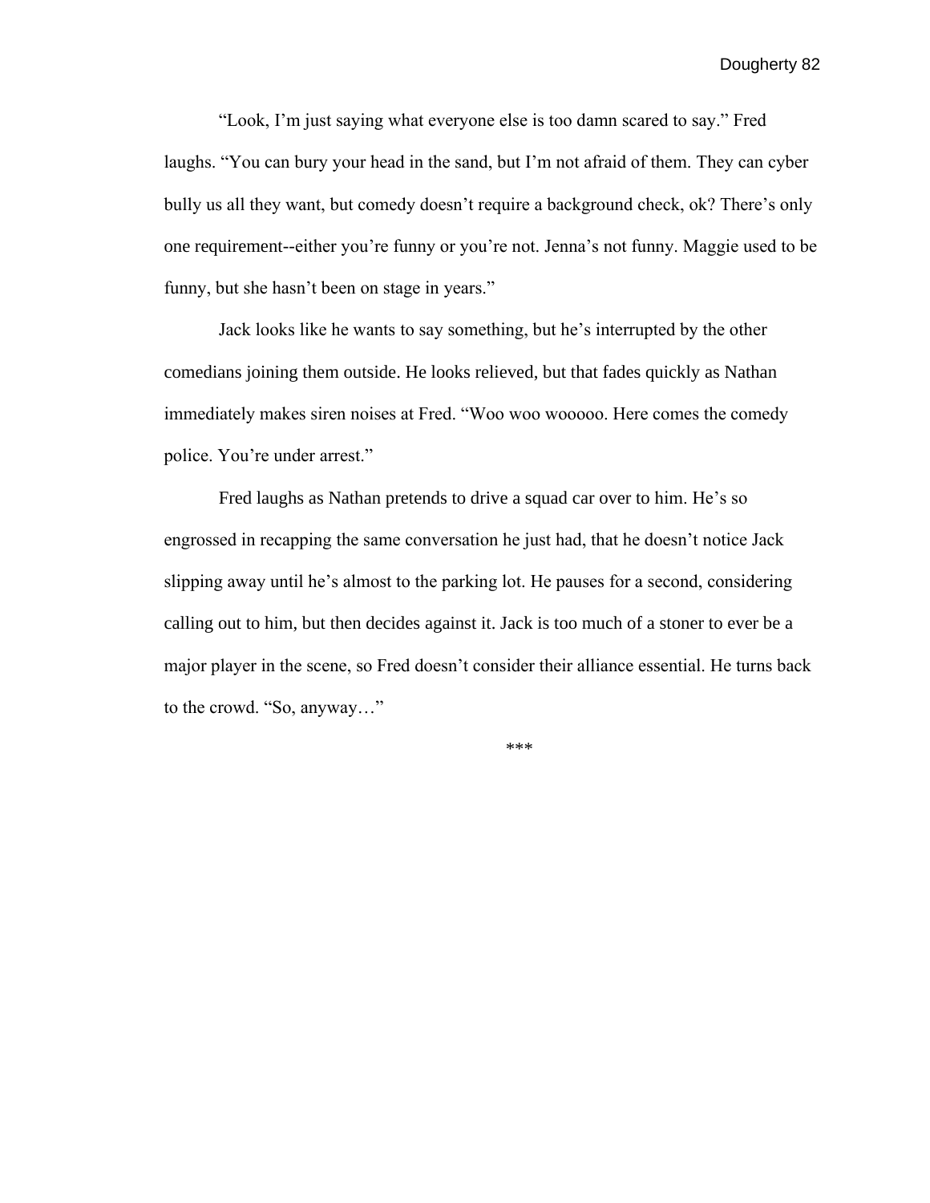"Look, I'm just saying what everyone else is too damn scared to say." Fred laughs. "You can bury your head in the sand, but I'm not afraid of them. They can cyber bully us all they want, but comedy doesn't require a background check, ok? There's only one requirement--either you're funny or you're not. Jenna's not funny. Maggie used to be funny, but she hasn't been on stage in years."

Jack looks like he wants to say something, but he's interrupted by the other comedians joining them outside. He looks relieved, but that fades quickly as Nathan immediately makes siren noises at Fred. "Woo woo wooooo. Here comes the comedy police. You're under arrest."

Fred laughs as Nathan pretends to drive a squad car over to him. He's so engrossed in recapping the same conversation he just had, that he doesn't notice Jack slipping away until he's almost to the parking lot. He pauses for a second, considering calling out to him, but then decides against it. Jack is too much of a stoner to ever be a major player in the scene, so Fred doesn't consider their alliance essential. He turns back to the crowd. "So, anyway…"

***